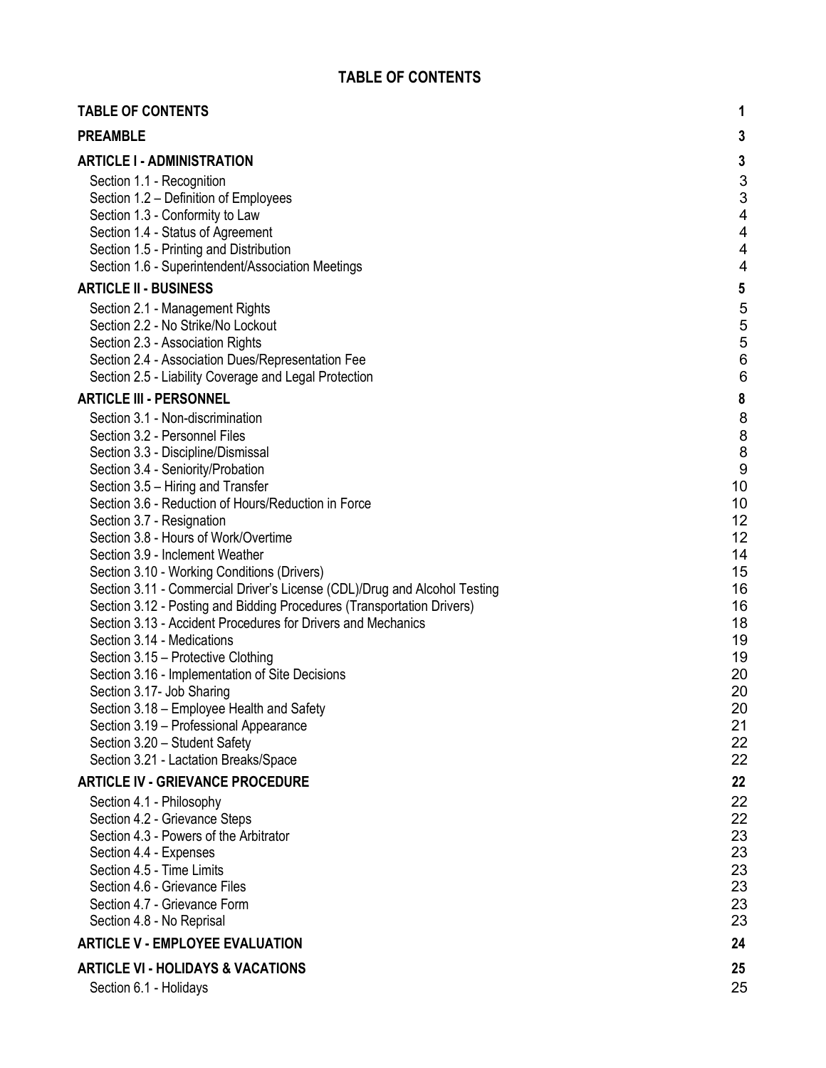# TABLE OF CONTENTS

| | |
|---|---|
| **TABLE OF CONTENTS** | **1** |
| **PREAMBLE** | **3** |
| **ARTICLE I - ADMINISTRATION** | **3** |
| Section 1.1 - Recognition | 3 |
| Section 1.2 – Definition of Employees | 3 |
| Section 1.3 - Conformity to Law | 4 |
| Section 1.4 - Status of Agreement | 4 |
| Section 1.5 - Printing and Distribution | 4 |
| Section 1.6 - Superintendent/Association Meetings | 4 |
| **ARTICLE II - BUSINESS** | **5** |
| Section 2.1 - Management Rights | 5 |
| Section 2.2 - No Strike/No Lockout | 5 |
| Section 2.3 - Association Rights | 5 |
| Section 2.4 - Association Dues/Representation Fee | 6 |
| Section 2.5 - Liability Coverage and Legal Protection | 6 |
| **ARTICLE III - PERSONNEL** | **8** |
| Section 3.1 - Non-discrimination | 8 |
| Section 3.2 - Personnel Files | 8 |
| Section 3.3 - Discipline/Dismissal | 8 |
| Section 3.4 - Seniority/Probation | 9 |
| Section 3.5 – Hiring and Transfer | 10 |
| Section 3.6 - Reduction of Hours/Reduction in Force | 10 |
| Section 3.7 - Resignation | 12 |
| Section 3.8 - Hours of Work/Overtime | 12 |
| Section 3.9 - Inclement Weather | 14 |
| Section 3.10 - Working Conditions (Drivers) | 15 |
| Section 3.11 - Commercial Driver's License (CDL)/Drug and Alcohol Testing | 16 |
| Section 3.12 - Posting and Bidding Procedures (Transportation Drivers) | 16 |
| Section 3.13 - Accident Procedures for Drivers and Mechanics | 18 |
| Section 3.14 - Medications | 19 |
| Section 3.15 – Protective Clothing | 19 |
| Section 3.16 - Implementation of Site Decisions | 20 |
| Section 3.17- Job Sharing | 20 |
| Section 3.18 – Employee Health and Safety | 20 |
| Section 3.19 – Professional Appearance | 21 |
| Section 3.20 – Student Safety | 22 |
| Section 3.21 - Lactation Breaks/Space | 22 |
| **ARTICLE IV - GRIEVANCE PROCEDURE** | **22** |
| Section 4.1 - Philosophy | 22 |
| Section 4.2 - Grievance Steps | 22 |
| Section 4.3 - Powers of the Arbitrator | 23 |
| Section 4.4 - Expenses | 23 |
| Section 4.5 - Time Limits | 23 |
| Section 4.6 - Grievance Files | 23 |
| Section 4.7 - Grievance Form | 23 |
| Section 4.8 - No Reprisal | 23 |
| **ARTICLE V - EMPLOYEE EVALUATION** | **24** |
| **ARTICLE VI - HOLIDAYS & VACATIONS** | **25** |
| Section 6.1 - Holidays | 25 |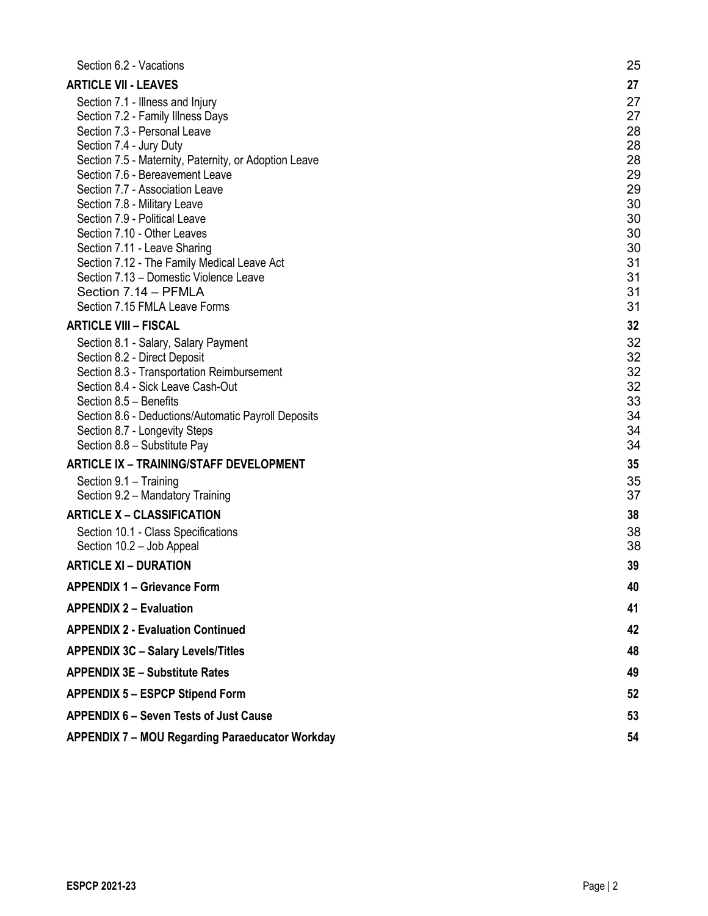| | |
|---|---|
| Section 6.2 - Vacations | 25 |
| **ARTICLE VII - LEAVES** | **27** |
| Section 7.1 - Illness and Injury | 27 |
| Section 7.2 - Family Illness Days | 27 |
| Section 7.3 - Personal Leave | 28 |
| Section 7.4 - Jury Duty | 28 |
| Section 7.5 - Maternity, Paternity, or Adoption Leave | 28 |
| Section 7.6 - Bereavement Leave | 29 |
| Section 7.7 - Association Leave | 29 |
| Section 7.8 - Military Leave | 30 |
| Section 7.9 - Political Leave | 30 |
| Section 7.10 - Other Leaves | 30 |
| Section 7.11 - Leave Sharing | 30 |
| Section 7.12 - The Family Medical Leave Act | 31 |
| Section 7.13 – Domestic Violence Leave | 31 |
| Section 7.14 – PFMLA | 31 |
| Section 7.15 FMLA Leave Forms | 31 |
| **ARTICLE VIII – FISCAL** | **32** |
| Section 8.1 - Salary, Salary Payment | 32 |
| Section 8.2 - Direct Deposit | 32 |
| Section 8.3 - Transportation Reimbursement | 32 |
| Section 8.4 - Sick Leave Cash-Out | 32 |
| Section 8.5 – Benefits | 33 |
| Section 8.6 - Deductions/Automatic Payroll Deposits | 34 |
| Section 8.7 - Longevity Steps | 34 |
| Section 8.8 – Substitute Pay | 34 |
| **ARTICLE IX – TRAINING/STAFF DEVELOPMENT** | **35** |
| Section 9.1 – Training | 35 |
| Section 9.2 – Mandatory Training | 37 |
| **ARTICLE X – CLASSIFICATION** | **38** |
| Section 10.1 - Class Specifications | 38 |
| Section 10.2 – Job Appeal | 38 |
| **ARTICLE XI – DURATION** | **39** |
| **APPENDIX 1 – Grievance Form** | **40** |
| **APPENDIX 2 – Evaluation** | **41** |
| **APPENDIX 2 - Evaluation Continued** | **42** |
| **APPENDIX 3C – Salary Levels/Titles** | **48** |
| **APPENDIX 3E – Substitute Rates** | **49** |
| **APPENDIX 5 – ESPCP Stipend Form** | **52** |
| **APPENDIX 6 – Seven Tests of Just Cause** | **53** |
| **APPENDIX 7 – MOU Regarding Paraeducator Workday** | **54** |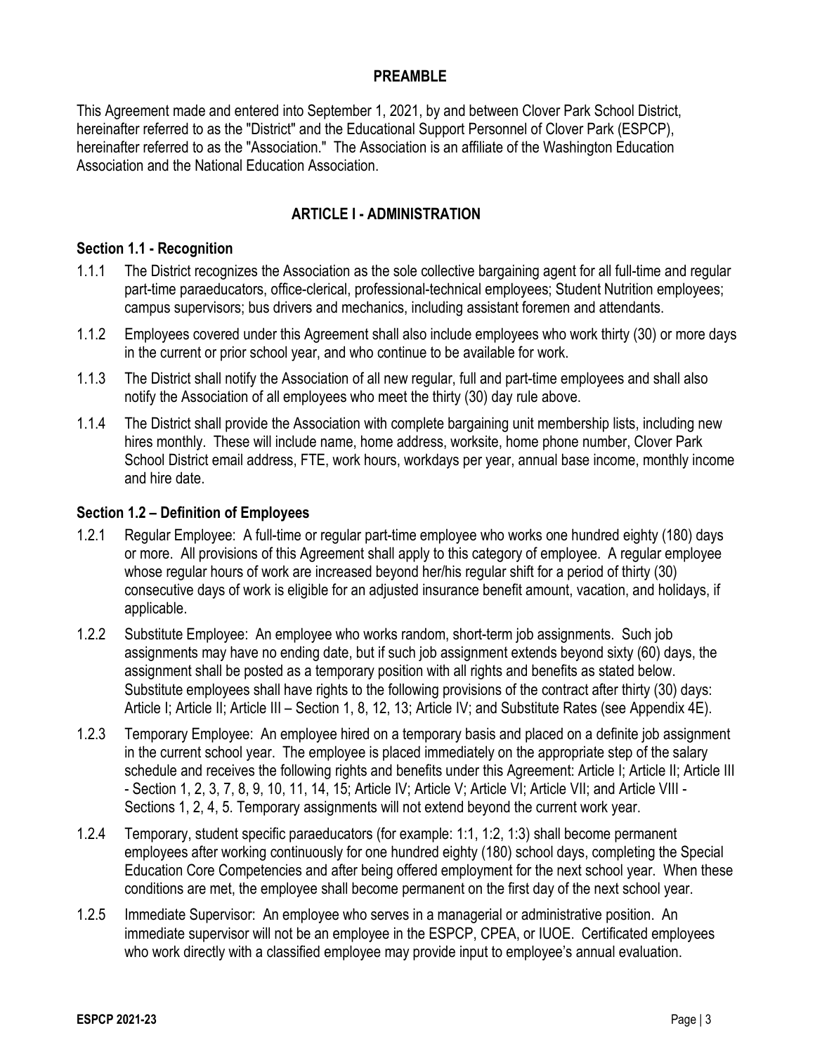## PREAMBLE

This Agreement made and entered into September 1, 2021, by and between Clover Park School District, hereinafter referred to as the "District" and the Educational Support Personnel of Clover Park (ESPCP), hereinafter referred to as the "Association." The Association is an affiliate of the Washington Education Association and the National Education Association.

## ARTICLE I - ADMINISTRATION

### Section 1.1 - Recognition

1.1.1 The District recognizes the Association as the sole collective bargaining agent for all full-time and regular part-time paraeducators, office-clerical, professional-technical employees; Student Nutrition employees; campus supervisors; bus drivers and mechanics, including assistant foremen and attendants.

1.1.2 Employees covered under this Agreement shall also include employees who work thirty (30) or more days in the current or prior school year, and who continue to be available for work.

1.1.3 The District shall notify the Association of all new regular, full and part-time employees and shall also notify the Association of all employees who meet the thirty (30) day rule above.

1.1.4 The District shall provide the Association with complete bargaining unit membership lists, including new hires monthly. These will include name, home address, worksite, home phone number, Clover Park School District email address, FTE, work hours, workdays per year, annual base income, monthly income and hire date.

### Section 1.2 – Definition of Employees

1.2.1 Regular Employee: A full-time or regular part-time employee who works one hundred eighty (180) days or more. All provisions of this Agreement shall apply to this category of employee. A regular employee whose regular hours of work are increased beyond her/his regular shift for a period of thirty (30) consecutive days of work is eligible for an adjusted insurance benefit amount, vacation, and holidays, if applicable.

1.2.2 Substitute Employee: An employee who works random, short-term job assignments. Such job assignments may have no ending date, but if such job assignment extends beyond sixty (60) days, the assignment shall be posted as a temporary position with all rights and benefits as stated below. Substitute employees shall have rights to the following provisions of the contract after thirty (30) days: Article I; Article II; Article III – Section 1, 8, 12, 13; Article IV; and Substitute Rates (see Appendix 4E).

1.2.3 Temporary Employee: An employee hired on a temporary basis and placed on a definite job assignment in the current school year. The employee is placed immediately on the appropriate step of the salary schedule and receives the following rights and benefits under this Agreement: Article I; Article II; Article III - Section 1, 2, 3, 7, 8, 9, 10, 11, 14, 15; Article IV; Article V; Article VI; Article VII; and Article VIII - Sections 1, 2, 4, 5. Temporary assignments will not extend beyond the current work year.

1.2.4 Temporary, student specific paraeducators (for example: 1:1, 1:2, 1:3) shall become permanent employees after working continuously for one hundred eighty (180) school days, completing the Special Education Core Competencies and after being offered employment for the next school year. When these conditions are met, the employee shall become permanent on the first day of the next school year.

1.2.5 Immediate Supervisor: An employee who serves in a managerial or administrative position. An immediate supervisor will not be an employee in the ESPCP, CPEA, or IUOE. Certificated employees who work directly with a classified employee may provide input to employee's annual evaluation.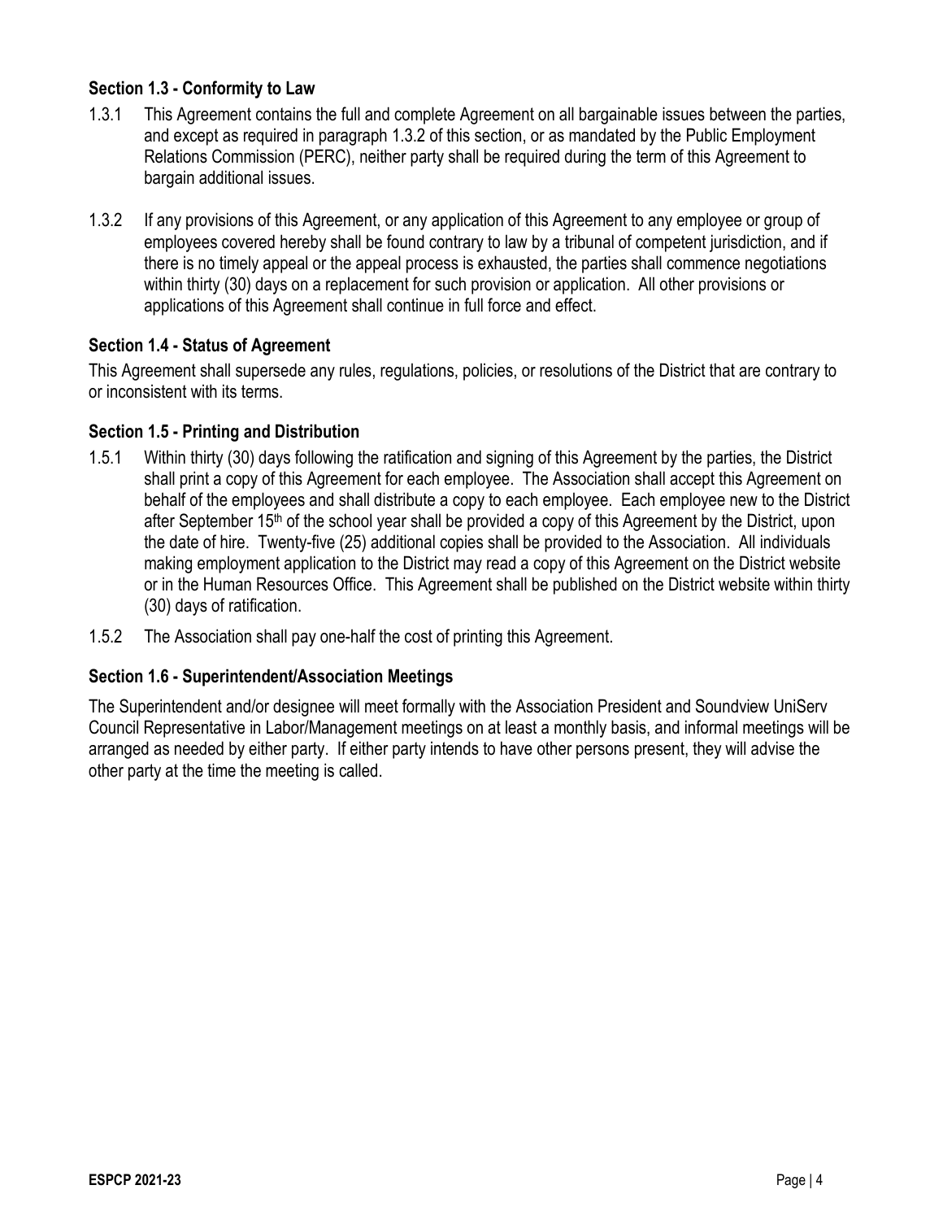### Section 1.3 - Conformity to Law

1.3.1 This Agreement contains the full and complete Agreement on all bargainable issues between the parties, and except as required in paragraph 1.3.2 of this section, or as mandated by the Public Employment Relations Commission (PERC), neither party shall be required during the term of this Agreement to bargain additional issues.

1.3.2 If any provisions of this Agreement, or any application of this Agreement to any employee or group of employees covered hereby shall be found contrary to law by a tribunal of competent jurisdiction, and if there is no timely appeal or the appeal process is exhausted, the parties shall commence negotiations within thirty (30) days on a replacement for such provision or application. All other provisions or applications of this Agreement shall continue in full force and effect.

### Section 1.4 - Status of Agreement

This Agreement shall supersede any rules, regulations, policies, or resolutions of the District that are contrary to or inconsistent with its terms.

### Section 1.5 - Printing and Distribution

1.5.1 Within thirty (30) days following the ratification and signing of this Agreement by the parties, the District shall print a copy of this Agreement for each employee. The Association shall accept this Agreement on behalf of the employees and shall distribute a copy to each employee. Each employee new to the District after September 15th of the school year shall be provided a copy of this Agreement by the District, upon the date of hire. Twenty-five (25) additional copies shall be provided to the Association. All individuals making employment application to the District may read a copy of this Agreement on the District website or in the Human Resources Office. This Agreement shall be published on the District website within thirty (30) days of ratification.

1.5.2 The Association shall pay one-half the cost of printing this Agreement.

### Section 1.6 - Superintendent/Association Meetings

The Superintendent and/or designee will meet formally with the Association President and Soundview UniServ Council Representative in Labor/Management meetings on at least a monthly basis, and informal meetings will be arranged as needed by either party. If either party intends to have other persons present, they will advise the other party at the time the meeting is called.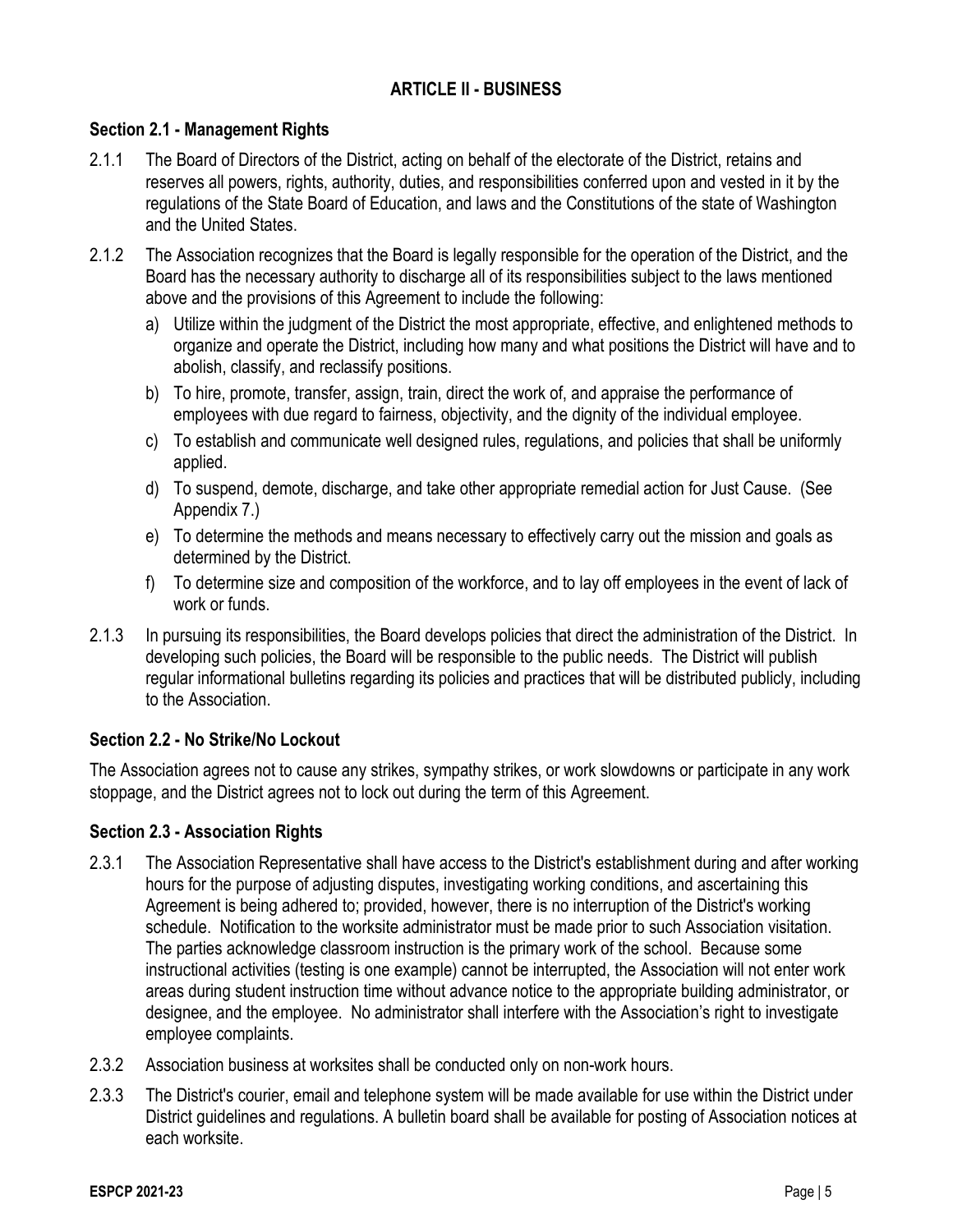## ARTICLE II - BUSINESS

### Section 2.1 - Management Rights

2.1.1 The Board of Directors of the District, acting on behalf of the electorate of the District, retains and reserves all powers, rights, authority, duties, and responsibilities conferred upon and vested in it by the regulations of the State Board of Education, and laws and the Constitutions of the state of Washington and the United States.

2.1.2 The Association recognizes that the Board is legally responsible for the operation of the District, and the Board has the necessary authority to discharge all of its responsibilities subject to the laws mentioned above and the provisions of this Agreement to include the following:

a) Utilize within the judgment of the District the most appropriate, effective, and enlightened methods to organize and operate the District, including how many and what positions the District will have and to abolish, classify, and reclassify positions.

b) To hire, promote, transfer, assign, train, direct the work of, and appraise the performance of employees with due regard to fairness, objectivity, and the dignity of the individual employee.

c) To establish and communicate well designed rules, regulations, and policies that shall be uniformly applied.

d) To suspend, demote, discharge, and take other appropriate remedial action for Just Cause. (See Appendix 7.)

e) To determine the methods and means necessary to effectively carry out the mission and goals as determined by the District.

f) To determine size and composition of the workforce, and to lay off employees in the event of lack of work or funds.

2.1.3 In pursuing its responsibilities, the Board develops policies that direct the administration of the District. In developing such policies, the Board will be responsible to the public needs. The District will publish regular informational bulletins regarding its policies and practices that will be distributed publicly, including to the Association.

### Section 2.2 - No Strike/No Lockout

The Association agrees not to cause any strikes, sympathy strikes, or work slowdowns or participate in any work stoppage, and the District agrees not to lock out during the term of this Agreement.

### Section 2.3 - Association Rights

2.3.1 The Association Representative shall have access to the District's establishment during and after working hours for the purpose of adjusting disputes, investigating working conditions, and ascertaining this Agreement is being adhered to; provided, however, there is no interruption of the District's working schedule. Notification to the worksite administrator must be made prior to such Association visitation. The parties acknowledge classroom instruction is the primary work of the school. Because some instructional activities (testing is one example) cannot be interrupted, the Association will not enter work areas during student instruction time without advance notice to the appropriate building administrator, or designee, and the employee. No administrator shall interfere with the Association's right to investigate employee complaints.

2.3.2 Association business at worksites shall be conducted only on non-work hours.

2.3.3 The District's courier, email and telephone system will be made available for use within the District under District guidelines and regulations. A bulletin board shall be available for posting of Association notices at each worksite.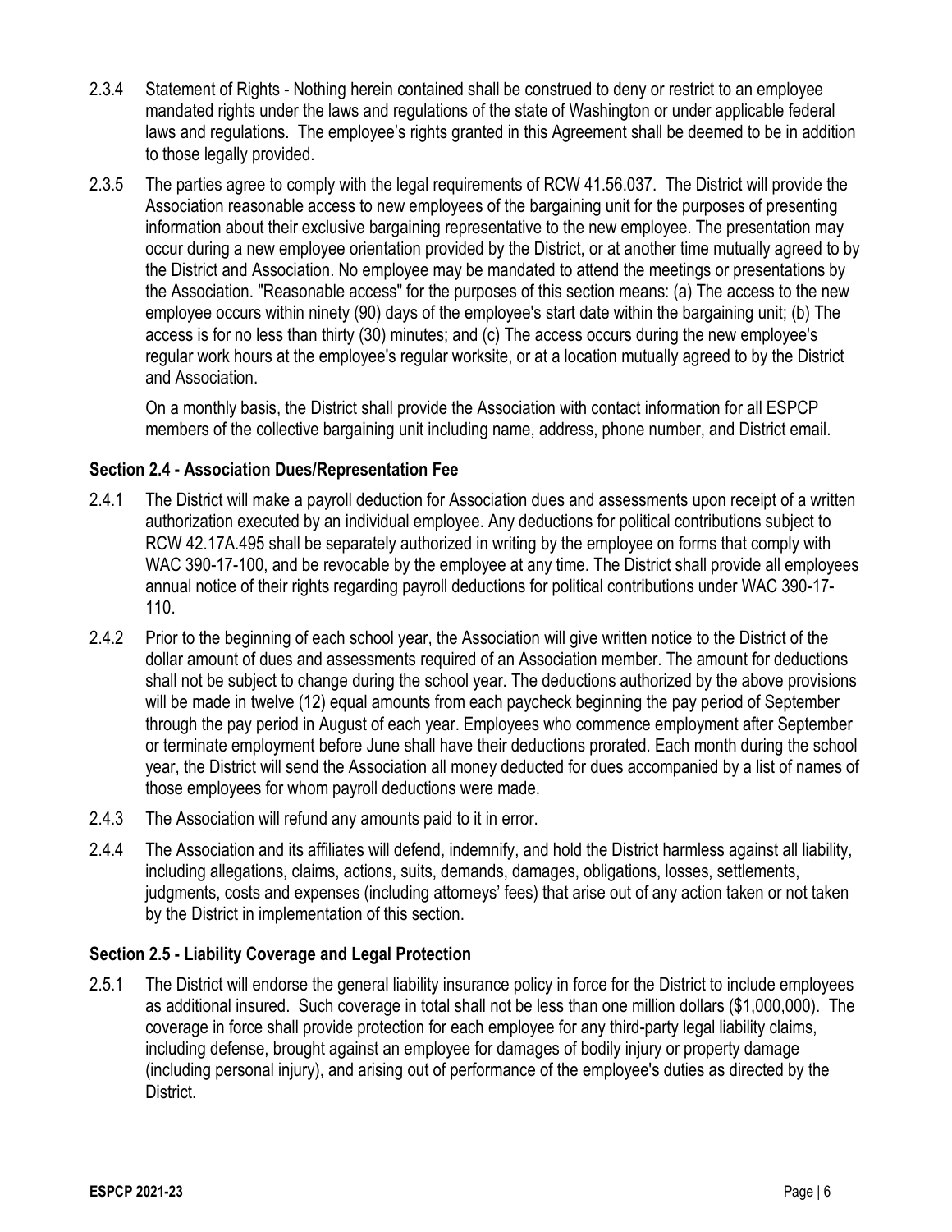2.3.4 Statement of Rights - Nothing herein contained shall be construed to deny or restrict to an employee mandated rights under the laws and regulations of the state of Washington or under applicable federal laws and regulations. The employee's rights granted in this Agreement shall be deemed to be in addition to those legally provided.

2.3.5 The parties agree to comply with the legal requirements of RCW 41.56.037. The District will provide the Association reasonable access to new employees of the bargaining unit for the purposes of presenting information about their exclusive bargaining representative to the new employee. The presentation may occur during a new employee orientation provided by the District, or at another time mutually agreed to by the District and Association. No employee may be mandated to attend the meetings or presentations by the Association. "Reasonable access" for the purposes of this section means: (a) The access to the new employee occurs within ninety (90) days of the employee's start date within the bargaining unit; (b) The access is for no less than thirty (30) minutes; and (c) The access occurs during the new employee's regular work hours at the employee's regular worksite, or at a location mutually agreed to by the District and Association.

On a monthly basis, the District shall provide the Association with contact information for all ESPCP members of the collective bargaining unit including name, address, phone number, and District email.

### Section 2.4 - Association Dues/Representation Fee

2.4.1 The District will make a payroll deduction for Association dues and assessments upon receipt of a written authorization executed by an individual employee. Any deductions for political contributions subject to RCW 42.17A.495 shall be separately authorized in writing by the employee on forms that comply with WAC 390-17-100, and be revocable by the employee at any time. The District shall provide all employees annual notice of their rights regarding payroll deductions for political contributions under WAC 390-17-110.

2.4.2 Prior to the beginning of each school year, the Association will give written notice to the District of the dollar amount of dues and assessments required of an Association member. The amount for deductions shall not be subject to change during the school year. The deductions authorized by the above provisions will be made in twelve (12) equal amounts from each paycheck beginning the pay period of September through the pay period in August of each year. Employees who commence employment after September or terminate employment before June shall have their deductions prorated. Each month during the school year, the District will send the Association all money deducted for dues accompanied by a list of names of those employees for whom payroll deductions were made.

2.4.3 The Association will refund any amounts paid to it in error.

2.4.4 The Association and its affiliates will defend, indemnify, and hold the District harmless against all liability, including allegations, claims, actions, suits, demands, damages, obligations, losses, settlements, judgments, costs and expenses (including attorneys' fees) that arise out of any action taken or not taken by the District in implementation of this section.

### Section 2.5 - Liability Coverage and Legal Protection

2.5.1 The District will endorse the general liability insurance policy in force for the District to include employees as additional insured. Such coverage in total shall not be less than one million dollars ($1,000,000). The coverage in force shall provide protection for each employee for any third-party legal liability claims, including defense, brought against an employee for damages of bodily injury or property damage (including personal injury), and arising out of performance of the employee's duties as directed by the District.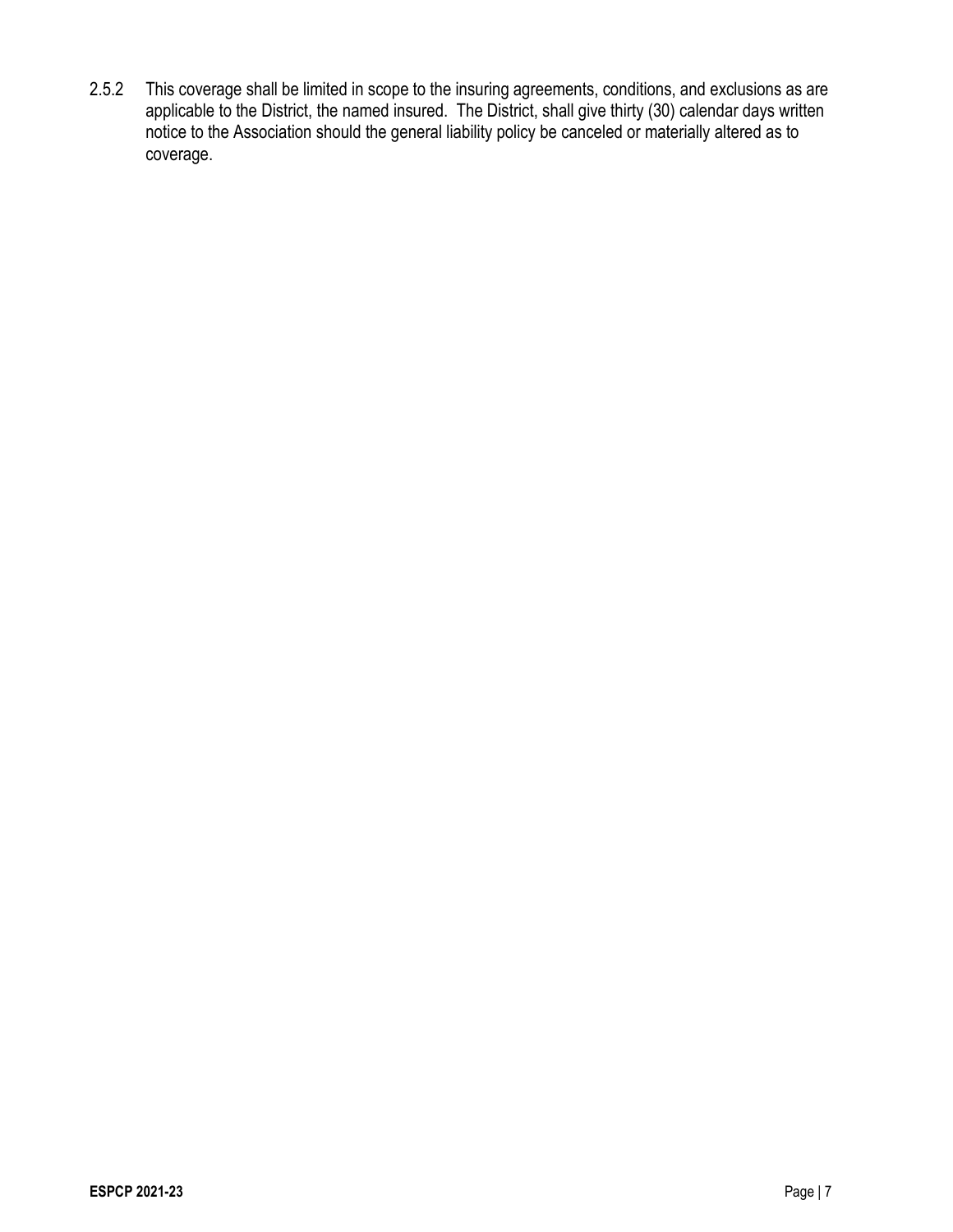2.5.2 This coverage shall be limited in scope to the insuring agreements, conditions, and exclusions as are applicable to the District, the named insured. The District, shall give thirty (30) calendar days written notice to the Association should the general liability policy be canceled or materially altered as to coverage.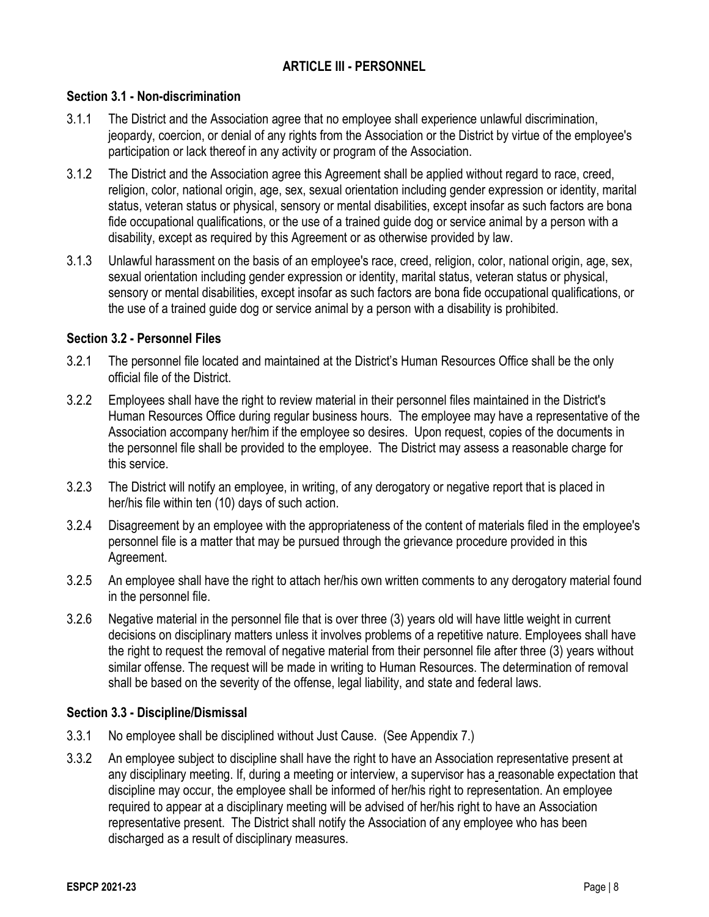## ARTICLE III - PERSONNEL

### Section 3.1 - Non-discrimination

3.1.1 The District and the Association agree that no employee shall experience unlawful discrimination, jeopardy, coercion, or denial of any rights from the Association or the District by virtue of the employee's participation or lack thereof in any activity or program of the Association.

3.1.2 The District and the Association agree this Agreement shall be applied without regard to race, creed, religion, color, national origin, age, sex, sexual orientation including gender expression or identity, marital status, veteran status or physical, sensory or mental disabilities, except insofar as such factors are bona fide occupational qualifications, or the use of a trained guide dog or service animal by a person with a disability, except as required by this Agreement or as otherwise provided by law.

3.1.3 Unlawful harassment on the basis of an employee's race, creed, religion, color, national origin, age, sex, sexual orientation including gender expression or identity, marital status, veteran status or physical, sensory or mental disabilities, except insofar as such factors are bona fide occupational qualifications, or the use of a trained guide dog or service animal by a person with a disability is prohibited.

### Section 3.2 - Personnel Files

3.2.1 The personnel file located and maintained at the District's Human Resources Office shall be the only official file of the District.

3.2.2 Employees shall have the right to review material in their personnel files maintained in the District's Human Resources Office during regular business hours. The employee may have a representative of the Association accompany her/him if the employee so desires. Upon request, copies of the documents in the personnel file shall be provided to the employee. The District may assess a reasonable charge for this service.

3.2.3 The District will notify an employee, in writing, of any derogatory or negative report that is placed in her/his file within ten (10) days of such action.

3.2.4 Disagreement by an employee with the appropriateness of the content of materials filed in the employee's personnel file is a matter that may be pursued through the grievance procedure provided in this Agreement.

3.2.5 An employee shall have the right to attach her/his own written comments to any derogatory material found in the personnel file.

3.2.6 Negative material in the personnel file that is over three (3) years old will have little weight in current decisions on disciplinary matters unless it involves problems of a repetitive nature. Employees shall have the right to request the removal of negative material from their personnel file after three (3) years without similar offense. The request will be made in writing to Human Resources. The determination of removal shall be based on the severity of the offense, legal liability, and state and federal laws.

### Section 3.3 - Discipline/Dismissal

3.3.1 No employee shall be disciplined without Just Cause. (See Appendix 7.)

3.3.2 An employee subject to discipline shall have the right to have an Association representative present at any disciplinary meeting. If, during a meeting or interview, a supervisor has a reasonable expectation that discipline may occur, the employee shall be informed of her/his right to representation. An employee required to appear at a disciplinary meeting will be advised of her/his right to have an Association representative present. The District shall notify the Association of any employee who has been discharged as a result of disciplinary measures.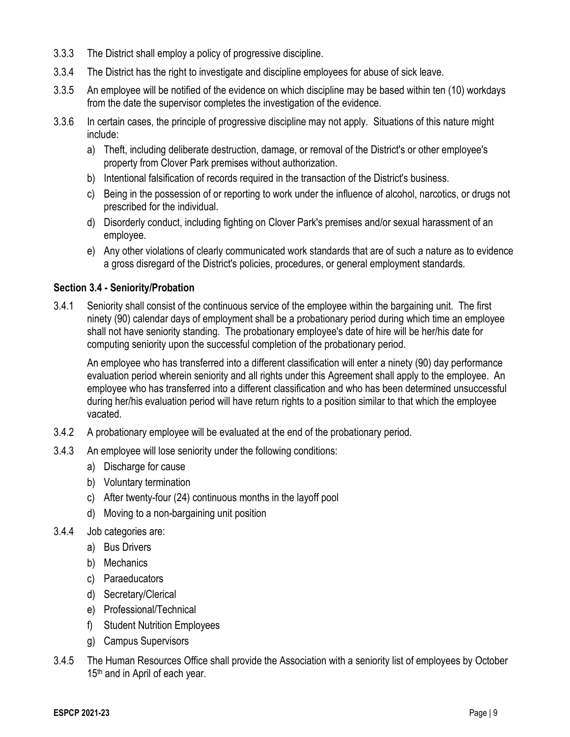3.3.3 The District shall employ a policy of progressive discipline.

3.3.4 The District has the right to investigate and discipline employees for abuse of sick leave.

3.3.5 An employee will be notified of the evidence on which discipline may be based within ten (10) workdays from the date the supervisor completes the investigation of the evidence.

3.3.6 In certain cases, the principle of progressive discipline may not apply. Situations of this nature might include:

a) Theft, including deliberate destruction, damage, or removal of the District's or other employee's property from Clover Park premises without authorization.

b) Intentional falsification of records required in the transaction of the District's business.

c) Being in the possession of or reporting to work under the influence of alcohol, narcotics, or drugs not prescribed for the individual.

d) Disorderly conduct, including fighting on Clover Park's premises and/or sexual harassment of an employee.

e) Any other violations of clearly communicated work standards that are of such a nature as to evidence a gross disregard of the District's policies, procedures, or general employment standards.

### Section 3.4 - Seniority/Probation

3.4.1 Seniority shall consist of the continuous service of the employee within the bargaining unit. The first ninety (90) calendar days of employment shall be a probationary period during which time an employee shall not have seniority standing. The probationary employee's date of hire will be her/his date for computing seniority upon the successful completion of the probationary period.

An employee who has transferred into a different classification will enter a ninety (90) day performance evaluation period wherein seniority and all rights under this Agreement shall apply to the employee. An employee who has transferred into a different classification and who has been determined unsuccessful during her/his evaluation period will have return rights to a position similar to that which the employee vacated.

3.4.2 A probationary employee will be evaluated at the end of the probationary period.

3.4.3 An employee will lose seniority under the following conditions:

a) Discharge for cause

b) Voluntary termination

c) After twenty-four (24) continuous months in the layoff pool

d) Moving to a non-bargaining unit position

3.4.4 Job categories are:

a) Bus Drivers

b) Mechanics

c) Paraeducators

d) Secretary/Clerical

e) Professional/Technical

f) Student Nutrition Employees

g) Campus Supervisors

3.4.5 The Human Resources Office shall provide the Association with a seniority list of employees by October 15th and in April of each year.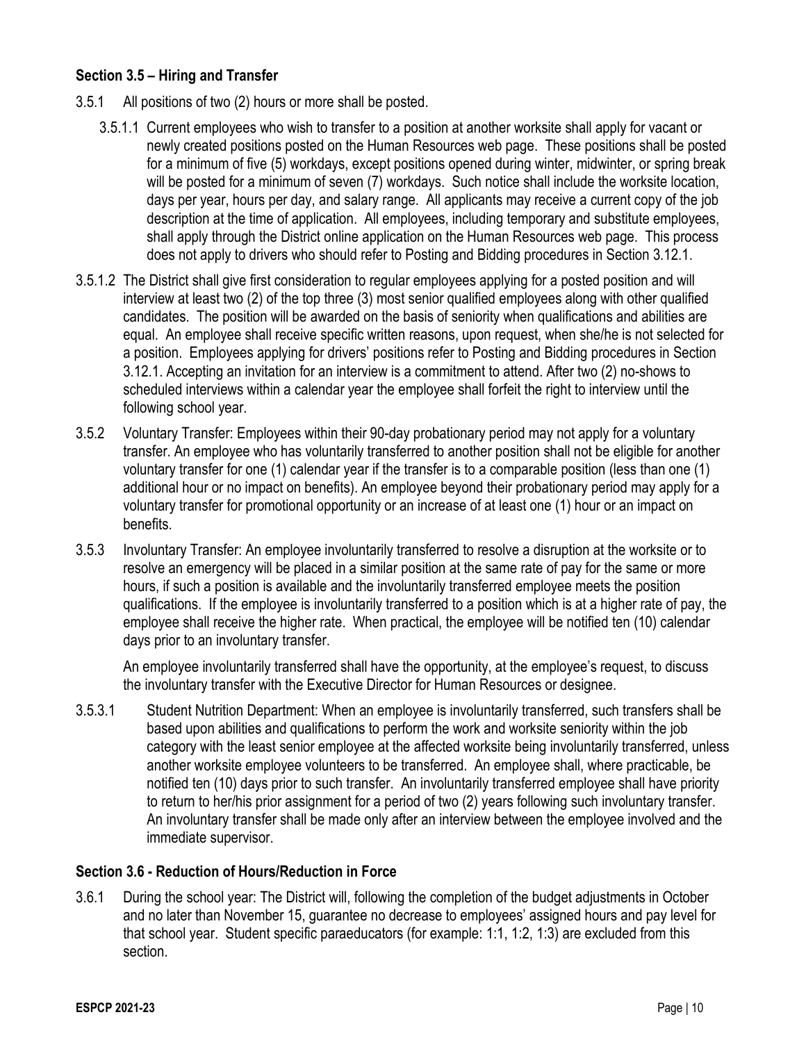### Section 3.5 – Hiring and Transfer

3.5.1 All positions of two (2) hours or more shall be posted.

3.5.1.1 Current employees who wish to transfer to a position at another worksite shall apply for vacant or newly created positions posted on the Human Resources web page. These positions shall be posted for a minimum of five (5) workdays, except positions opened during winter, midwinter, or spring break will be posted for a minimum of seven (7) workdays. Such notice shall include the worksite location, days per year, hours per day, and salary range. All applicants may receive a current copy of the job description at the time of application. All employees, including temporary and substitute employees, shall apply through the District online application on the Human Resources web page. This process does not apply to drivers who should refer to Posting and Bidding procedures in Section 3.12.1.

3.5.1.2 The District shall give first consideration to regular employees applying for a posted position and will interview at least two (2) of the top three (3) most senior qualified employees along with other qualified candidates. The position will be awarded on the basis of seniority when qualifications and abilities are equal. An employee shall receive specific written reasons, upon request, when she/he is not selected for a position. Employees applying for drivers' positions refer to Posting and Bidding procedures in Section 3.12.1. Accepting an invitation for an interview is a commitment to attend. After two (2) no-shows to scheduled interviews within a calendar year the employee shall forfeit the right to interview until the following school year.

3.5.2 Voluntary Transfer: Employees within their 90-day probationary period may not apply for a voluntary transfer. An employee who has voluntarily transferred to another position shall not be eligible for another voluntary transfer for one (1) calendar year if the transfer is to a comparable position (less than one (1) additional hour or no impact on benefits). An employee beyond their probationary period may apply for a voluntary transfer for promotional opportunity or an increase of at least one (1) hour or an impact on benefits.

3.5.3 Involuntary Transfer: An employee involuntarily transferred to resolve a disruption at the worksite or to resolve an emergency will be placed in a similar position at the same rate of pay for the same or more hours, if such a position is available and the involuntarily transferred employee meets the position qualifications. If the employee is involuntarily transferred to a position which is at a higher rate of pay, the employee shall receive the higher rate. When practical, the employee will be notified ten (10) calendar days prior to an involuntary transfer.

An employee involuntarily transferred shall have the opportunity, at the employee's request, to discuss the involuntary transfer with the Executive Director for Human Resources or designee.

3.5.3.1 Student Nutrition Department: When an employee is involuntarily transferred, such transfers shall be based upon abilities and qualifications to perform the work and worksite seniority within the job category with the least senior employee at the affected worksite being involuntarily transferred, unless another worksite employee volunteers to be transferred. An employee shall, where practicable, be notified ten (10) days prior to such transfer. An involuntarily transferred employee shall have priority to return to her/his prior assignment for a period of two (2) years following such involuntary transfer. An involuntary transfer shall be made only after an interview between the employee involved and the immediate supervisor.

### Section 3.6 - Reduction of Hours/Reduction in Force

3.6.1 During the school year: The District will, following the completion of the budget adjustments in October and no later than November 15, guarantee no decrease to employees' assigned hours and pay level for that school year. Student specific paraeducators (for example: 1:1, 1:2, 1:3) are excluded from this section.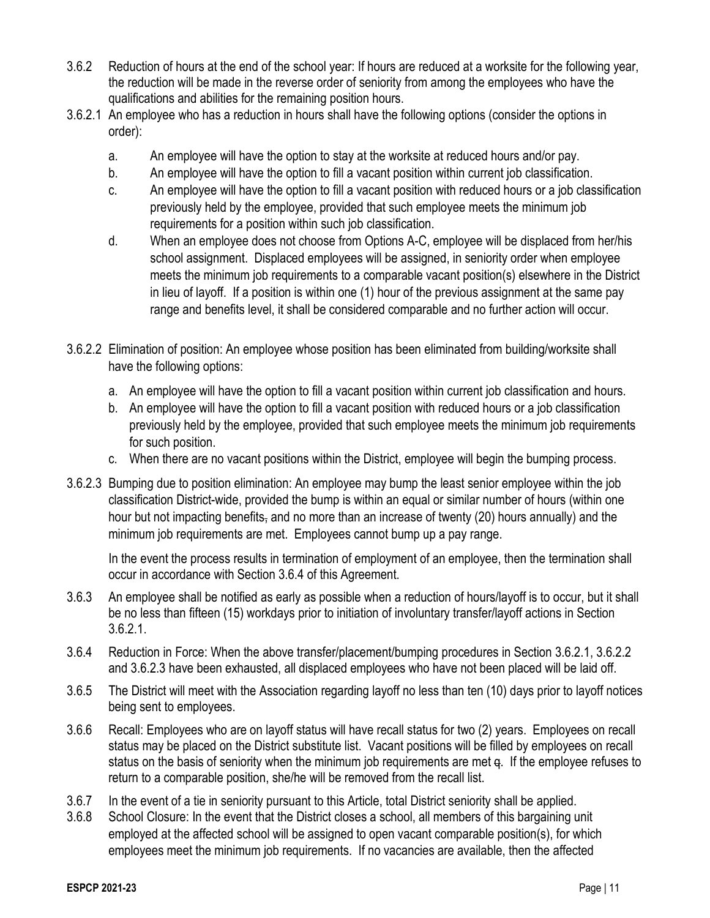3.6.2 Reduction of hours at the end of the school year: If hours are reduced at a worksite for the following year, the reduction will be made in the reverse order of seniority from among the employees who have the qualifications and abilities for the remaining position hours.

3.6.2.1 An employee who has a reduction in hours shall have the following options (consider the options in order):

a. An employee will have the option to stay at the worksite at reduced hours and/or pay.

b. An employee will have the option to fill a vacant position within current job classification.

c. An employee will have the option to fill a vacant position with reduced hours or a job classification previously held by the employee, provided that such employee meets the minimum job requirements for a position within such job classification.

d. When an employee does not choose from Options A-C, employee will be displaced from her/his school assignment. Displaced employees will be assigned, in seniority order when employee meets the minimum job requirements to a comparable vacant position(s) elsewhere in the District in lieu of layoff. If a position is within one (1) hour of the previous assignment at the same pay range and benefits level, it shall be considered comparable and no further action will occur.

3.6.2.2 Elimination of position: An employee whose position has been eliminated from building/worksite shall have the following options:

a. An employee will have the option to fill a vacant position within current job classification and hours.

b. An employee will have the option to fill a vacant position with reduced hours or a job classification previously held by the employee, provided that such employee meets the minimum job requirements for such position.

c. When there are no vacant positions within the District, employee will begin the bumping process.

3.6.2.3 Bumping due to position elimination: An employee may bump the least senior employee within the job classification District-wide, provided the bump is within an equal or similar number of hours (within one hour but not impacting benefits~~,~~ and no more than an increase of twenty (20) hours annually) and the minimum job requirements are met. Employees cannot bump up a pay range.

In the event the process results in termination of employment of an employee, then the termination shall occur in accordance with Section 3.6.4 of this Agreement.

3.6.3 An employee shall be notified as early as possible when a reduction of hours/layoff is to occur, but it shall be no less than fifteen (15) workdays prior to initiation of involuntary transfer/layoff actions in Section 3.6.2.1.

3.6.4 Reduction in Force: When the above transfer/placement/bumping procedures in Section 3.6.2.1, 3.6.2.2 and 3.6.2.3 have been exhausted, all displaced employees who have not been placed will be laid off.

3.6.5 The District will meet with the Association regarding layoff no less than ten (10) days prior to layoff notices being sent to employees.

3.6.6 Recall: Employees who are on layoff status will have recall status for two (2) years. Employees on recall status may be placed on the District substitute list. Vacant positions will be filled by employees on recall status on the basis of seniority when the minimum job requirements are met ~~q~~. If the employee refuses to return to a comparable position, she/he will be removed from the recall list.

3.6.7 In the event of a tie in seniority pursuant to this Article, total District seniority shall be applied.

3.6.8 School Closure: In the event that the District closes a school, all members of this bargaining unit employed at the affected school will be assigned to open vacant comparable position(s), for which employees meet the minimum job requirements. If no vacancies are available, then the affected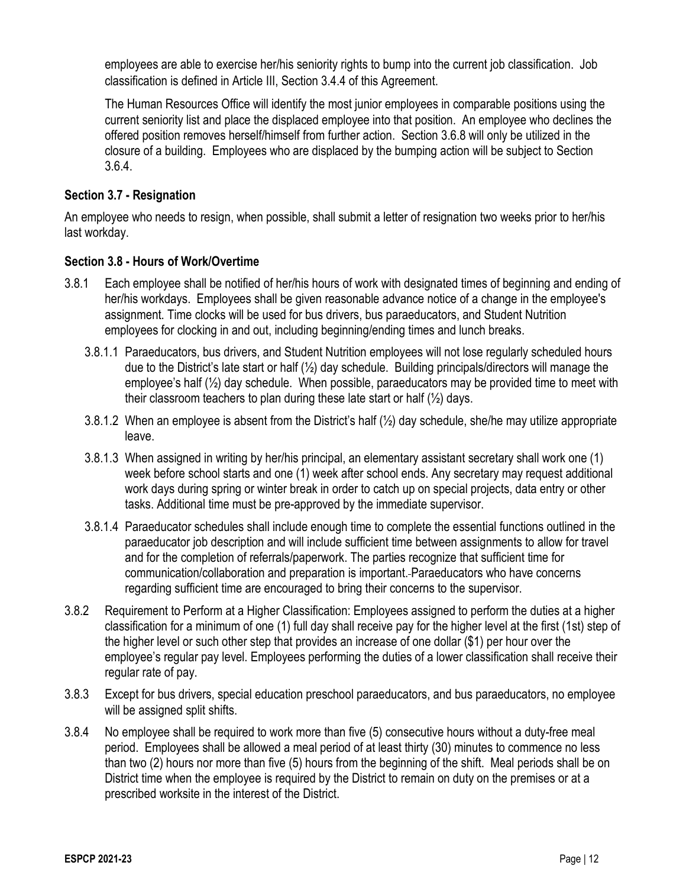employees are able to exercise her/his seniority rights to bump into the current job classification. Job classification is defined in Article III, Section 3.4.4 of this Agreement.

The Human Resources Office will identify the most junior employees in comparable positions using the current seniority list and place the displaced employee into that position. An employee who declines the offered position removes herself/himself from further action. Section 3.6.8 will only be utilized in the closure of a building. Employees who are displaced by the bumping action will be subject to Section 3.6.4.

### Section 3.7 - Resignation

An employee who needs to resign, when possible, shall submit a letter of resignation two weeks prior to her/his last workday.

### Section 3.8 - Hours of Work/Overtime

3.8.1 Each employee shall be notified of her/his hours of work with designated times of beginning and ending of her/his workdays. Employees shall be given reasonable advance notice of a change in the employee's assignment. Time clocks will be used for bus drivers, bus paraeducators, and Student Nutrition employees for clocking in and out, including beginning/ending times and lunch breaks.

3.8.1.1 Paraeducators, bus drivers, and Student Nutrition employees will not lose regularly scheduled hours due to the District's late start or half (½) day schedule. Building principals/directors will manage the employee's half (½) day schedule. When possible, paraeducators may be provided time to meet with their classroom teachers to plan during these late start or half (½) days.

3.8.1.2 When an employee is absent from the District's half (½) day schedule, she/he may utilize appropriate leave.

3.8.1.3 When assigned in writing by her/his principal, an elementary assistant secretary shall work one (1) week before school starts and one (1) week after school ends. Any secretary may request additional work days during spring or winter break in order to catch up on special projects, data entry or other tasks. Additional time must be pre-approved by the immediate supervisor.

3.8.1.4 Paraeducator schedules shall include enough time to complete the essential functions outlined in the paraeducator job description and will include sufficient time between assignments to allow for travel and for the completion of referrals/paperwork. The parties recognize that sufficient time for communication/collaboration and preparation is important. Paraeducators who have concerns regarding sufficient time are encouraged to bring their concerns to the supervisor.

3.8.2 Requirement to Perform at a Higher Classification: Employees assigned to perform the duties at a higher classification for a minimum of one (1) full day shall receive pay for the higher level at the first (1st) step of the higher level or such other step that provides an increase of one dollar ($1) per hour over the employee's regular pay level. Employees performing the duties of a lower classification shall receive their regular rate of pay.

3.8.3 Except for bus drivers, special education preschool paraeducators, and bus paraeducators, no employee will be assigned split shifts.

3.8.4 No employee shall be required to work more than five (5) consecutive hours without a duty-free meal period. Employees shall be allowed a meal period of at least thirty (30) minutes to commence no less than two (2) hours nor more than five (5) hours from the beginning of the shift. Meal periods shall be on District time when the employee is required by the District to remain on duty on the premises or at a prescribed worksite in the interest of the District.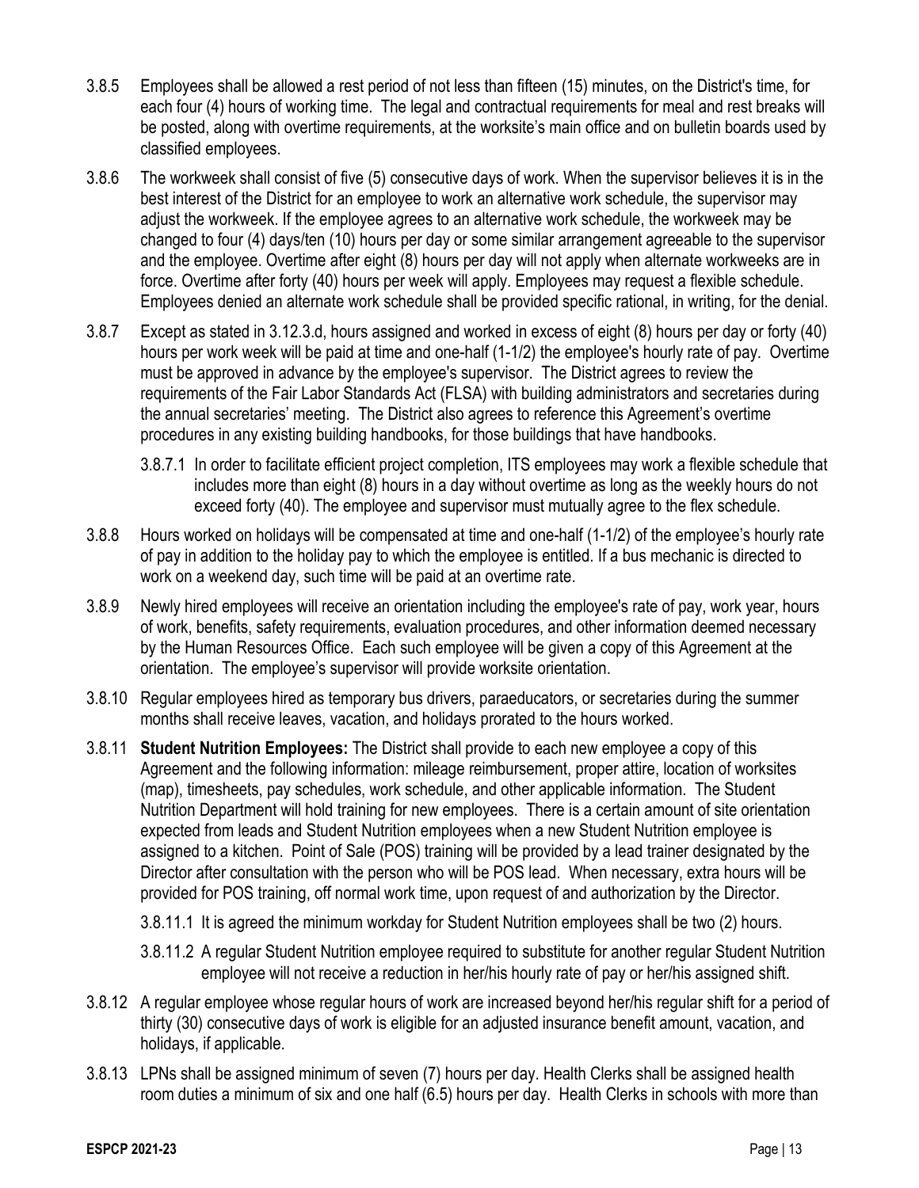3.8.5 Employees shall be allowed a rest period of not less than fifteen (15) minutes, on the District's time, for each four (4) hours of working time. The legal and contractual requirements for meal and rest breaks will be posted, along with overtime requirements, at the worksite's main office and on bulletin boards used by classified employees.

3.8.6 The workweek shall consist of five (5) consecutive days of work. When the supervisor believes it is in the best interest of the District for an employee to work an alternative work schedule, the supervisor may adjust the workweek. If the employee agrees to an alternative work schedule, the workweek may be changed to four (4) days/ten (10) hours per day or some similar arrangement agreeable to the supervisor and the employee. Overtime after eight (8) hours per day will not apply when alternate workweeks are in force. Overtime after forty (40) hours per week will apply. Employees may request a flexible schedule. Employees denied an alternate work schedule shall be provided specific rational, in writing, for the denial.

3.8.7 Except as stated in 3.12.3.d, hours assigned and worked in excess of eight (8) hours per day or forty (40) hours per work week will be paid at time and one-half (1-1/2) the employee's hourly rate of pay. Overtime must be approved in advance by the employee's supervisor. The District agrees to review the requirements of the Fair Labor Standards Act (FLSA) with building administrators and secretaries during the annual secretaries' meeting. The District also agrees to reference this Agreement's overtime procedures in any existing building handbooks, for those buildings that have handbooks.

3.8.7.1 In order to facilitate efficient project completion, ITS employees may work a flexible schedule that includes more than eight (8) hours in a day without overtime as long as the weekly hours do not exceed forty (40). The employee and supervisor must mutually agree to the flex schedule.

3.8.8 Hours worked on holidays will be compensated at time and one-half (1-1/2) of the employee's hourly rate of pay in addition to the holiday pay to which the employee is entitled. If a bus mechanic is directed to work on a weekend day, such time will be paid at an overtime rate.

3.8.9 Newly hired employees will receive an orientation including the employee's rate of pay, work year, hours of work, benefits, safety requirements, evaluation procedures, and other information deemed necessary by the Human Resources Office. Each such employee will be given a copy of this Agreement at the orientation. The employee's supervisor will provide worksite orientation.

3.8.10 Regular employees hired as temporary bus drivers, paraeducators, or secretaries during the summer months shall receive leaves, vacation, and holidays prorated to the hours worked.

3.8.11 **Student Nutrition Employees:** The District shall provide to each new employee a copy of this Agreement and the following information: mileage reimbursement, proper attire, location of worksites (map), timesheets, pay schedules, work schedule, and other applicable information. The Student Nutrition Department will hold training for new employees. There is a certain amount of site orientation expected from leads and Student Nutrition employees when a new Student Nutrition employee is assigned to a kitchen. Point of Sale (POS) training will be provided by a lead trainer designated by the Director after consultation with the person who will be POS lead. When necessary, extra hours will be provided for POS training, off normal work time, upon request of and authorization by the Director.

3.8.11.1 It is agreed the minimum workday for Student Nutrition employees shall be two (2) hours.

3.8.11.2 A regular Student Nutrition employee required to substitute for another regular Student Nutrition employee will not receive a reduction in her/his hourly rate of pay or her/his assigned shift.

3.8.12 A regular employee whose regular hours of work are increased beyond her/his regular shift for a period of thirty (30) consecutive days of work is eligible for an adjusted insurance benefit amount, vacation, and holidays, if applicable.

3.8.13 LPNs shall be assigned minimum of seven (7) hours per day. Health Clerks shall be assigned health room duties a minimum of six and one half (6.5) hours per day. Health Clerks in schools with more than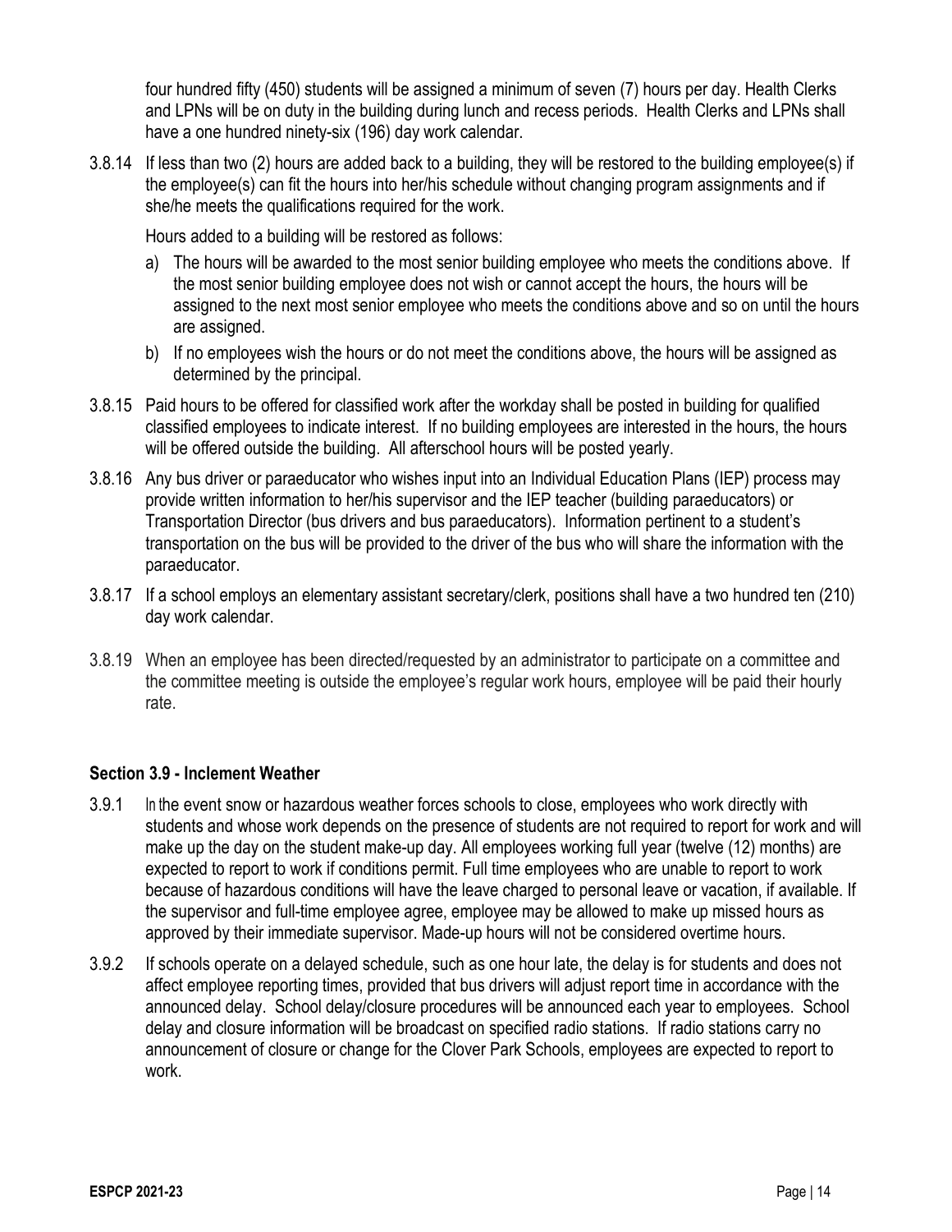four hundred fifty (450) students will be assigned a minimum of seven (7) hours per day. Health Clerks and LPNs will be on duty in the building during lunch and recess periods. Health Clerks and LPNs shall have a one hundred ninety-six (196) day work calendar.

3.8.14 If less than two (2) hours are added back to a building, they will be restored to the building employee(s) if the employee(s) can fit the hours into her/his schedule without changing program assignments and if she/he meets the qualifications required for the work.

Hours added to a building will be restored as follows:

a) The hours will be awarded to the most senior building employee who meets the conditions above. If the most senior building employee does not wish or cannot accept the hours, the hours will be assigned to the next most senior employee who meets the conditions above and so on until the hours are assigned.

b) If no employees wish the hours or do not meet the conditions above, the hours will be assigned as determined by the principal.

3.8.15 Paid hours to be offered for classified work after the workday shall be posted in building for qualified classified employees to indicate interest. If no building employees are interested in the hours, the hours will be offered outside the building. All afterschool hours will be posted yearly.

3.8.16 Any bus driver or paraeducator who wishes input into an Individual Education Plans (IEP) process may provide written information to her/his supervisor and the IEP teacher (building paraeducators) or Transportation Director (bus drivers and bus paraeducators). Information pertinent to a student's transportation on the bus will be provided to the driver of the bus who will share the information with the paraeducator.

3.8.17 If a school employs an elementary assistant secretary/clerk, positions shall have a two hundred ten (210) day work calendar.

3.8.19 When an employee has been directed/requested by an administrator to participate on a committee and the committee meeting is outside the employee's regular work hours, employee will be paid their hourly rate.

### Section 3.9 - Inclement Weather

3.9.1 In the event snow or hazardous weather forces schools to close, employees who work directly with students and whose work depends on the presence of students are not required to report for work and will make up the day on the student make-up day. All employees working full year (twelve (12) months) are expected to report to work if conditions permit. Full time employees who are unable to report to work because of hazardous conditions will have the leave charged to personal leave or vacation, if available. If the supervisor and full-time employee agree, employee may be allowed to make up missed hours as approved by their immediate supervisor. Made-up hours will not be considered overtime hours.

3.9.2 If schools operate on a delayed schedule, such as one hour late, the delay is for students and does not affect employee reporting times, provided that bus drivers will adjust report time in accordance with the announced delay. School delay/closure procedures will be announced each year to employees. School delay and closure information will be broadcast on specified radio stations. If radio stations carry no announcement of closure or change for the Clover Park Schools, employees are expected to report to work.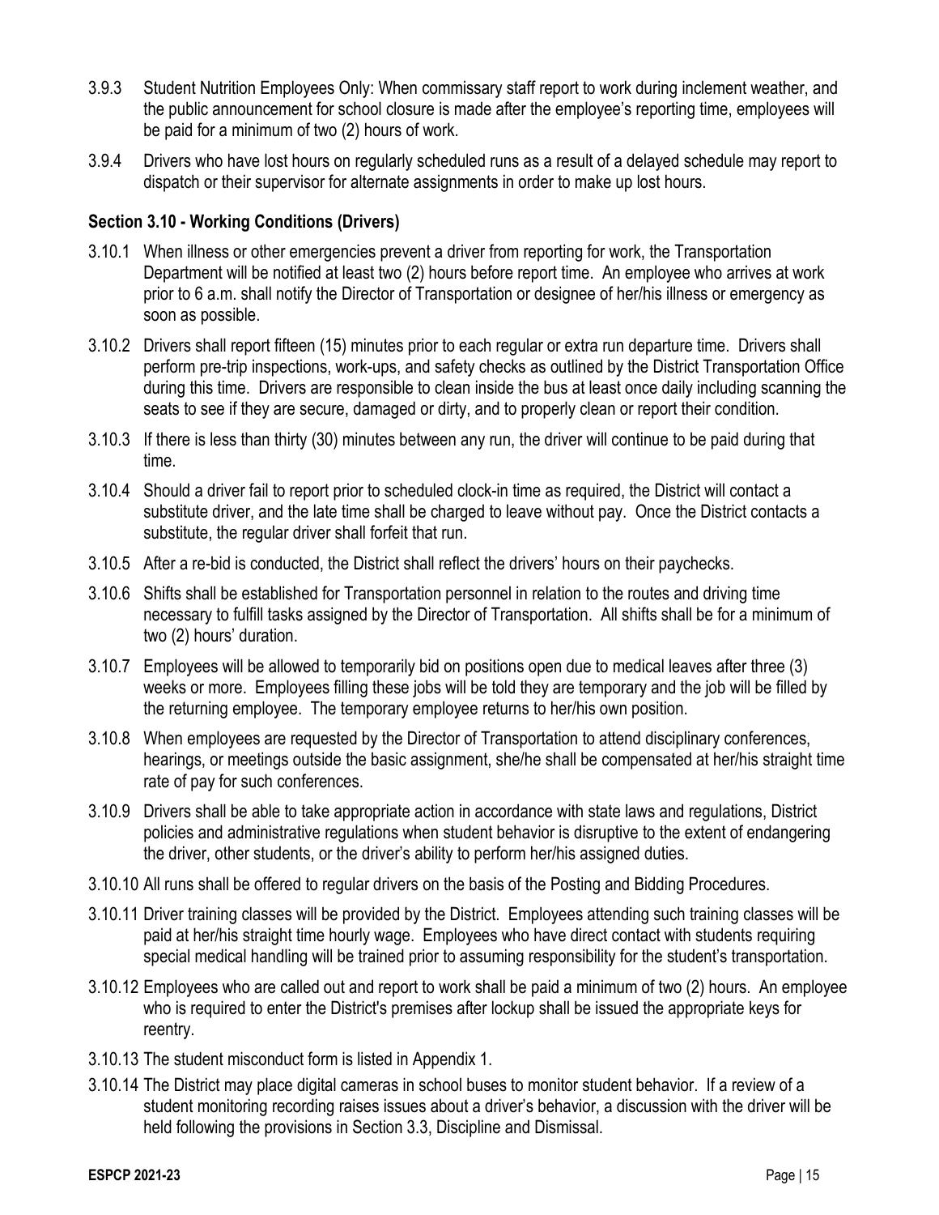3.9.3 Student Nutrition Employees Only: When commissary staff report to work during inclement weather, and the public announcement for school closure is made after the employee's reporting time, employees will be paid for a minimum of two (2) hours of work.

3.9.4 Drivers who have lost hours on regularly scheduled runs as a result of a delayed schedule may report to dispatch or their supervisor for alternate assignments in order to make up lost hours.

### Section 3.10 - Working Conditions (Drivers)

3.10.1 When illness or other emergencies prevent a driver from reporting for work, the Transportation Department will be notified at least two (2) hours before report time. An employee who arrives at work prior to 6 a.m. shall notify the Director of Transportation or designee of her/his illness or emergency as soon as possible.

3.10.2 Drivers shall report fifteen (15) minutes prior to each regular or extra run departure time. Drivers shall perform pre-trip inspections, work-ups, and safety checks as outlined by the District Transportation Office during this time. Drivers are responsible to clean inside the bus at least once daily including scanning the seats to see if they are secure, damaged or dirty, and to properly clean or report their condition.

3.10.3 If there is less than thirty (30) minutes between any run, the driver will continue to be paid during that time.

3.10.4 Should a driver fail to report prior to scheduled clock-in time as required, the District will contact a substitute driver, and the late time shall be charged to leave without pay. Once the District contacts a substitute, the regular driver shall forfeit that run.

3.10.5 After a re-bid is conducted, the District shall reflect the drivers' hours on their paychecks.

3.10.6 Shifts shall be established for Transportation personnel in relation to the routes and driving time necessary to fulfill tasks assigned by the Director of Transportation. All shifts shall be for a minimum of two (2) hours' duration.

3.10.7 Employees will be allowed to temporarily bid on positions open due to medical leaves after three (3) weeks or more. Employees filling these jobs will be told they are temporary and the job will be filled by the returning employee. The temporary employee returns to her/his own position.

3.10.8 When employees are requested by the Director of Transportation to attend disciplinary conferences, hearings, or meetings outside the basic assignment, she/he shall be compensated at her/his straight time rate of pay for such conferences.

3.10.9 Drivers shall be able to take appropriate action in accordance with state laws and regulations, District policies and administrative regulations when student behavior is disruptive to the extent of endangering the driver, other students, or the driver's ability to perform her/his assigned duties.

3.10.10 All runs shall be offered to regular drivers on the basis of the Posting and Bidding Procedures.

3.10.11 Driver training classes will be provided by the District. Employees attending such training classes will be paid at her/his straight time hourly wage. Employees who have direct contact with students requiring special medical handling will be trained prior to assuming responsibility for the student's transportation.

3.10.12 Employees who are called out and report to work shall be paid a minimum of two (2) hours. An employee who is required to enter the District's premises after lockup shall be issued the appropriate keys for reentry.

3.10.13 The student misconduct form is listed in Appendix 1.

3.10.14 The District may place digital cameras in school buses to monitor student behavior. If a review of a student monitoring recording raises issues about a driver's behavior, a discussion with the driver will be held following the provisions in Section 3.3, Discipline and Dismissal.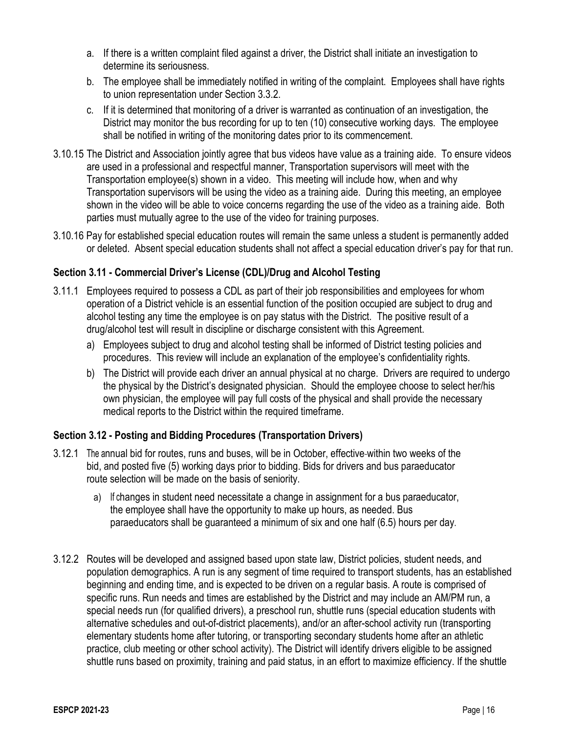a. If there is a written complaint filed against a driver, the District shall initiate an investigation to determine its seriousness.

b. The employee shall be immediately notified in writing of the complaint. Employees shall have rights to union representation under Section 3.3.2.

c. If it is determined that monitoring of a driver is warranted as continuation of an investigation, the District may monitor the bus recording for up to ten (10) consecutive working days. The employee shall be notified in writing of the monitoring dates prior to its commencement.

3.10.15 The District and Association jointly agree that bus videos have value as a training aide. To ensure videos are used in a professional and respectful manner, Transportation supervisors will meet with the Transportation employee(s) shown in a video. This meeting will include how, when and why Transportation supervisors will be using the video as a training aide. During this meeting, an employee shown in the video will be able to voice concerns regarding the use of the video as a training aide. Both parties must mutually agree to the use of the video for training purposes.

3.10.16 Pay for established special education routes will remain the same unless a student is permanently added or deleted. Absent special education students shall not affect a special education driver's pay for that run.

### Section 3.11 - Commercial Driver's License (CDL)/Drug and Alcohol Testing

3.11.1 Employees required to possess a CDL as part of their job responsibilities and employees for whom operation of a District vehicle is an essential function of the position occupied are subject to drug and alcohol testing any time the employee is on pay status with the District. The positive result of a drug/alcohol test will result in discipline or discharge consistent with this Agreement.

a) Employees subject to drug and alcohol testing shall be informed of District testing policies and procedures. This review will include an explanation of the employee's confidentiality rights.

b) The District will provide each driver an annual physical at no charge. Drivers are required to undergo the physical by the District's designated physician. Should the employee choose to select her/his own physician, the employee will pay full costs of the physical and shall provide the necessary medical reports to the District within the required timeframe.

### Section 3.12 - Posting and Bidding Procedures (Transportation Drivers)

3.12.1 The annual bid for routes, runs and buses, will be in October, effective within two weeks of the bid, and posted five (5) working days prior to bidding. Bids for drivers and bus paraeducator route selection will be made on the basis of seniority.

a) If changes in student need necessitate a change in assignment for a bus paraeducator, the employee shall have the opportunity to make up hours, as needed. Bus paraeducators shall be guaranteed a minimum of six and one half (6.5) hours per day.

3.12.2 Routes will be developed and assigned based upon state law, District policies, student needs, and population demographics. A run is any segment of time required to transport students, has an established beginning and ending time, and is expected to be driven on a regular basis. A route is comprised of specific runs. Run needs and times are established by the District and may include an AM/PM run, a special needs run (for qualified drivers), a preschool run, shuttle runs (special education students with alternative schedules and out-of-district placements), and/or an after-school activity run (transporting elementary students home after tutoring, or transporting secondary students home after an athletic practice, club meeting or other school activity). The District will identify drivers eligible to be assigned shuttle runs based on proximity, training and paid status, in an effort to maximize efficiency. If the shuttle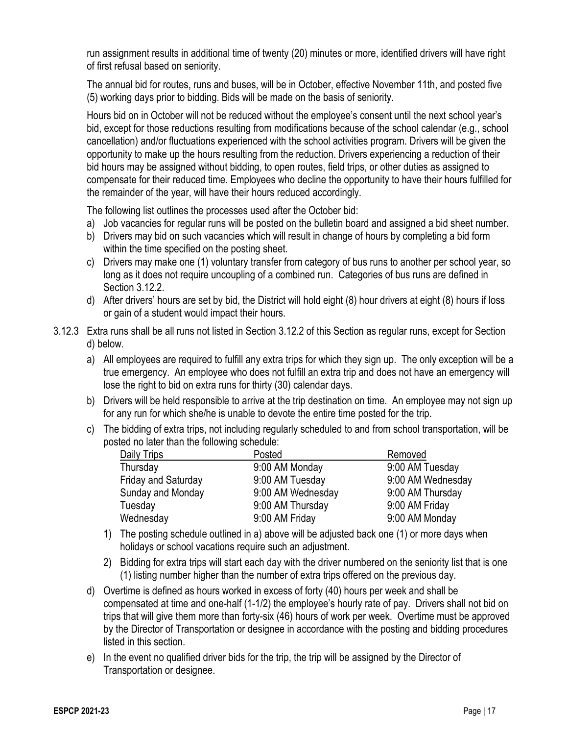run assignment results in additional time of twenty (20) minutes or more, identified drivers will have right of first refusal based on seniority.

The annual bid for routes, runs and buses, will be in October, effective November 11th, and posted five (5) working days prior to bidding. Bids will be made on the basis of seniority.

Hours bid on in October will not be reduced without the employee's consent until the next school year's bid, except for those reductions resulting from modifications because of the school calendar (e.g., school cancellation) and/or fluctuations experienced with the school activities program. Drivers will be given the opportunity to make up the hours resulting from the reduction. Drivers experiencing a reduction of their bid hours may be assigned without bidding, to open routes, field trips, or other duties as assigned to compensate for their reduced time. Employees who decline the opportunity to have their hours fulfilled for the remainder of the year, will have their hours reduced accordingly.

The following list outlines the processes used after the October bid:

a) Job vacancies for regular runs will be posted on the bulletin board and assigned a bid sheet number.
b) Drivers may bid on such vacancies which will result in change of hours by completing a bid form within the time specified on the posting sheet.
c) Drivers may make one (1) voluntary transfer from category of bus runs to another per school year, so long as it does not require uncoupling of a combined run. Categories of bus runs are defined in Section 3.12.2.
d) After drivers' hours are set by bid, the District will hold eight (8) hour drivers at eight (8) hours if loss or gain of a student would impact their hours.

3.12.3 Extra runs shall be all runs not listed in Section 3.12.2 of this Section as regular runs, except for Section d) below.

a) All employees are required to fulfill any extra trips for which they sign up. The only exception will be a true emergency. An employee who does not fulfill an extra trip and does not have an emergency will lose the right to bid on extra runs for thirty (30) calendar days.
b) Drivers will be held responsible to arrive at the trip destination on time. An employee may not sign up for any run for which she/he is unable to devote the entire time posted for the trip.
c) The bidding of extra trips, not including regularly scheduled to and from school transportation, will be posted no later than the following schedule:

| Daily Trips | Posted | Removed |
|---|---|---|
| Thursday | 9:00 AM Monday | 9:00 AM Tuesday |
| Friday and Saturday | 9:00 AM Tuesday | 9:00 AM Wednesday |
| Sunday and Monday | 9:00 AM Wednesday | 9:00 AM Thursday |
| Tuesday | 9:00 AM Thursday | 9:00 AM Friday |
| Wednesday | 9:00 AM Friday | 9:00 AM Monday |

1) The posting schedule outlined in a) above will be adjusted back one (1) or more days when holidays or school vacations require such an adjustment.
2) Bidding for extra trips will start each day with the driver numbered on the seniority list that is one (1) listing number higher than the number of extra trips offered on the previous day.

d) Overtime is defined as hours worked in excess of forty (40) hours per week and shall be compensated at time and one-half (1-1/2) the employee's hourly rate of pay. Drivers shall not bid on trips that will give them more than forty-six (46) hours of work per week. Overtime must be approved by the Director of Transportation or designee in accordance with the posting and bidding procedures listed in this section.
e) In the event no qualified driver bids for the trip, the trip will be assigned by the Director of Transportation or designee.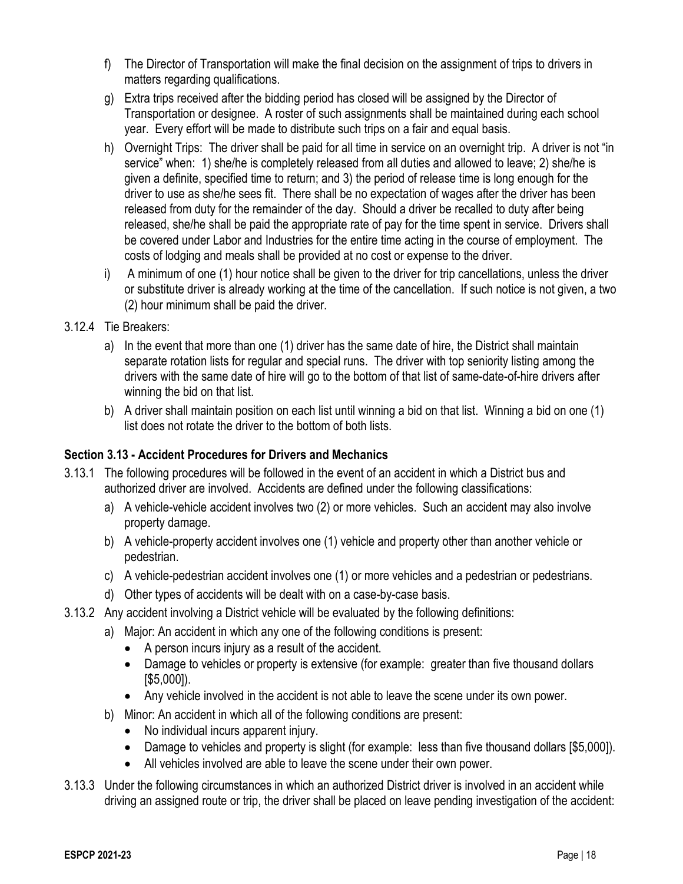f) The Director of Transportation will make the final decision on the assignment of trips to drivers in matters regarding qualifications.

g) Extra trips received after the bidding period has closed will be assigned by the Director of Transportation or designee. A roster of such assignments shall be maintained during each school year. Every effort will be made to distribute such trips on a fair and equal basis.

h) Overnight Trips: The driver shall be paid for all time in service on an overnight trip. A driver is not "in service" when: 1) she/he is completely released from all duties and allowed to leave; 2) she/he is given a definite, specified time to return; and 3) the period of release time is long enough for the driver to use as she/he sees fit. There shall be no expectation of wages after the driver has been released from duty for the remainder of the day. Should a driver be recalled to duty after being released, she/he shall be paid the appropriate rate of pay for the time spent in service. Drivers shall be covered under Labor and Industries for the entire time acting in the course of employment. The costs of lodging and meals shall be provided at no cost or expense to the driver.

i) A minimum of one (1) hour notice shall be given to the driver for trip cancellations, unless the driver or substitute driver is already working at the time of the cancellation. If such notice is not given, a two (2) hour minimum shall be paid the driver.

3.12.4 Tie Breakers:

a) In the event that more than one (1) driver has the same date of hire, the District shall maintain separate rotation lists for regular and special runs. The driver with top seniority listing among the drivers with the same date of hire will go to the bottom of that list of same-date-of-hire drivers after winning the bid on that list.

b) A driver shall maintain position on each list until winning a bid on that list. Winning a bid on one (1) list does not rotate the driver to the bottom of both lists.

### Section 3.13 - Accident Procedures for Drivers and Mechanics

3.13.1 The following procedures will be followed in the event of an accident in which a District bus and authorized driver are involved. Accidents are defined under the following classifications:

a) A vehicle-vehicle accident involves two (2) or more vehicles. Such an accident may also involve property damage.

b) A vehicle-property accident involves one (1) vehicle and property other than another vehicle or pedestrian.

c) A vehicle-pedestrian accident involves one (1) or more vehicles and a pedestrian or pedestrians.

d) Other types of accidents will be dealt with on a case-by-case basis.

3.13.2 Any accident involving a District vehicle will be evaluated by the following definitions:

a) Major: An accident in which any one of the following conditions is present:
- A person incurs injury as a result of the accident.
- Damage to vehicles or property is extensive (for example: greater than five thousand dollars [$5,000]).
- Any vehicle involved in the accident is not able to leave the scene under its own power.

b) Minor: An accident in which all of the following conditions are present:
- No individual incurs apparent injury.
- Damage to vehicles and property is slight (for example: less than five thousand dollars [$5,000]).
- All vehicles involved are able to leave the scene under their own power.

3.13.3 Under the following circumstances in which an authorized District driver is involved in an accident while driving an assigned route or trip, the driver shall be placed on leave pending investigation of the accident: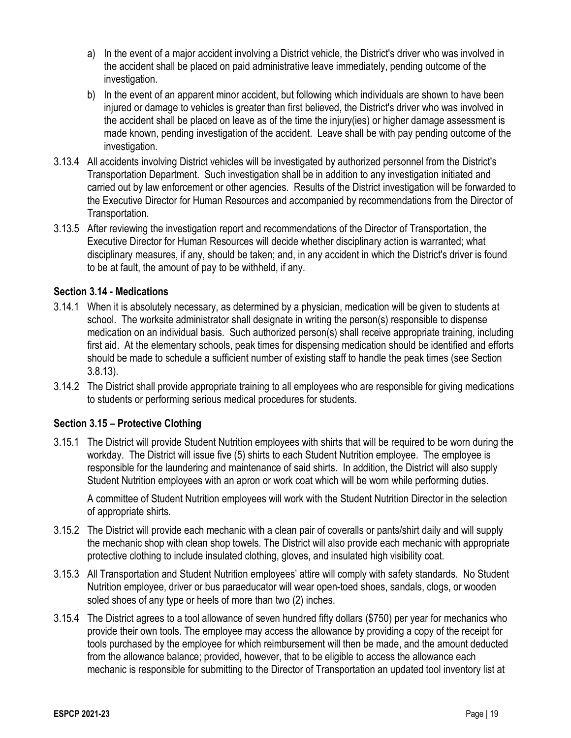a) In the event of a major accident involving a District vehicle, the District's driver who was involved in the accident shall be placed on paid administrative leave immediately, pending outcome of the investigation.

b) In the event of an apparent minor accident, but following which individuals are shown to have been injured or damage to vehicles is greater than first believed, the District's driver who was involved in the accident shall be placed on leave as of the time the injury(ies) or higher damage assessment is made known, pending investigation of the accident. Leave shall be with pay pending outcome of the investigation.

3.13.4 All accidents involving District vehicles will be investigated by authorized personnel from the District's Transportation Department. Such investigation shall be in addition to any investigation initiated and carried out by law enforcement or other agencies. Results of the District investigation will be forwarded to the Executive Director for Human Resources and accompanied by recommendations from the Director of Transportation.

3.13.5 After reviewing the investigation report and recommendations of the Director of Transportation, the Executive Director for Human Resources will decide whether disciplinary action is warranted; what disciplinary measures, if any, should be taken; and, in any accident in which the District's driver is found to be at fault, the amount of pay to be withheld, if any.

### Section 3.14 - Medications

3.14.1 When it is absolutely necessary, as determined by a physician, medication will be given to students at school. The worksite administrator shall designate in writing the person(s) responsible to dispense medication on an individual basis. Such authorized person(s) shall receive appropriate training, including first aid. At the elementary schools, peak times for dispensing medication should be identified and efforts should be made to schedule a sufficient number of existing staff to handle the peak times (see Section 3.8.13).

3.14.2 The District shall provide appropriate training to all employees who are responsible for giving medications to students or performing serious medical procedures for students.

### Section 3.15 – Protective Clothing

3.15.1 The District will provide Student Nutrition employees with shirts that will be required to be worn during the workday. The District will issue five (5) shirts to each Student Nutrition employee. The employee is responsible for the laundering and maintenance of said shirts. In addition, the District will also supply Student Nutrition employees with an apron or work coat which will be worn while performing duties.

A committee of Student Nutrition employees will work with the Student Nutrition Director in the selection of appropriate shirts.

3.15.2 The District will provide each mechanic with a clean pair of coveralls or pants/shirt daily and will supply the mechanic shop with clean shop towels. The District will also provide each mechanic with appropriate protective clothing to include insulated clothing, gloves, and insulated high visibility coat.

3.15.3 All Transportation and Student Nutrition employees' attire will comply with safety standards. No Student Nutrition employee, driver or bus paraeducator will wear open-toed shoes, sandals, clogs, or wooden soled shoes of any type or heels of more than two (2) inches.

3.15.4 The District agrees to a tool allowance of seven hundred fifty dollars ($750) per year for mechanics who provide their own tools. The employee may access the allowance by providing a copy of the receipt for tools purchased by the employee for which reimbursement will then be made, and the amount deducted from the allowance balance; provided, however, that to be eligible to access the allowance each mechanic is responsible for submitting to the Director of Transportation an updated tool inventory list at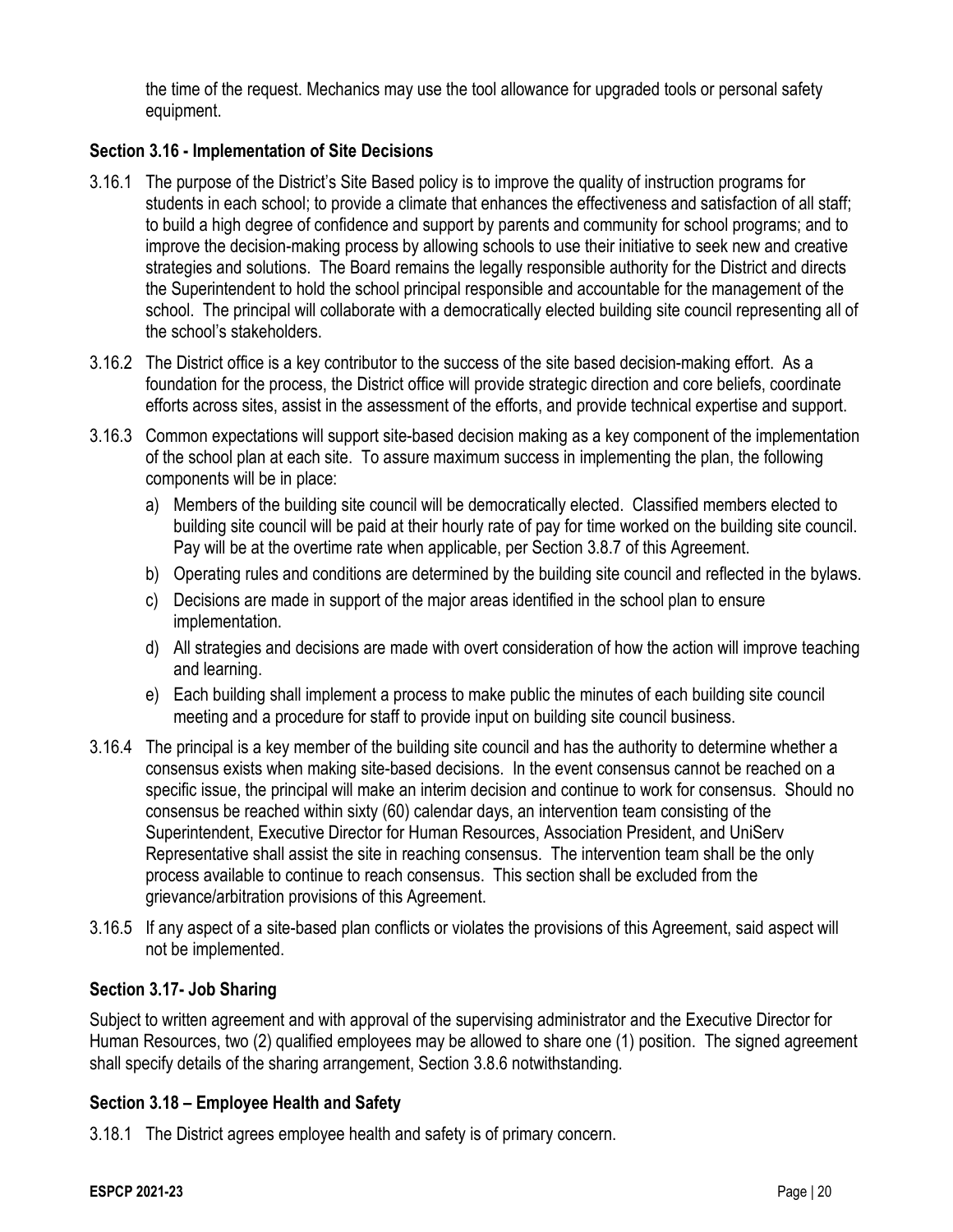the time of the request. Mechanics may use the tool allowance for upgraded tools or personal safety equipment.

### Section 3.16 - Implementation of Site Decisions

3.16.1 The purpose of the District's Site Based policy is to improve the quality of instruction programs for students in each school; to provide a climate that enhances the effectiveness and satisfaction of all staff; to build a high degree of confidence and support by parents and community for school programs; and to improve the decision-making process by allowing schools to use their initiative to seek new and creative strategies and solutions. The Board remains the legally responsible authority for the District and directs the Superintendent to hold the school principal responsible and accountable for the management of the school. The principal will collaborate with a democratically elected building site council representing all of the school's stakeholders.

3.16.2 The District office is a key contributor to the success of the site based decision-making effort. As a foundation for the process, the District office will provide strategic direction and core beliefs, coordinate efforts across sites, assist in the assessment of the efforts, and provide technical expertise and support.

3.16.3 Common expectations will support site-based decision making as a key component of the implementation of the school plan at each site. To assure maximum success in implementing the plan, the following components will be in place:

a) Members of the building site council will be democratically elected. Classified members elected to building site council will be paid at their hourly rate of pay for time worked on the building site council. Pay will be at the overtime rate when applicable, per Section 3.8.7 of this Agreement.

b) Operating rules and conditions are determined by the building site council and reflected in the bylaws.

c) Decisions are made in support of the major areas identified in the school plan to ensure implementation.

d) All strategies and decisions are made with overt consideration of how the action will improve teaching and learning.

e) Each building shall implement a process to make public the minutes of each building site council meeting and a procedure for staff to provide input on building site council business.

3.16.4 The principal is a key member of the building site council and has the authority to determine whether a consensus exists when making site-based decisions. In the event consensus cannot be reached on a specific issue, the principal will make an interim decision and continue to work for consensus. Should no consensus be reached within sixty (60) calendar days, an intervention team consisting of the Superintendent, Executive Director for Human Resources, Association President, and UniServ Representative shall assist the site in reaching consensus. The intervention team shall be the only process available to continue to reach consensus. This section shall be excluded from the grievance/arbitration provisions of this Agreement.

3.16.5 If any aspect of a site-based plan conflicts or violates the provisions of this Agreement, said aspect will not be implemented.

### Section 3.17- Job Sharing

Subject to written agreement and with approval of the supervising administrator and the Executive Director for Human Resources, two (2) qualified employees may be allowed to share one (1) position. The signed agreement shall specify details of the sharing arrangement, Section 3.8.6 notwithstanding.

### Section 3.18 – Employee Health and Safety

3.18.1 The District agrees employee health and safety is of primary concern.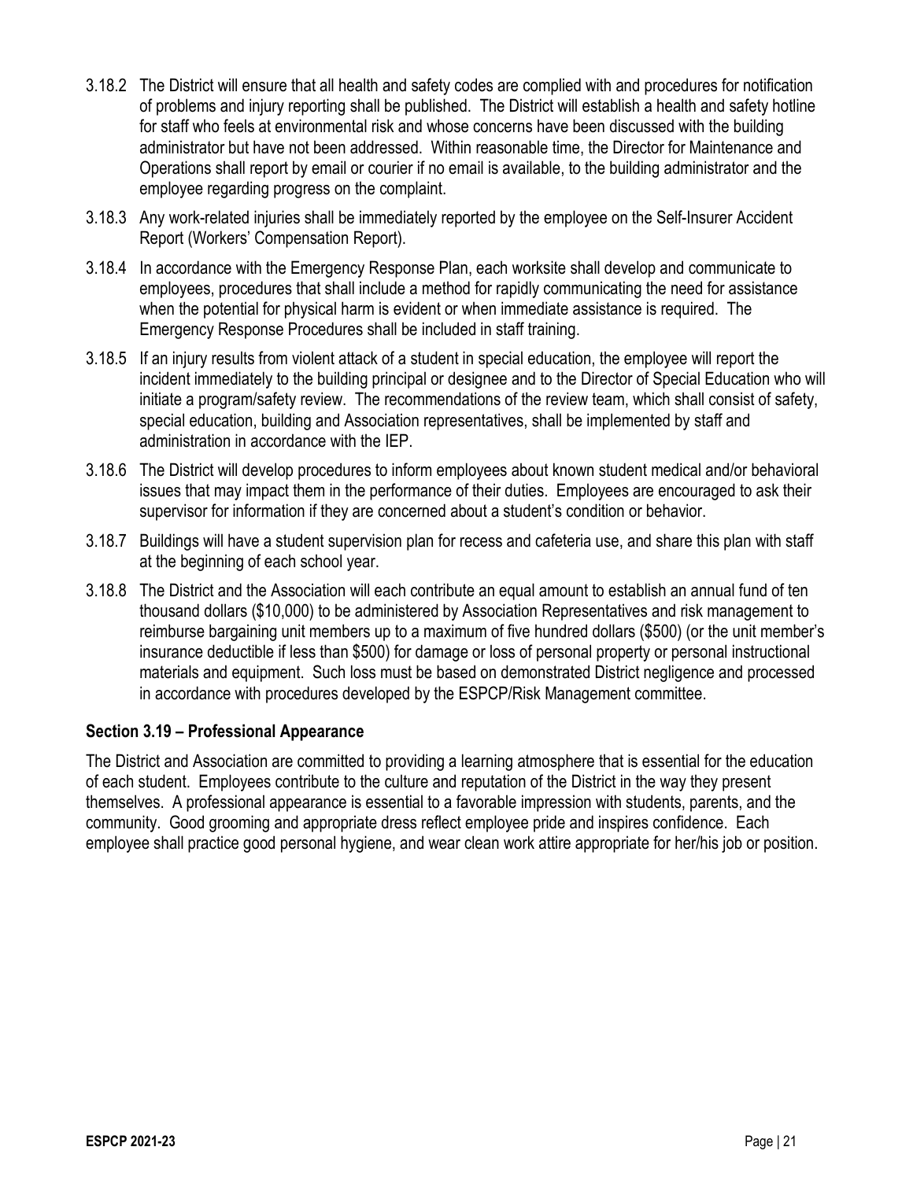3.18.2 The District will ensure that all health and safety codes are complied with and procedures for notification of problems and injury reporting shall be published. The District will establish a health and safety hotline for staff who feels at environmental risk and whose concerns have been discussed with the building administrator but have not been addressed. Within reasonable time, the Director for Maintenance and Operations shall report by email or courier if no email is available, to the building administrator and the employee regarding progress on the complaint.

3.18.3 Any work-related injuries shall be immediately reported by the employee on the Self-Insurer Accident Report (Workers' Compensation Report).

3.18.4 In accordance with the Emergency Response Plan, each worksite shall develop and communicate to employees, procedures that shall include a method for rapidly communicating the need for assistance when the potential for physical harm is evident or when immediate assistance is required. The Emergency Response Procedures shall be included in staff training.

3.18.5 If an injury results from violent attack of a student in special education, the employee will report the incident immediately to the building principal or designee and to the Director of Special Education who will initiate a program/safety review. The recommendations of the review team, which shall consist of safety, special education, building and Association representatives, shall be implemented by staff and administration in accordance with the IEP.

3.18.6 The District will develop procedures to inform employees about known student medical and/or behavioral issues that may impact them in the performance of their duties. Employees are encouraged to ask their supervisor for information if they are concerned about a student's condition or behavior.

3.18.7 Buildings will have a student supervision plan for recess and cafeteria use, and share this plan with staff at the beginning of each school year.

3.18.8 The District and the Association will each contribute an equal amount to establish an annual fund of ten thousand dollars ($10,000) to be administered by Association Representatives and risk management to reimburse bargaining unit members up to a maximum of five hundred dollars ($500) (or the unit member's insurance deductible if less than $500) for damage or loss of personal property or personal instructional materials and equipment. Such loss must be based on demonstrated District negligence and processed in accordance with procedures developed by the ESPCP/Risk Management committee.

### Section 3.19 – Professional Appearance

The District and Association are committed to providing a learning atmosphere that is essential for the education of each student. Employees contribute to the culture and reputation of the District in the way they present themselves. A professional appearance is essential to a favorable impression with students, parents, and the community. Good grooming and appropriate dress reflect employee pride and inspires confidence. Each employee shall practice good personal hygiene, and wear clean work attire appropriate for her/his job or position.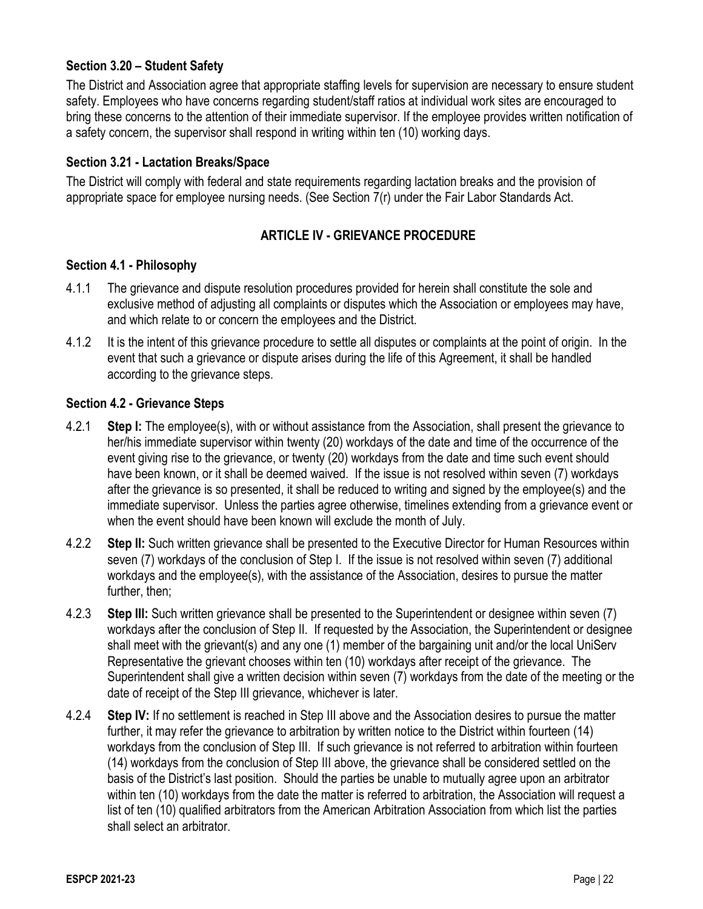### Section 3.20 – Student Safety

The District and Association agree that appropriate staffing levels for supervision are necessary to ensure student safety. Employees who have concerns regarding student/staff ratios at individual work sites are encouraged to bring these concerns to the attention of their immediate supervisor. If the employee provides written notification of a safety concern, the supervisor shall respond in writing within ten (10) working days.

### Section 3.21 - Lactation Breaks/Space

The District will comply with federal and state requirements regarding lactation breaks and the provision of appropriate space for employee nursing needs. (See Section 7(r) under the Fair Labor Standards Act.

## ARTICLE IV - GRIEVANCE PROCEDURE

### Section 4.1 - Philosophy

4.1.1 The grievance and dispute resolution procedures provided for herein shall constitute the sole and exclusive method of adjusting all complaints or disputes which the Association or employees may have, and which relate to or concern the employees and the District.

4.1.2 It is the intent of this grievance procedure to settle all disputes or complaints at the point of origin. In the event that such a grievance or dispute arises during the life of this Agreement, it shall be handled according to the grievance steps.

### Section 4.2 - Grievance Steps

4.2.1 **Step I:** The employee(s), with or without assistance from the Association, shall present the grievance to her/his immediate supervisor within twenty (20) workdays of the date and time of the occurrence of the event giving rise to the grievance, or twenty (20) workdays from the date and time such event should have been known, or it shall be deemed waived. If the issue is not resolved within seven (7) workdays after the grievance is so presented, it shall be reduced to writing and signed by the employee(s) and the immediate supervisor. Unless the parties agree otherwise, timelines extending from a grievance event or when the event should have been known will exclude the month of July.

4.2.2 **Step II:** Such written grievance shall be presented to the Executive Director for Human Resources within seven (7) workdays of the conclusion of Step I. If the issue is not resolved within seven (7) additional workdays and the employee(s), with the assistance of the Association, desires to pursue the matter further, then;

4.2.3 **Step III:** Such written grievance shall be presented to the Superintendent or designee within seven (7) workdays after the conclusion of Step II. If requested by the Association, the Superintendent or designee shall meet with the grievant(s) and any one (1) member of the bargaining unit and/or the local UniServ Representative the grievant chooses within ten (10) workdays after receipt of the grievance. The Superintendent shall give a written decision within seven (7) workdays from the date of the meeting or the date of receipt of the Step III grievance, whichever is later.

4.2.4 **Step IV:** If no settlement is reached in Step III above and the Association desires to pursue the matter further, it may refer the grievance to arbitration by written notice to the District within fourteen (14) workdays from the conclusion of Step III. If such grievance is not referred to arbitration within fourteen (14) workdays from the conclusion of Step III above, the grievance shall be considered settled on the basis of the District's last position. Should the parties be unable to mutually agree upon an arbitrator within ten (10) workdays from the date the matter is referred to arbitration, the Association will request a list of ten (10) qualified arbitrators from the American Arbitration Association from which list the parties shall select an arbitrator.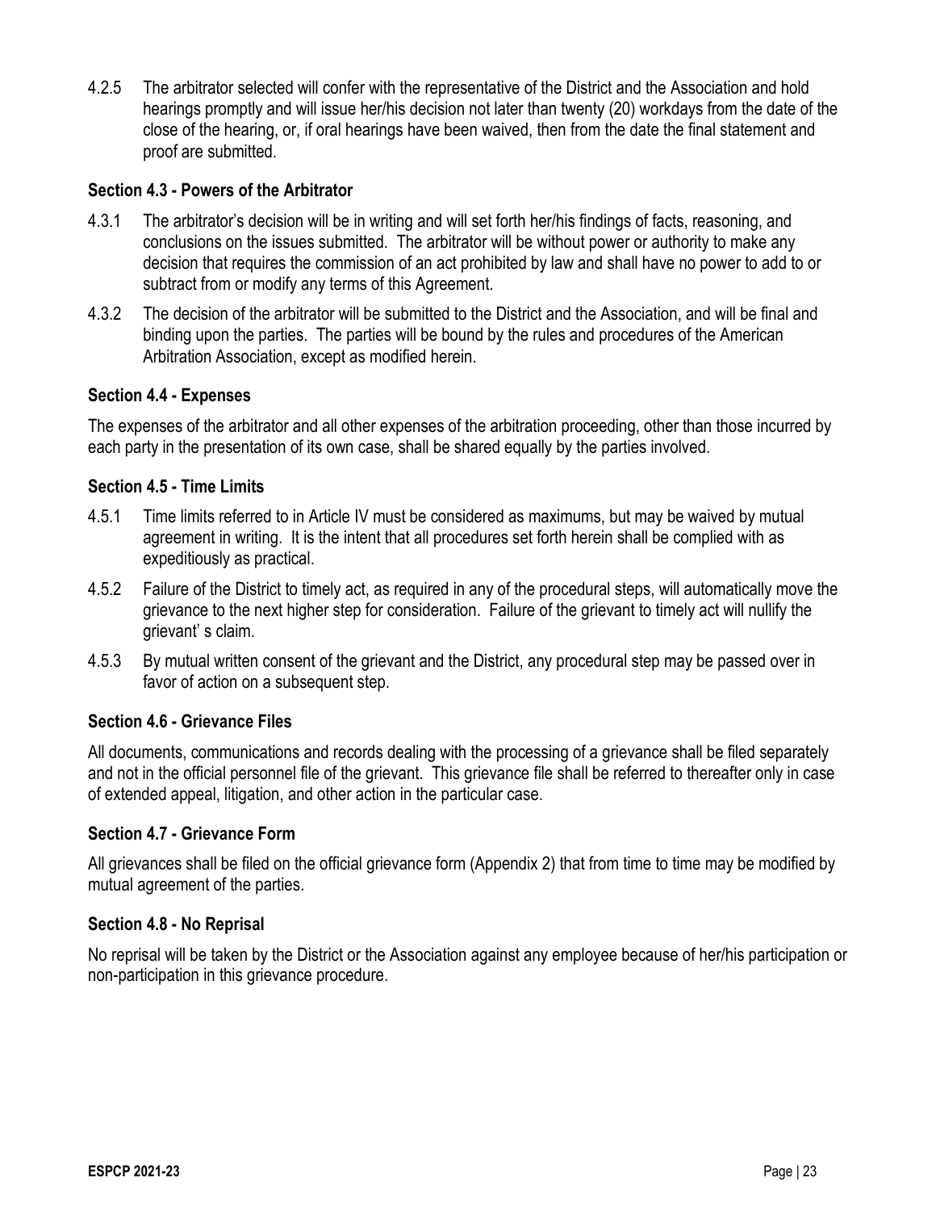4.2.5 The arbitrator selected will confer with the representative of the District and the Association and hold hearings promptly and will issue her/his decision not later than twenty (20) workdays from the date of the close of the hearing, or, if oral hearings have been waived, then from the date the final statement and proof are submitted.

### Section 4.3 - Powers of the Arbitrator

4.3.1 The arbitrator's decision will be in writing and will set forth her/his findings of facts, reasoning, and conclusions on the issues submitted. The arbitrator will be without power or authority to make any decision that requires the commission of an act prohibited by law and shall have no power to add to or subtract from or modify any terms of this Agreement.

4.3.2 The decision of the arbitrator will be submitted to the District and the Association, and will be final and binding upon the parties. The parties will be bound by the rules and procedures of the American Arbitration Association, except as modified herein.

### Section 4.4 - Expenses

The expenses of the arbitrator and all other expenses of the arbitration proceeding, other than those incurred by each party in the presentation of its own case, shall be shared equally by the parties involved.

### Section 4.5 - Time Limits

4.5.1 Time limits referred to in Article IV must be considered as maximums, but may be waived by mutual agreement in writing. It is the intent that all procedures set forth herein shall be complied with as expeditiously as practical.

4.5.2 Failure of the District to timely act, as required in any of the procedural steps, will automatically move the grievance to the next higher step for consideration. Failure of the grievant to timely act will nullify the grievant' s claim.

4.5.3 By mutual written consent of the grievant and the District, any procedural step may be passed over in favor of action on a subsequent step.

### Section 4.6 - Grievance Files

All documents, communications and records dealing with the processing of a grievance shall be filed separately and not in the official personnel file of the grievant. This grievance file shall be referred to thereafter only in case of extended appeal, litigation, and other action in the particular case.

### Section 4.7 - Grievance Form

All grievances shall be filed on the official grievance form (Appendix 2) that from time to time may be modified by mutual agreement of the parties.

### Section 4.8 - No Reprisal

No reprisal will be taken by the District or the Association against any employee because of her/his participation or non-participation in this grievance procedure.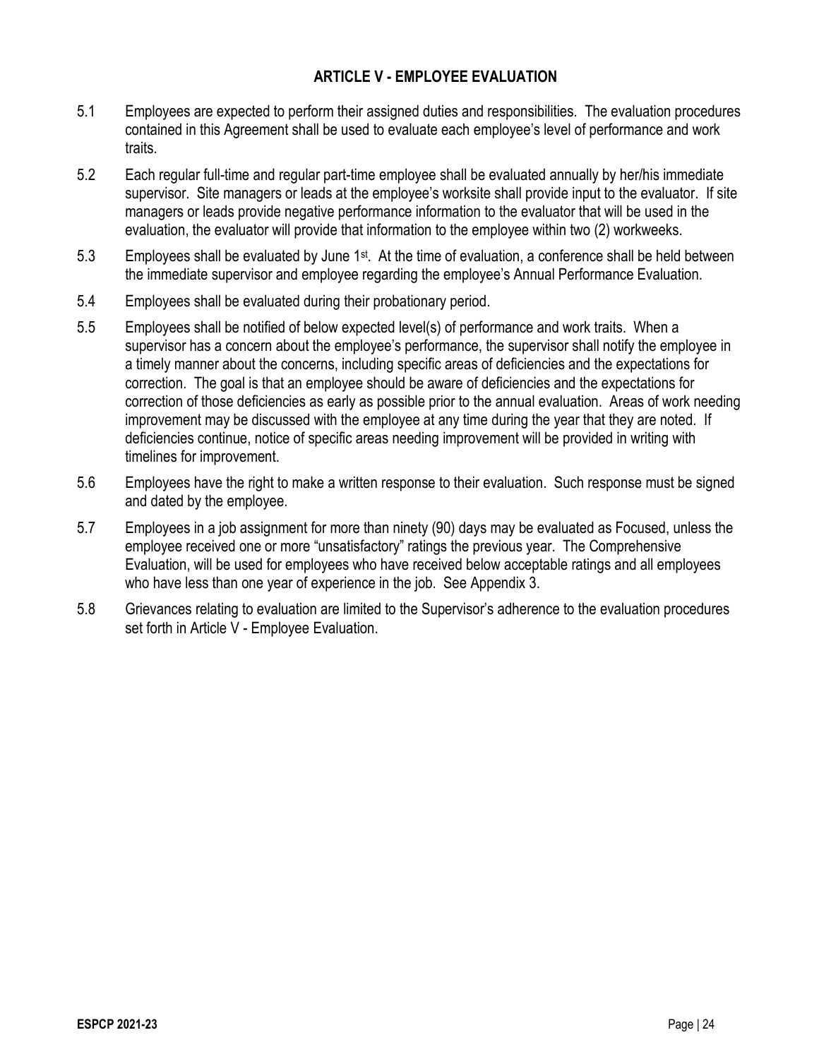## ARTICLE V - EMPLOYEE EVALUATION

5.1 Employees are expected to perform their assigned duties and responsibilities. The evaluation procedures contained in this Agreement shall be used to evaluate each employee's level of performance and work traits.

5.2 Each regular full-time and regular part-time employee shall be evaluated annually by her/his immediate supervisor. Site managers or leads at the employee's worksite shall provide input to the evaluator. If site managers or leads provide negative performance information to the evaluator that will be used in the evaluation, the evaluator will provide that information to the employee within two (2) workweeks.

5.3 Employees shall be evaluated by June 1st. At the time of evaluation, a conference shall be held between the immediate supervisor and employee regarding the employee's Annual Performance Evaluation.

5.4 Employees shall be evaluated during their probationary period.

5.5 Employees shall be notified of below expected level(s) of performance and work traits. When a supervisor has a concern about the employee's performance, the supervisor shall notify the employee in a timely manner about the concerns, including specific areas of deficiencies and the expectations for correction. The goal is that an employee should be aware of deficiencies and the expectations for correction of those deficiencies as early as possible prior to the annual evaluation. Areas of work needing improvement may be discussed with the employee at any time during the year that they are noted. If deficiencies continue, notice of specific areas needing improvement will be provided in writing with timelines for improvement.

5.6 Employees have the right to make a written response to their evaluation. Such response must be signed and dated by the employee.

5.7 Employees in a job assignment for more than ninety (90) days may be evaluated as Focused, unless the employee received one or more "unsatisfactory" ratings the previous year. The Comprehensive Evaluation, will be used for employees who have received below acceptable ratings and all employees who have less than one year of experience in the job. See Appendix 3.

5.8 Grievances relating to evaluation are limited to the Supervisor's adherence to the evaluation procedures set forth in Article V - Employee Evaluation.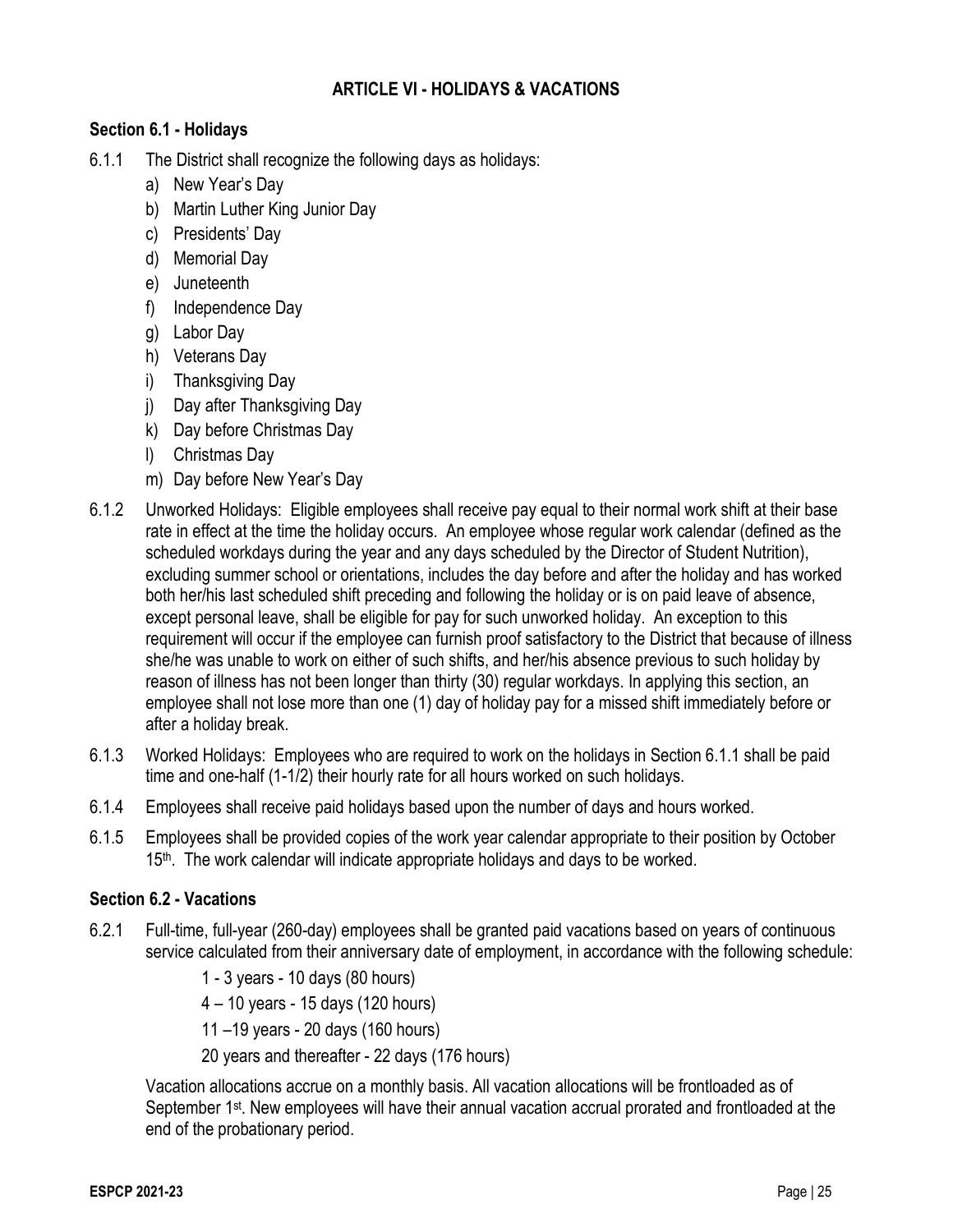## ARTICLE VI - HOLIDAYS & VACATIONS

### Section 6.1 - Holidays

6.1.1 The District shall recognize the following days as holidays:

a) New Year's Day
b) Martin Luther King Junior Day
c) Presidents' Day
d) Memorial Day
e) Juneteenth
f) Independence Day
g) Labor Day
h) Veterans Day
i) Thanksgiving Day
j) Day after Thanksgiving Day
k) Day before Christmas Day
l) Christmas Day
m) Day before New Year's Day

6.1.2 Unworked Holidays: Eligible employees shall receive pay equal to their normal work shift at their base rate in effect at the time the holiday occurs. An employee whose regular work calendar (defined as the scheduled workdays during the year and any days scheduled by the Director of Student Nutrition), excluding summer school or orientations, includes the day before and after the holiday and has worked both her/his last scheduled shift preceding and following the holiday or is on paid leave of absence, except personal leave, shall be eligible for pay for such unworked holiday. An exception to this requirement will occur if the employee can furnish proof satisfactory to the District that because of illness she/he was unable to work on either of such shifts, and her/his absence previous to such holiday by reason of illness has not been longer than thirty (30) regular workdays. In applying this section, an employee shall not lose more than one (1) day of holiday pay for a missed shift immediately before or after a holiday break.

6.1.3 Worked Holidays: Employees who are required to work on the holidays in Section 6.1.1 shall be paid time and one-half (1-1/2) their hourly rate for all hours worked on such holidays.

6.1.4 Employees shall receive paid holidays based upon the number of days and hours worked.

6.1.5 Employees shall be provided copies of the work year calendar appropriate to their position by October 15th. The work calendar will indicate appropriate holidays and days to be worked.

### Section 6.2 - Vacations

6.2.1 Full-time, full-year (260-day) employees shall be granted paid vacations based on years of continuous service calculated from their anniversary date of employment, in accordance with the following schedule:

1 - 3 years - 10 days (80 hours)

4 – 10 years - 15 days (120 hours)

11 –19 years - 20 days (160 hours)

20 years and thereafter - 22 days (176 hours)

Vacation allocations accrue on a monthly basis. All vacation allocations will be frontloaded as of September 1st. New employees will have their annual vacation accrual prorated and frontloaded at the end of the probationary period.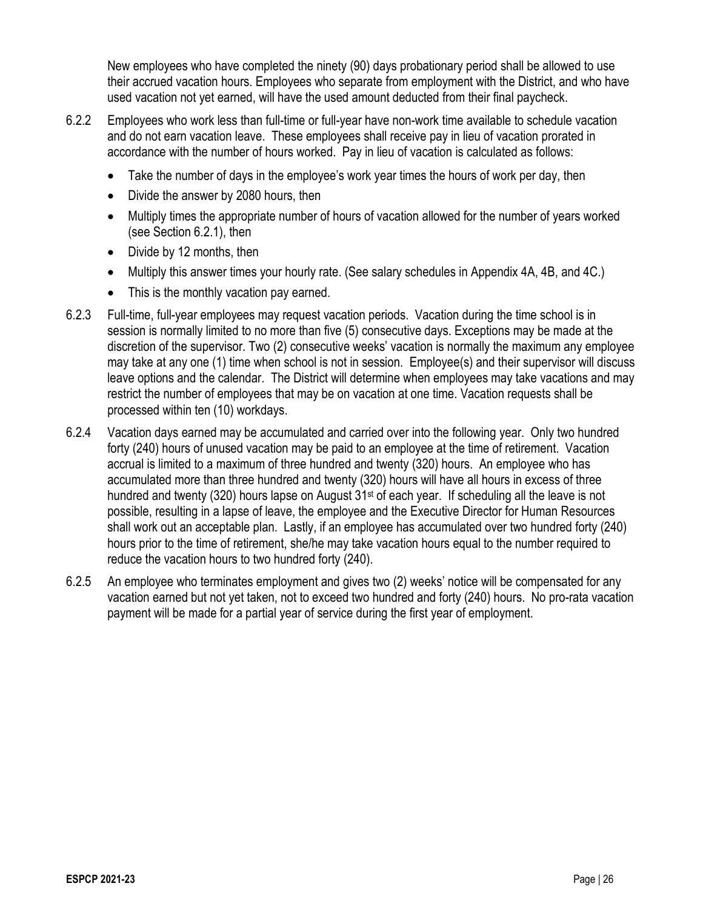New employees who have completed the ninety (90) days probationary period shall be allowed to use their accrued vacation hours. Employees who separate from employment with the District, and who have used vacation not yet earned, will have the used amount deducted from their final paycheck.

6.2.2 Employees who work less than full-time or full-year have non-work time available to schedule vacation and do not earn vacation leave. These employees shall receive pay in lieu of vacation prorated in accordance with the number of hours worked. Pay in lieu of vacation is calculated as follows:

- Take the number of days in the employee's work year times the hours of work per day, then
- Divide the answer by 2080 hours, then
- Multiply times the appropriate number of hours of vacation allowed for the number of years worked (see Section 6.2.1), then
- Divide by 12 months, then
- Multiply this answer times your hourly rate. (See salary schedules in Appendix 4A, 4B, and 4C.)
- This is the monthly vacation pay earned.

6.2.3 Full-time, full-year employees may request vacation periods. Vacation during the time school is in session is normally limited to no more than five (5) consecutive days. Exceptions may be made at the discretion of the supervisor. Two (2) consecutive weeks' vacation is normally the maximum any employee may take at any one (1) time when school is not in session. Employee(s) and their supervisor will discuss leave options and the calendar. The District will determine when employees may take vacations and may restrict the number of employees that may be on vacation at one time. Vacation requests shall be processed within ten (10) workdays.

6.2.4 Vacation days earned may be accumulated and carried over into the following year. Only two hundred forty (240) hours of unused vacation may be paid to an employee at the time of retirement. Vacation accrual is limited to a maximum of three hundred and twenty (320) hours. An employee who has accumulated more than three hundred and twenty (320) hours will have all hours in excess of three hundred and twenty (320) hours lapse on August 31st of each year. If scheduling all the leave is not possible, resulting in a lapse of leave, the employee and the Executive Director for Human Resources shall work out an acceptable plan. Lastly, if an employee has accumulated over two hundred forty (240) hours prior to the time of retirement, she/he may take vacation hours equal to the number required to reduce the vacation hours to two hundred forty (240).

6.2.5 An employee who terminates employment and gives two (2) weeks' notice will be compensated for any vacation earned but not yet taken, not to exceed two hundred and forty (240) hours. No pro-rata vacation payment will be made for a partial year of service during the first year of employment.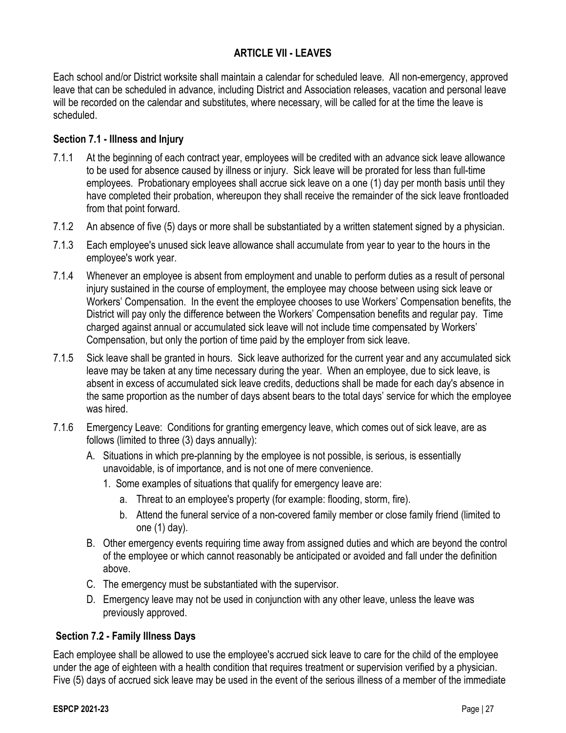## ARTICLE VII - LEAVES

Each school and/or District worksite shall maintain a calendar for scheduled leave. All non-emergency, approved leave that can be scheduled in advance, including District and Association releases, vacation and personal leave will be recorded on the calendar and substitutes, where necessary, will be called for at the time the leave is scheduled.

### Section 7.1 - Illness and Injury

7.1.1 At the beginning of each contract year, employees will be credited with an advance sick leave allowance to be used for absence caused by illness or injury. Sick leave will be prorated for less than full-time employees. Probationary employees shall accrue sick leave on a one (1) day per month basis until they have completed their probation, whereupon they shall receive the remainder of the sick leave frontloaded from that point forward.

7.1.2 An absence of five (5) days or more shall be substantiated by a written statement signed by a physician.

7.1.3 Each employee's unused sick leave allowance shall accumulate from year to year to the hours in the employee's work year.

7.1.4 Whenever an employee is absent from employment and unable to perform duties as a result of personal injury sustained in the course of employment, the employee may choose between using sick leave or Workers' Compensation. In the event the employee chooses to use Workers' Compensation benefits, the District will pay only the difference between the Workers' Compensation benefits and regular pay. Time charged against annual or accumulated sick leave will not include time compensated by Workers' Compensation, but only the portion of time paid by the employer from sick leave.

7.1.5 Sick leave shall be granted in hours. Sick leave authorized for the current year and any accumulated sick leave may be taken at any time necessary during the year. When an employee, due to sick leave, is absent in excess of accumulated sick leave credits, deductions shall be made for each day's absence in the same proportion as the number of days absent bears to the total days' service for which the employee was hired.

7.1.6 Emergency Leave: Conditions for granting emergency leave, which comes out of sick leave, are as follows (limited to three (3) days annually):

- A. Situations in which pre-planning by the employee is not possible, is serious, is essentially unavoidable, is of importance, and is not one of mere convenience.
  1. Some examples of situations that qualify for emergency leave are:
     - a. Threat to an employee's property (for example: flooding, storm, fire).
     - b. Attend the funeral service of a non-covered family member or close family friend (limited to one (1) day).
- B. Other emergency events requiring time away from assigned duties and which are beyond the control of the employee or which cannot reasonably be anticipated or avoided and fall under the definition above.
- C. The emergency must be substantiated with the supervisor.
- D. Emergency leave may not be used in conjunction with any other leave, unless the leave was previously approved.

### Section 7.2 - Family Illness Days

Each employee shall be allowed to use the employee's accrued sick leave to care for the child of the employee under the age of eighteen with a health condition that requires treatment or supervision verified by a physician. Five (5) days of accrued sick leave may be used in the event of the serious illness of a member of the immediate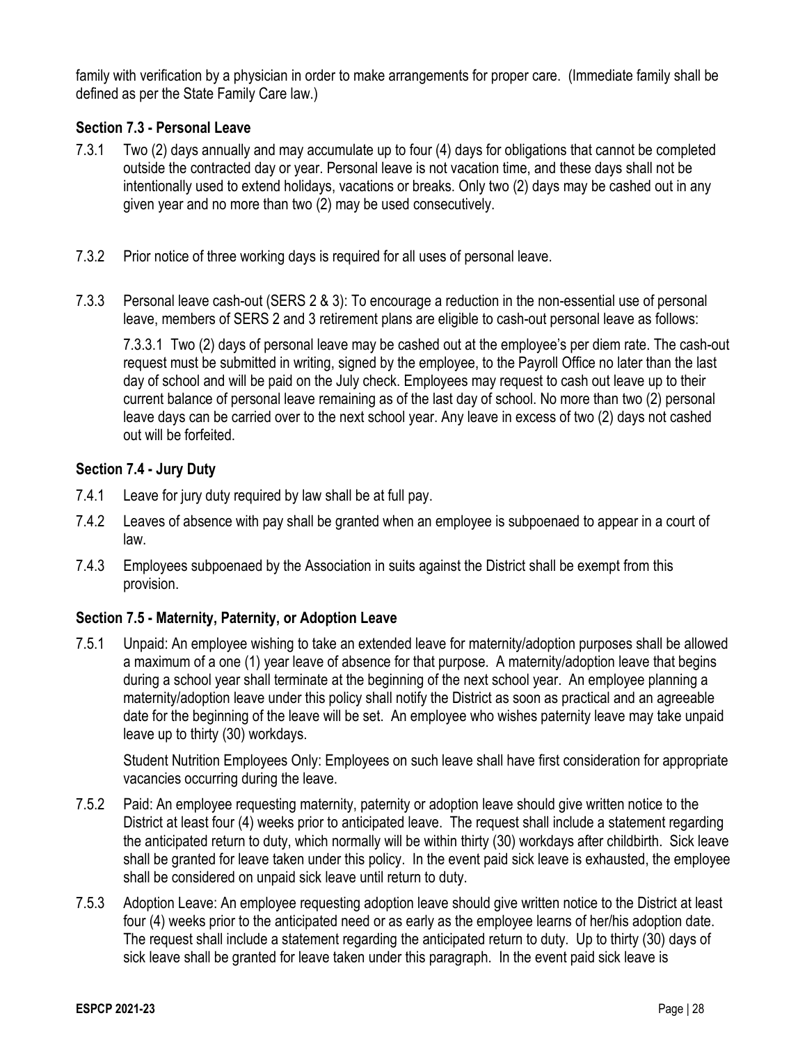family with verification by a physician in order to make arrangements for proper care. (Immediate family shall be defined as per the State Family Care law.)

### Section 7.3 - Personal Leave

7.3.1 Two (2) days annually and may accumulate up to four (4) days for obligations that cannot be completed outside the contracted day or year. Personal leave is not vacation time, and these days shall not be intentionally used to extend holidays, vacations or breaks. Only two (2) days may be cashed out in any given year and no more than two (2) may be used consecutively.

7.3.2 Prior notice of three working days is required for all uses of personal leave.

7.3.3 Personal leave cash-out (SERS 2 & 3): To encourage a reduction in the non-essential use of personal leave, members of SERS 2 and 3 retirement plans are eligible to cash-out personal leave as follows:

7.3.3.1 Two (2) days of personal leave may be cashed out at the employee's per diem rate. The cash-out request must be submitted in writing, signed by the employee, to the Payroll Office no later than the last day of school and will be paid on the July check. Employees may request to cash out leave up to their current balance of personal leave remaining as of the last day of school. No more than two (2) personal leave days can be carried over to the next school year. Any leave in excess of two (2) days not cashed out will be forfeited.

### Section 7.4 - Jury Duty

7.4.1 Leave for jury duty required by law shall be at full pay.

7.4.2 Leaves of absence with pay shall be granted when an employee is subpoenaed to appear in a court of law.

7.4.3 Employees subpoenaed by the Association in suits against the District shall be exempt from this provision.

### Section 7.5 - Maternity, Paternity, or Adoption Leave

7.5.1 Unpaid: An employee wishing to take an extended leave for maternity/adoption purposes shall be allowed a maximum of a one (1) year leave of absence for that purpose. A maternity/adoption leave that begins during a school year shall terminate at the beginning of the next school year. An employee planning a maternity/adoption leave under this policy shall notify the District as soon as practical and an agreeable date for the beginning of the leave will be set. An employee who wishes paternity leave may take unpaid leave up to thirty (30) workdays.

Student Nutrition Employees Only: Employees on such leave shall have first consideration for appropriate vacancies occurring during the leave.

7.5.2 Paid: An employee requesting maternity, paternity or adoption leave should give written notice to the District at least four (4) weeks prior to anticipated leave. The request shall include a statement regarding the anticipated return to duty, which normally will be within thirty (30) workdays after childbirth. Sick leave shall be granted for leave taken under this policy. In the event paid sick leave is exhausted, the employee shall be considered on unpaid sick leave until return to duty.

7.5.3 Adoption Leave: An employee requesting adoption leave should give written notice to the District at least four (4) weeks prior to the anticipated need or as early as the employee learns of her/his adoption date. The request shall include a statement regarding the anticipated return to duty. Up to thirty (30) days of sick leave shall be granted for leave taken under this paragraph. In the event paid sick leave is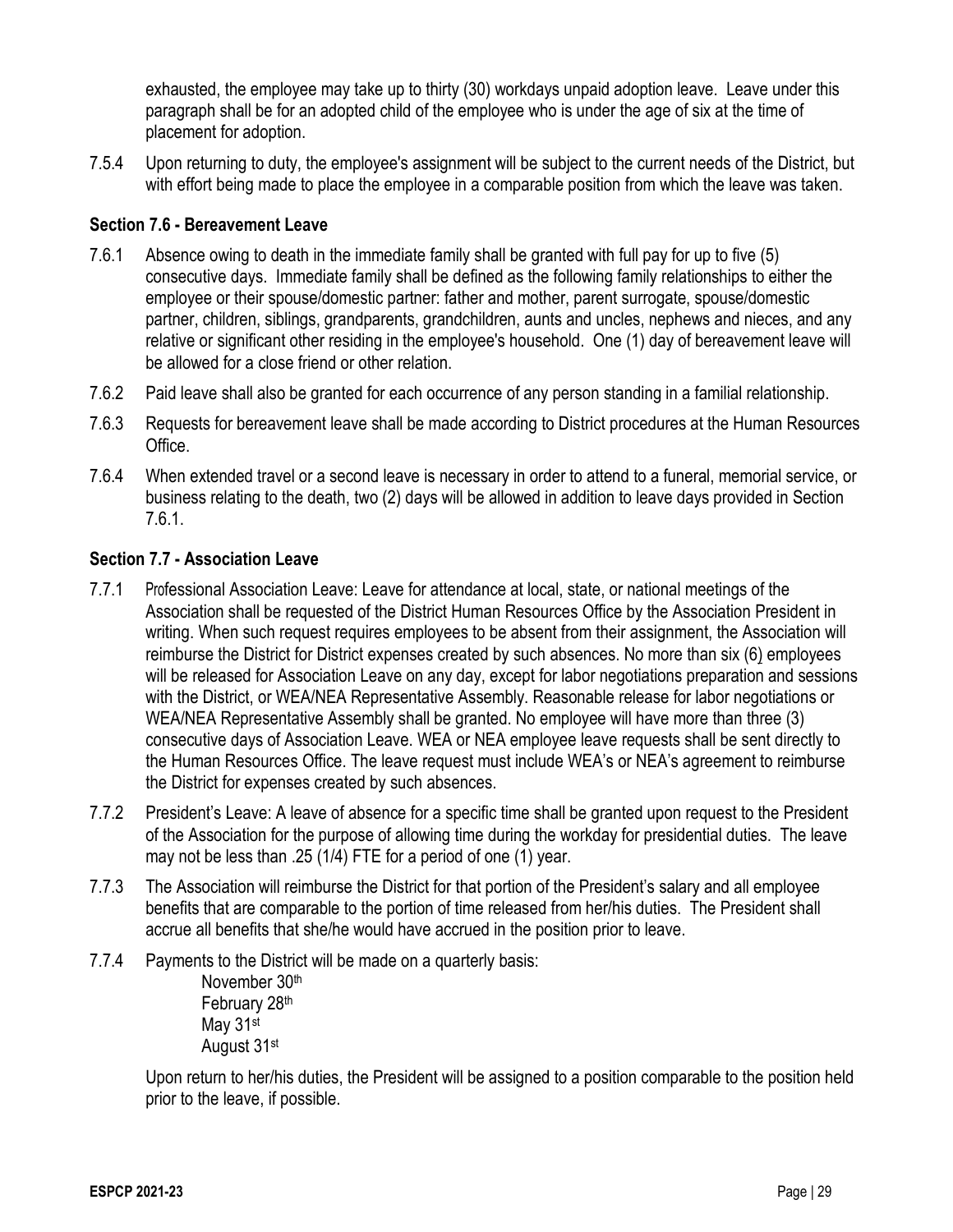exhausted, the employee may take up to thirty (30) workdays unpaid adoption leave. Leave under this paragraph shall be for an adopted child of the employee who is under the age of six at the time of placement for adoption.

7.5.4 Upon returning to duty, the employee's assignment will be subject to the current needs of the District, but with effort being made to place the employee in a comparable position from which the leave was taken.

### Section 7.6 - Bereavement Leave

7.6.1 Absence owing to death in the immediate family shall be granted with full pay for up to five (5) consecutive days. Immediate family shall be defined as the following family relationships to either the employee or their spouse/domestic partner: father and mother, parent surrogate, spouse/domestic partner, children, siblings, grandparents, grandchildren, aunts and uncles, nephews and nieces, and any relative or significant other residing in the employee's household. One (1) day of bereavement leave will be allowed for a close friend or other relation.

7.6.2 Paid leave shall also be granted for each occurrence of any person standing in a familial relationship.

7.6.3 Requests for bereavement leave shall be made according to District procedures at the Human Resources Office.

7.6.4 When extended travel or a second leave is necessary in order to attend to a funeral, memorial service, or business relating to the death, two (2) days will be allowed in addition to leave days provided in Section 7.6.1.

### Section 7.7 - Association Leave

7.7.1 Professional Association Leave: Leave for attendance at local, state, or national meetings of the Association shall be requested of the District Human Resources Office by the Association President in writing. When such request requires employees to be absent from their assignment, the Association will reimburse the District for District expenses created by such absences. No more than six (6) employees will be released for Association Leave on any day, except for labor negotiations preparation and sessions with the District, or WEA/NEA Representative Assembly. Reasonable release for labor negotiations or WEA/NEA Representative Assembly shall be granted. No employee will have more than three (3) consecutive days of Association Leave. WEA or NEA employee leave requests shall be sent directly to the Human Resources Office. The leave request must include WEA's or NEA's agreement to reimburse the District for expenses created by such absences.

7.7.2 President's Leave: A leave of absence for a specific time shall be granted upon request to the President of the Association for the purpose of allowing time during the workday for presidential duties. The leave may not be less than .25 (1/4) FTE for a period of one (1) year.

7.7.3 The Association will reimburse the District for that portion of the President's salary and all employee benefits that are comparable to the portion of time released from her/his duties. The President shall accrue all benefits that she/he would have accrued in the position prior to leave.

7.7.4 Payments to the District will be made on a quarterly basis:

November 30th
February 28th
May 31st
August 31st

Upon return to her/his duties, the President will be assigned to a position comparable to the position held prior to the leave, if possible.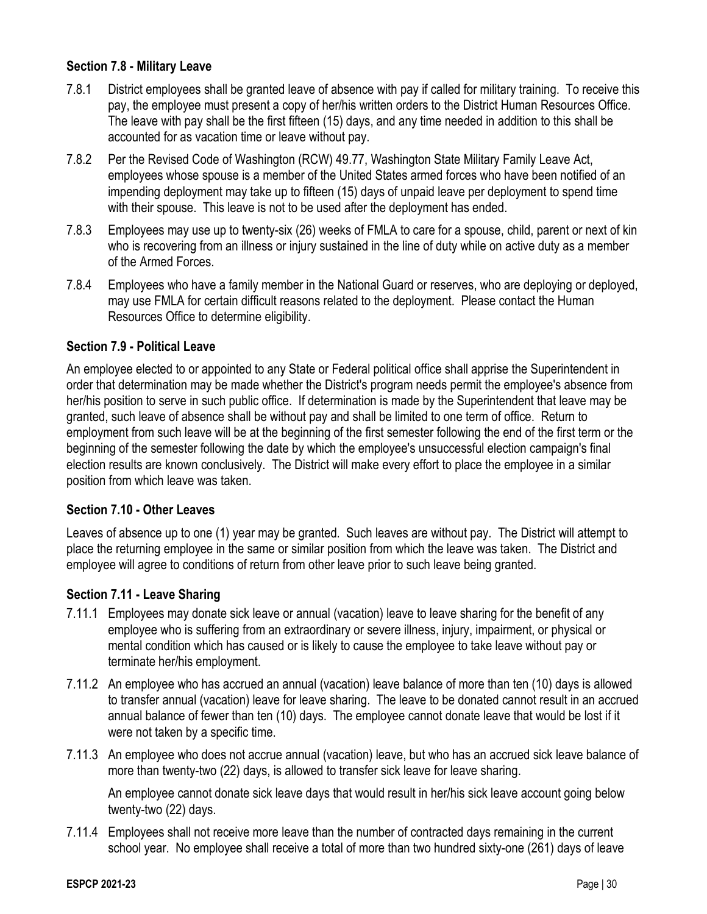### Section 7.8 - Military Leave

7.8.1 District employees shall be granted leave of absence with pay if called for military training. To receive this pay, the employee must present a copy of her/his written orders to the District Human Resources Office. The leave with pay shall be the first fifteen (15) days, and any time needed in addition to this shall be accounted for as vacation time or leave without pay.

7.8.2 Per the Revised Code of Washington (RCW) 49.77, Washington State Military Family Leave Act, employees whose spouse is a member of the United States armed forces who have been notified of an impending deployment may take up to fifteen (15) days of unpaid leave per deployment to spend time with their spouse. This leave is not to be used after the deployment has ended.

7.8.3 Employees may use up to twenty-six (26) weeks of FMLA to care for a spouse, child, parent or next of kin who is recovering from an illness or injury sustained in the line of duty while on active duty as a member of the Armed Forces.

7.8.4 Employees who have a family member in the National Guard or reserves, who are deploying or deployed, may use FMLA for certain difficult reasons related to the deployment. Please contact the Human Resources Office to determine eligibility.

### Section 7.9 - Political Leave

An employee elected to or appointed to any State or Federal political office shall apprise the Superintendent in order that determination may be made whether the District's program needs permit the employee's absence from her/his position to serve in such public office. If determination is made by the Superintendent that leave may be granted, such leave of absence shall be without pay and shall be limited to one term of office. Return to employment from such leave will be at the beginning of the first semester following the end of the first term or the beginning of the semester following the date by which the employee's unsuccessful election campaign's final election results are known conclusively. The District will make every effort to place the employee in a similar position from which leave was taken.

### Section 7.10 - Other Leaves

Leaves of absence up to one (1) year may be granted. Such leaves are without pay. The District will attempt to place the returning employee in the same or similar position from which the leave was taken. The District and employee will agree to conditions of return from other leave prior to such leave being granted.

### Section 7.11 - Leave Sharing

7.11.1 Employees may donate sick leave or annual (vacation) leave to leave sharing for the benefit of any employee who is suffering from an extraordinary or severe illness, injury, impairment, or physical or mental condition which has caused or is likely to cause the employee to take leave without pay or terminate her/his employment.

7.11.2 An employee who has accrued an annual (vacation) leave balance of more than ten (10) days is allowed to transfer annual (vacation) leave for leave sharing. The leave to be donated cannot result in an accrued annual balance of fewer than ten (10) days. The employee cannot donate leave that would be lost if it were not taken by a specific time.

7.11.3 An employee who does not accrue annual (vacation) leave, but who has an accrued sick leave balance of more than twenty-two (22) days, is allowed to transfer sick leave for leave sharing.

An employee cannot donate sick leave days that would result in her/his sick leave account going below twenty-two (22) days.

7.11.4 Employees shall not receive more leave than the number of contracted days remaining in the current school year. No employee shall receive a total of more than two hundred sixty-one (261) days of leave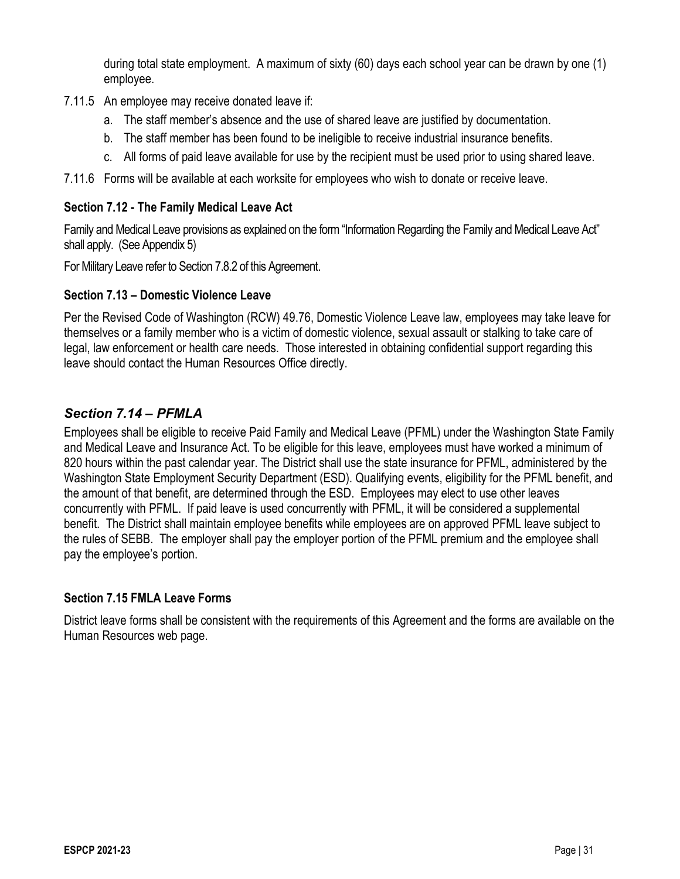during total state employment. A maximum of sixty (60) days each school year can be drawn by one (1) employee.

7.11.5 An employee may receive donated leave if:

a. The staff member's absence and the use of shared leave are justified by documentation.
b. The staff member has been found to be ineligible to receive industrial insurance benefits.
c. All forms of paid leave available for use by the recipient must be used prior to using shared leave.

7.11.6 Forms will be available at each worksite for employees who wish to donate or receive leave.

### Section 7.12 - The Family Medical Leave Act

Family and Medical Leave provisions as explained on the form "Information Regarding the Family and Medical Leave Act" shall apply. (See Appendix 5)

For Military Leave refer to Section 7.8.2 of this Agreement.

### Section 7.13 – Domestic Violence Leave

Per the Revised Code of Washington (RCW) 49.76, Domestic Violence Leave law, employees may take leave for themselves or a family member who is a victim of domestic violence, sexual assault or stalking to take care of legal, law enforcement or health care needs. Those interested in obtaining confidential support regarding this leave should contact the Human Resources Office directly.

### *Section 7.14 – PFMLA*

Employees shall be eligible to receive Paid Family and Medical Leave (PFML) under the Washington State Family and Medical Leave and Insurance Act. To be eligible for this leave, employees must have worked a minimum of 820 hours within the past calendar year. The District shall use the state insurance for PFML, administered by the Washington State Employment Security Department (ESD). Qualifying events, eligibility for the PFML benefit, and the amount of that benefit, are determined through the ESD. Employees may elect to use other leaves concurrently with PFML. If paid leave is used concurrently with PFML, it will be considered a supplemental benefit. The District shall maintain employee benefits while employees are on approved PFML leave subject to the rules of SEBB. The employer shall pay the employer portion of the PFML premium and the employee shall pay the employee's portion.

### Section 7.15 FMLA Leave Forms

District leave forms shall be consistent with the requirements of this Agreement and the forms are available on the Human Resources web page.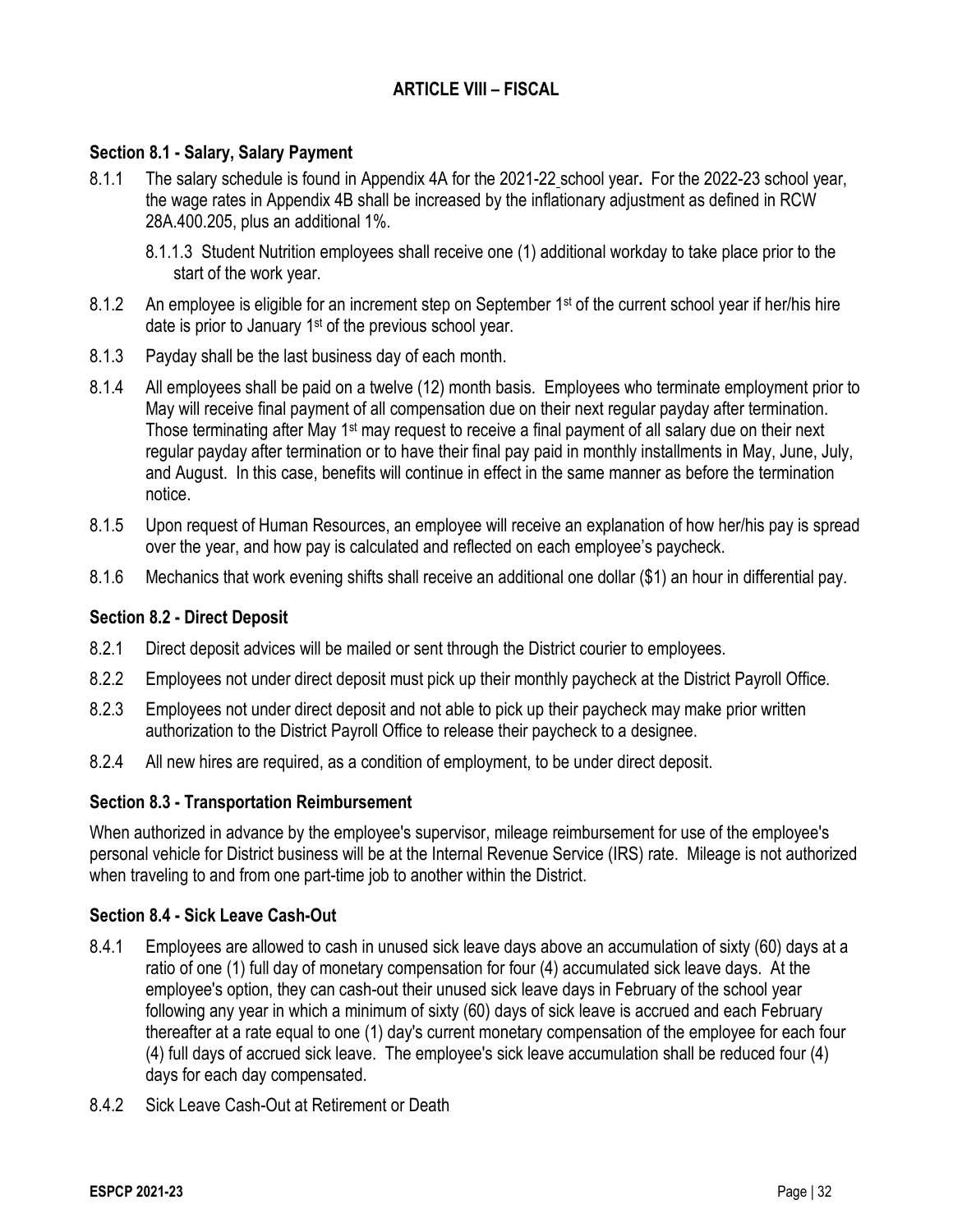## ARTICLE VIII – FISCAL

### Section 8.1 - Salary, Salary Payment

8.1.1 The salary schedule is found in Appendix 4A for the 2021-22 school year**.** For the 2022-23 school year, the wage rates in Appendix 4B shall be increased by the inflationary adjustment as defined in RCW 28A.400.205, plus an additional 1%.

8.1.1.3 Student Nutrition employees shall receive one (1) additional workday to take place prior to the start of the work year.

8.1.2 An employee is eligible for an increment step on September 1st of the current school year if her/his hire date is prior to January 1st of the previous school year.

8.1.3 Payday shall be the last business day of each month.

8.1.4 All employees shall be paid on a twelve (12) month basis. Employees who terminate employment prior to May will receive final payment of all compensation due on their next regular payday after termination. Those terminating after May 1st may request to receive a final payment of all salary due on their next regular payday after termination or to have their final pay paid in monthly installments in May, June, July, and August. In this case, benefits will continue in effect in the same manner as before the termination notice.

8.1.5 Upon request of Human Resources, an employee will receive an explanation of how her/his pay is spread over the year, and how pay is calculated and reflected on each employee's paycheck.

8.1.6 Mechanics that work evening shifts shall receive an additional one dollar ($1) an hour in differential pay.

### Section 8.2 - Direct Deposit

8.2.1 Direct deposit advices will be mailed or sent through the District courier to employees.

8.2.2 Employees not under direct deposit must pick up their monthly paycheck at the District Payroll Office.

8.2.3 Employees not under direct deposit and not able to pick up their paycheck may make prior written authorization to the District Payroll Office to release their paycheck to a designee.

8.2.4 All new hires are required, as a condition of employment, to be under direct deposit.

### Section 8.3 - Transportation Reimbursement

When authorized in advance by the employee's supervisor, mileage reimbursement for use of the employee's personal vehicle for District business will be at the Internal Revenue Service (IRS) rate. Mileage is not authorized when traveling to and from one part-time job to another within the District.

### Section 8.4 - Sick Leave Cash-Out

8.4.1 Employees are allowed to cash in unused sick leave days above an accumulation of sixty (60) days at a ratio of one (1) full day of monetary compensation for four (4) accumulated sick leave days. At the employee's option, they can cash-out their unused sick leave days in February of the school year following any year in which a minimum of sixty (60) days of sick leave is accrued and each February thereafter at a rate equal to one (1) day's current monetary compensation of the employee for each four (4) full days of accrued sick leave. The employee's sick leave accumulation shall be reduced four (4) days for each day compensated.

8.4.2 Sick Leave Cash-Out at Retirement or Death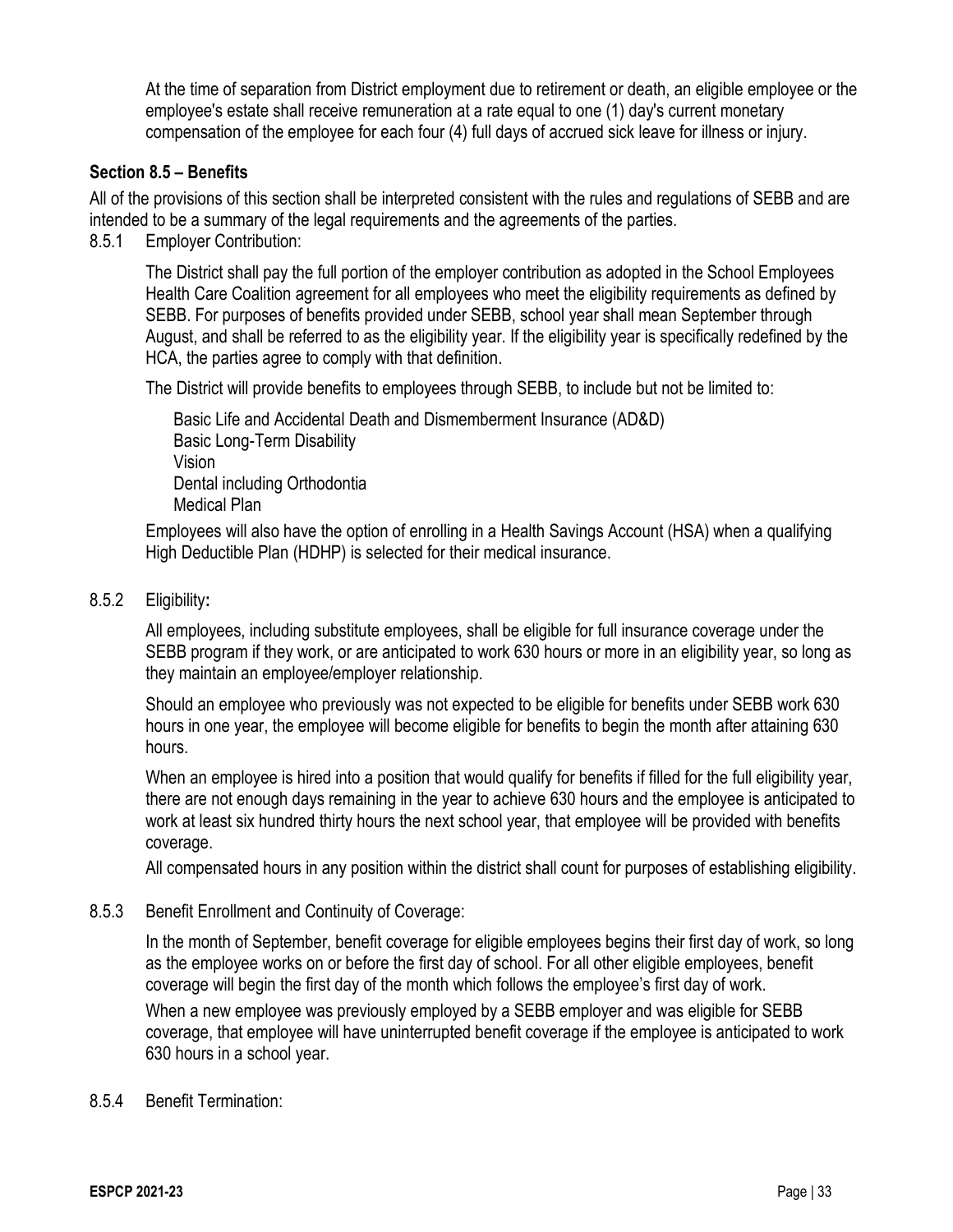At the time of separation from District employment due to retirement or death, an eligible employee or the employee's estate shall receive remuneration at a rate equal to one (1) day's current monetary compensation of the employee for each four (4) full days of accrued sick leave for illness or injury.

### Section 8.5 – Benefits

All of the provisions of this section shall be interpreted consistent with the rules and regulations of SEBB and are intended to be a summary of the legal requirements and the agreements of the parties.

8.5.1 Employer Contribution:

The District shall pay the full portion of the employer contribution as adopted in the School Employees Health Care Coalition agreement for all employees who meet the eligibility requirements as defined by SEBB. For purposes of benefits provided under SEBB, school year shall mean September through August, and shall be referred to as the eligibility year. If the eligibility year is specifically redefined by the HCA, the parties agree to comply with that definition.

The District will provide benefits to employees through SEBB, to include but not be limited to:

Basic Life and Accidental Death and Dismemberment Insurance (AD&D)
Basic Long-Term Disability
Vision
Dental including Orthodontia
Medical Plan

Employees will also have the option of enrolling in a Health Savings Account (HSA) when a qualifying High Deductible Plan (HDHP) is selected for their medical insurance.

8.5.2 Eligibility**:**

All employees, including substitute employees, shall be eligible for full insurance coverage under the SEBB program if they work, or are anticipated to work 630 hours or more in an eligibility year, so long as they maintain an employee/employer relationship.

Should an employee who previously was not expected to be eligible for benefits under SEBB work 630 hours in one year, the employee will become eligible for benefits to begin the month after attaining 630 hours.

When an employee is hired into a position that would qualify for benefits if filled for the full eligibility year, there are not enough days remaining in the year to achieve 630 hours and the employee is anticipated to work at least six hundred thirty hours the next school year, that employee will be provided with benefits coverage.

All compensated hours in any position within the district shall count for purposes of establishing eligibility.

8.5.3 Benefit Enrollment and Continuity of Coverage:

In the month of September, benefit coverage for eligible employees begins their first day of work, so long as the employee works on or before the first day of school. For all other eligible employees, benefit coverage will begin the first day of the month which follows the employee's first day of work.

When a new employee was previously employed by a SEBB employer and was eligible for SEBB coverage, that employee will have uninterrupted benefit coverage if the employee is anticipated to work 630 hours in a school year.

8.5.4 Benefit Termination: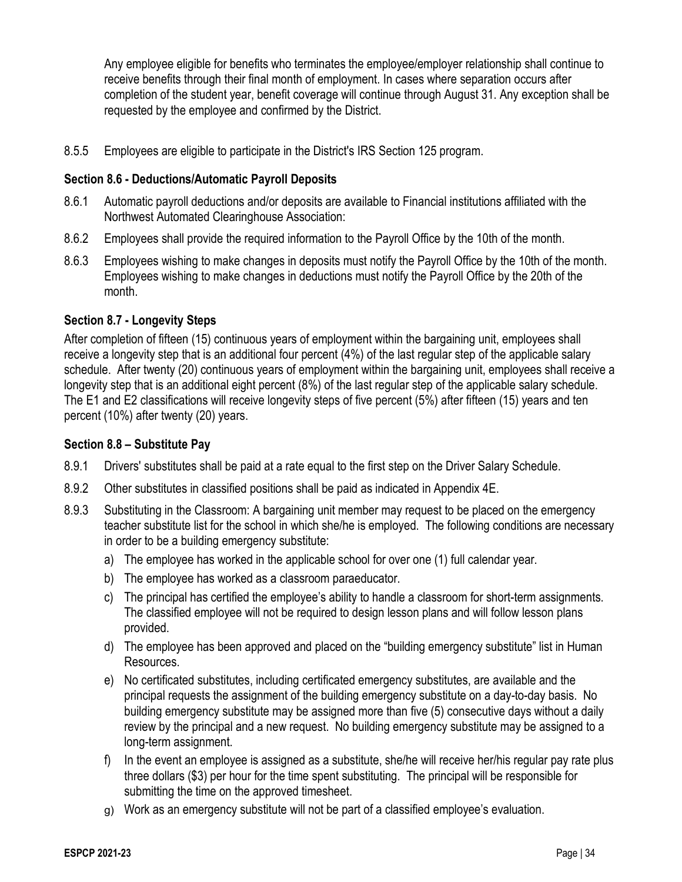Any employee eligible for benefits who terminates the employee/employer relationship shall continue to receive benefits through their final month of employment. In cases where separation occurs after completion of the student year, benefit coverage will continue through August 31. Any exception shall be requested by the employee and confirmed by the District.

8.5.5 Employees are eligible to participate in the District's IRS Section 125 program.

### Section 8.6 - Deductions/Automatic Payroll Deposits

8.6.1 Automatic payroll deductions and/or deposits are available to Financial institutions affiliated with the Northwest Automated Clearinghouse Association:

8.6.2 Employees shall provide the required information to the Payroll Office by the 10th of the month.

8.6.3 Employees wishing to make changes in deposits must notify the Payroll Office by the 10th of the month. Employees wishing to make changes in deductions must notify the Payroll Office by the 20th of the month.

### Section 8.7 - Longevity Steps

After completion of fifteen (15) continuous years of employment within the bargaining unit, employees shall receive a longevity step that is an additional four percent (4%) of the last regular step of the applicable salary schedule. After twenty (20) continuous years of employment within the bargaining unit, employees shall receive a longevity step that is an additional eight percent (8%) of the last regular step of the applicable salary schedule. The E1 and E2 classifications will receive longevity steps of five percent (5%) after fifteen (15) years and ten percent (10%) after twenty (20) years.

### Section 8.8 – Substitute Pay

8.9.1 Drivers' substitutes shall be paid at a rate equal to the first step on the Driver Salary Schedule.

8.9.2 Other substitutes in classified positions shall be paid as indicated in Appendix 4E.

8.9.3 Substituting in the Classroom: A bargaining unit member may request to be placed on the emergency teacher substitute list for the school in which she/he is employed. The following conditions are necessary in order to be a building emergency substitute:

a) The employee has worked in the applicable school for over one (1) full calendar year.

b) The employee has worked as a classroom paraeducator.

c) The principal has certified the employee's ability to handle a classroom for short-term assignments. The classified employee will not be required to design lesson plans and will follow lesson plans provided.

d) The employee has been approved and placed on the "building emergency substitute" list in Human Resources.

e) No certificated substitutes, including certificated emergency substitutes, are available and the principal requests the assignment of the building emergency substitute on a day-to-day basis. No building emergency substitute may be assigned more than five (5) consecutive days without a daily review by the principal and a new request. No building emergency substitute may be assigned to a long-term assignment.

f) In the event an employee is assigned as a substitute, she/he will receive her/his regular pay rate plus three dollars ($3) per hour for the time spent substituting. The principal will be responsible for submitting the time on the approved timesheet.

g) Work as an emergency substitute will not be part of a classified employee's evaluation.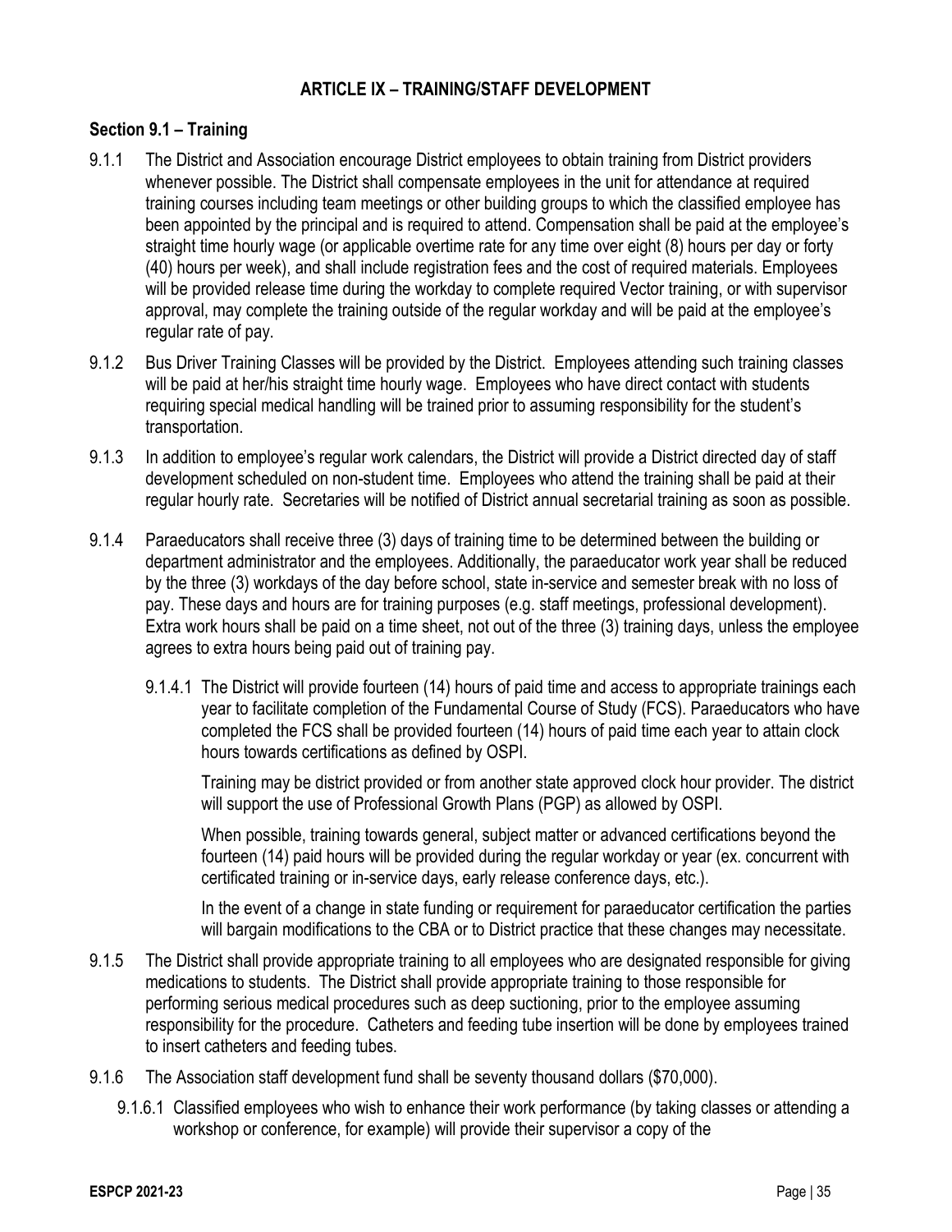## ARTICLE IX – TRAINING/STAFF DEVELOPMENT

### Section 9.1 – Training

9.1.1 The District and Association encourage District employees to obtain training from District providers whenever possible. The District shall compensate employees in the unit for attendance at required training courses including team meetings or other building groups to which the classified employee has been appointed by the principal and is required to attend. Compensation shall be paid at the employee's straight time hourly wage (or applicable overtime rate for any time over eight (8) hours per day or forty (40) hours per week), and shall include registration fees and the cost of required materials. Employees will be provided release time during the workday to complete required Vector training, or with supervisor approval, may complete the training outside of the regular workday and will be paid at the employee's regular rate of pay.

9.1.2 Bus Driver Training Classes will be provided by the District. Employees attending such training classes will be paid at her/his straight time hourly wage. Employees who have direct contact with students requiring special medical handling will be trained prior to assuming responsibility for the student's transportation.

9.1.3 In addition to employee's regular work calendars, the District will provide a District directed day of staff development scheduled on non-student time. Employees who attend the training shall be paid at their regular hourly rate. Secretaries will be notified of District annual secretarial training as soon as possible.

9.1.4 Paraeducators shall receive three (3) days of training time to be determined between the building or department administrator and the employees. Additionally, the paraeducator work year shall be reduced by the three (3) workdays of the day before school, state in-service and semester break with no loss of pay. These days and hours are for training purposes (e.g. staff meetings, professional development). Extra work hours shall be paid on a time sheet, not out of the three (3) training days, unless the employee agrees to extra hours being paid out of training pay.

9.1.4.1 The District will provide fourteen (14) hours of paid time and access to appropriate trainings each year to facilitate completion of the Fundamental Course of Study (FCS). Paraeducators who have completed the FCS shall be provided fourteen (14) hours of paid time each year to attain clock hours towards certifications as defined by OSPI.

Training may be district provided or from another state approved clock hour provider. The district will support the use of Professional Growth Plans (PGP) as allowed by OSPI.

When possible, training towards general, subject matter or advanced certifications beyond the fourteen (14) paid hours will be provided during the regular workday or year (ex. concurrent with certificated training or in-service days, early release conference days, etc.).

In the event of a change in state funding or requirement for paraeducator certification the parties will bargain modifications to the CBA or to District practice that these changes may necessitate.

9.1.5 The District shall provide appropriate training to all employees who are designated responsible for giving medications to students. The District shall provide appropriate training to those responsible for performing serious medical procedures such as deep suctioning, prior to the employee assuming responsibility for the procedure. Catheters and feeding tube insertion will be done by employees trained to insert catheters and feeding tubes.

9.1.6 The Association staff development fund shall be seventy thousand dollars ($70,000).

9.1.6.1 Classified employees who wish to enhance their work performance (by taking classes or attending a workshop or conference, for example) will provide their supervisor a copy of the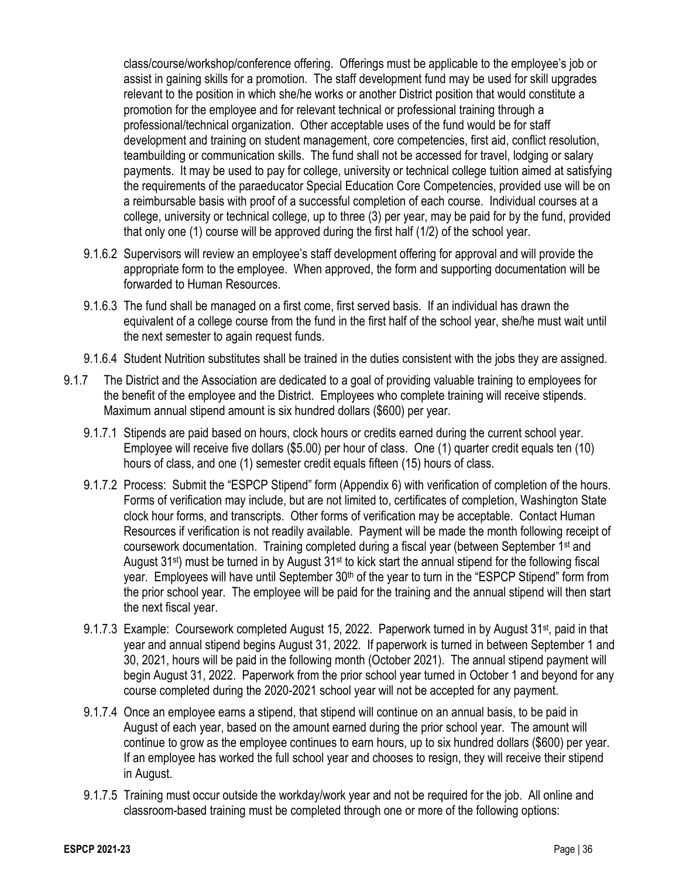class/course/workshop/conference offering. Offerings must be applicable to the employee's job or assist in gaining skills for a promotion. The staff development fund may be used for skill upgrades relevant to the position in which she/he works or another District position that would constitute a promotion for the employee and for relevant technical or professional training through a professional/technical organization. Other acceptable uses of the fund would be for staff development and training on student management, core competencies, first aid, conflict resolution, teambuilding or communication skills. The fund shall not be accessed for travel, lodging or salary payments. It may be used to pay for college, university or technical college tuition aimed at satisfying the requirements of the paraeducator Special Education Core Competencies, provided use will be on a reimbursable basis with proof of a successful completion of each course. Individual courses at a college, university or technical college, up to three (3) per year, may be paid for by the fund, provided that only one (1) course will be approved during the first half (1/2) of the school year.

9.1.6.2 Supervisors will review an employee's staff development offering for approval and will provide the appropriate form to the employee. When approved, the form and supporting documentation will be forwarded to Human Resources.

9.1.6.3 The fund shall be managed on a first come, first served basis. If an individual has drawn the equivalent of a college course from the fund in the first half of the school year, she/he must wait until the next semester to again request funds.

9.1.6.4 Student Nutrition substitutes shall be trained in the duties consistent with the jobs they are assigned.

9.1.7 The District and the Association are dedicated to a goal of providing valuable training to employees for the benefit of the employee and the District. Employees who complete training will receive stipends. Maximum annual stipend amount is six hundred dollars ($600) per year.

9.1.7.1 Stipends are paid based on hours, clock hours or credits earned during the current school year. Employee will receive five dollars ($5.00) per hour of class. One (1) quarter credit equals ten (10) hours of class, and one (1) semester credit equals fifteen (15) hours of class.

9.1.7.2 Process: Submit the "ESPCP Stipend" form (Appendix 6) with verification of completion of the hours. Forms of verification may include, but are not limited to, certificates of completion, Washington State clock hour forms, and transcripts. Other forms of verification may be acceptable. Contact Human Resources if verification is not readily available. Payment will be made the month following receipt of coursework documentation. Training completed during a fiscal year (between September 1st and August 31st) must be turned in by August 31st to kick start the annual stipend for the following fiscal year. Employees will have until September 30th of the year to turn in the "ESPCP Stipend" form from the prior school year. The employee will be paid for the training and the annual stipend will then start the next fiscal year.

9.1.7.3 Example: Coursework completed August 15, 2022. Paperwork turned in by August 31st, paid in that year and annual stipend begins August 31, 2022. If paperwork is turned in between September 1 and 30, 2021, hours will be paid in the following month (October 2021). The annual stipend payment will begin August 31, 2022. Paperwork from the prior school year turned in October 1 and beyond for any course completed during the 2020-2021 school year will not be accepted for any payment.

9.1.7.4 Once an employee earns a stipend, that stipend will continue on an annual basis, to be paid in August of each year, based on the amount earned during the prior school year. The amount will continue to grow as the employee continues to earn hours, up to six hundred dollars ($600) per year. If an employee has worked the full school year and chooses to resign, they will receive their stipend in August.

9.1.7.5 Training must occur outside the workday/work year and not be required for the job. All online and classroom-based training must be completed through one or more of the following options: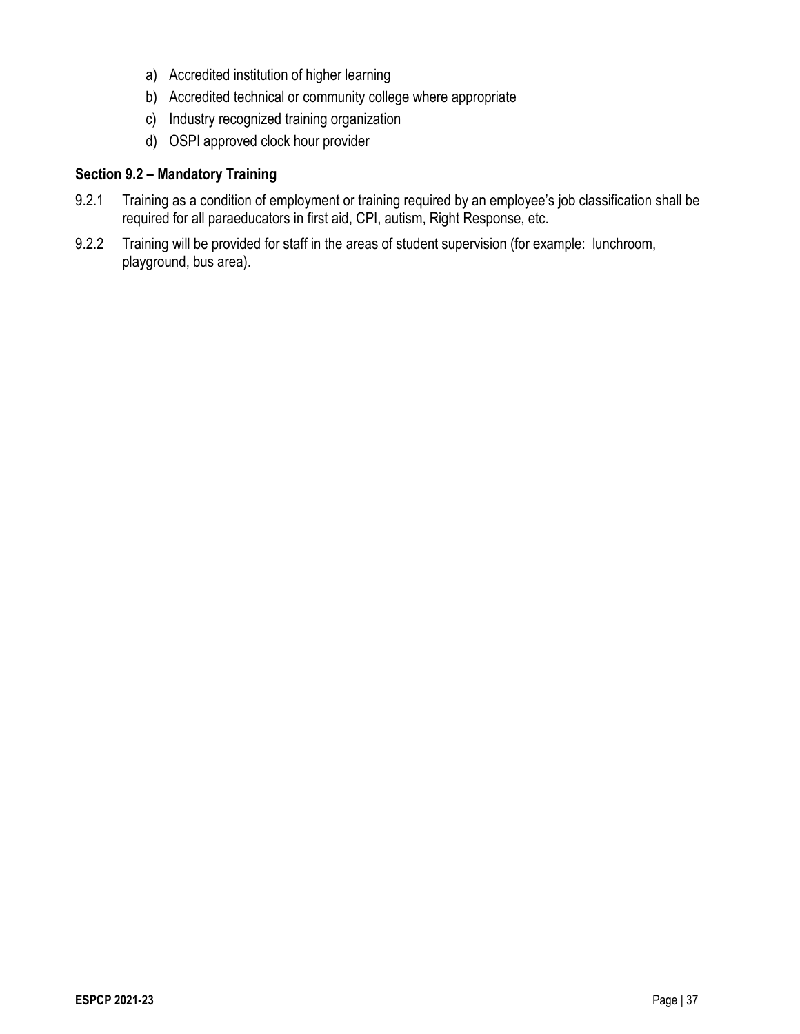a) Accredited institution of higher learning
b) Accredited technical or community college where appropriate
c) Industry recognized training organization
d) OSPI approved clock hour provider

### Section 9.2 – Mandatory Training

9.2.1 Training as a condition of employment or training required by an employee's job classification shall be required for all paraeducators in first aid, CPI, autism, Right Response, etc.

9.2.2 Training will be provided for staff in the areas of student supervision (for example: lunchroom, playground, bus area).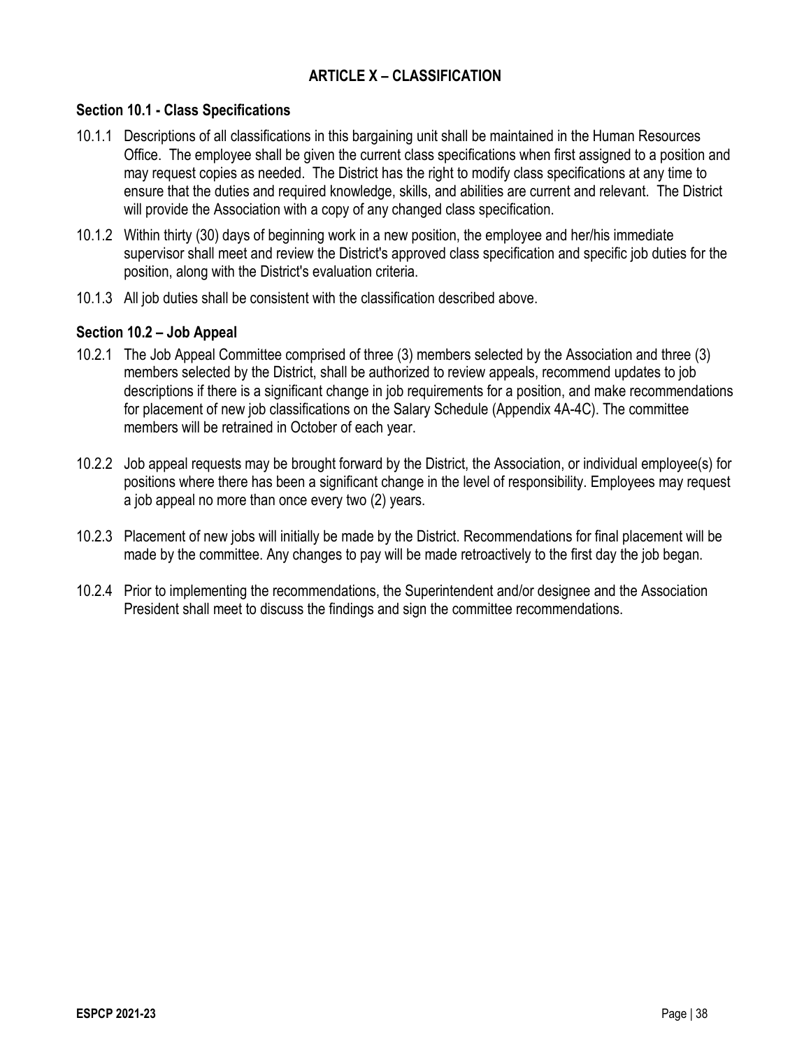# ARTICLE X – CLASSIFICATION

### Section 10.1 - Class Specifications

10.1.1 Descriptions of all classifications in this bargaining unit shall be maintained in the Human Resources Office. The employee shall be given the current class specifications when first assigned to a position and may request copies as needed. The District has the right to modify class specifications at any time to ensure that the duties and required knowledge, skills, and abilities are current and relevant. The District will provide the Association with a copy of any changed class specification.

10.1.2 Within thirty (30) days of beginning work in a new position, the employee and her/his immediate supervisor shall meet and review the District's approved class specification and specific job duties for the position, along with the District's evaluation criteria.

10.1.3 All job duties shall be consistent with the classification described above.

### Section 10.2 – Job Appeal

10.2.1 The Job Appeal Committee comprised of three (3) members selected by the Association and three (3) members selected by the District, shall be authorized to review appeals, recommend updates to job descriptions if there is a significant change in job requirements for a position, and make recommendations for placement of new job classifications on the Salary Schedule (Appendix 4A-4C). The committee members will be retrained in October of each year.

10.2.2 Job appeal requests may be brought forward by the District, the Association, or individual employee(s) for positions where there has been a significant change in the level of responsibility. Employees may request a job appeal no more than once every two (2) years.

10.2.3 Placement of new jobs will initially be made by the District. Recommendations for final placement will be made by the committee. Any changes to pay will be made retroactively to the first day the job began.

10.2.4 Prior to implementing the recommendations, the Superintendent and/or designee and the Association President shall meet to discuss the findings and sign the committee recommendations.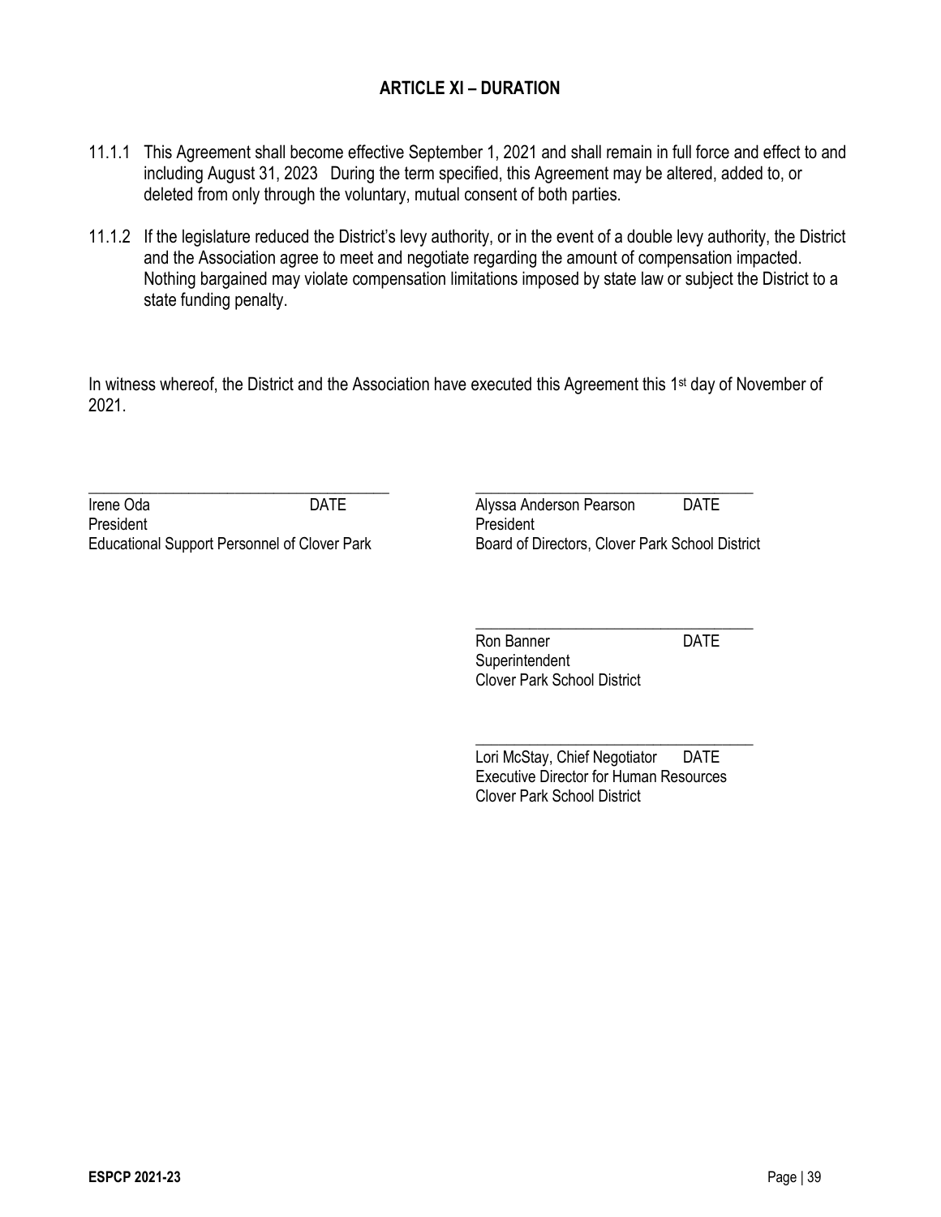## ARTICLE XI – DURATION

11.1.1 This Agreement shall become effective September 1, 2021 and shall remain in full force and effect to and including August 31, 2023 During the term specified, this Agreement may be altered, added to, or deleted from only through the voluntary, mutual consent of both parties.

11.1.2 If the legislature reduced the District's levy authority, or in the event of a double levy authority, the District and the Association agree to meet and negotiate regarding the amount of compensation impacted. Nothing bargained may violate compensation limitations imposed by state law or subject the District to a state funding penalty.

In witness whereof, the District and the Association have executed this Agreement this 1st day of November of 2021.

\_\_\_\_\_\_\_\_\_\_\_\_\_\_\_\_\_\_\_\_\_\_\_\_\_\_\_\_\_\_\_\_\_\_\_\_\_\_\_\_
Irene Oda DATE
President
Educational Support Personnel of Clover Park

\_\_\_\_\_\_\_\_\_\_\_\_\_\_\_\_\_\_\_\_\_\_\_\_\_\_\_\_\_\_\_\_\_\_\_\_\_\_\_\_
Alyssa Anderson Pearson DATE
President
Board of Directors, Clover Park School District

\_\_\_\_\_\_\_\_\_\_\_\_\_\_\_\_\_\_\_\_\_\_\_\_\_\_\_\_\_\_\_\_\_\_\_\_\_\_\_\_
Ron Banner DATE
Superintendent
Clover Park School District

\_\_\_\_\_\_\_\_\_\_\_\_\_\_\_\_\_\_\_\_\_\_\_\_\_\_\_\_\_\_\_\_\_\_\_\_\_\_\_\_
Lori McStay, Chief Negotiator DATE
Executive Director for Human Resources
Clover Park School District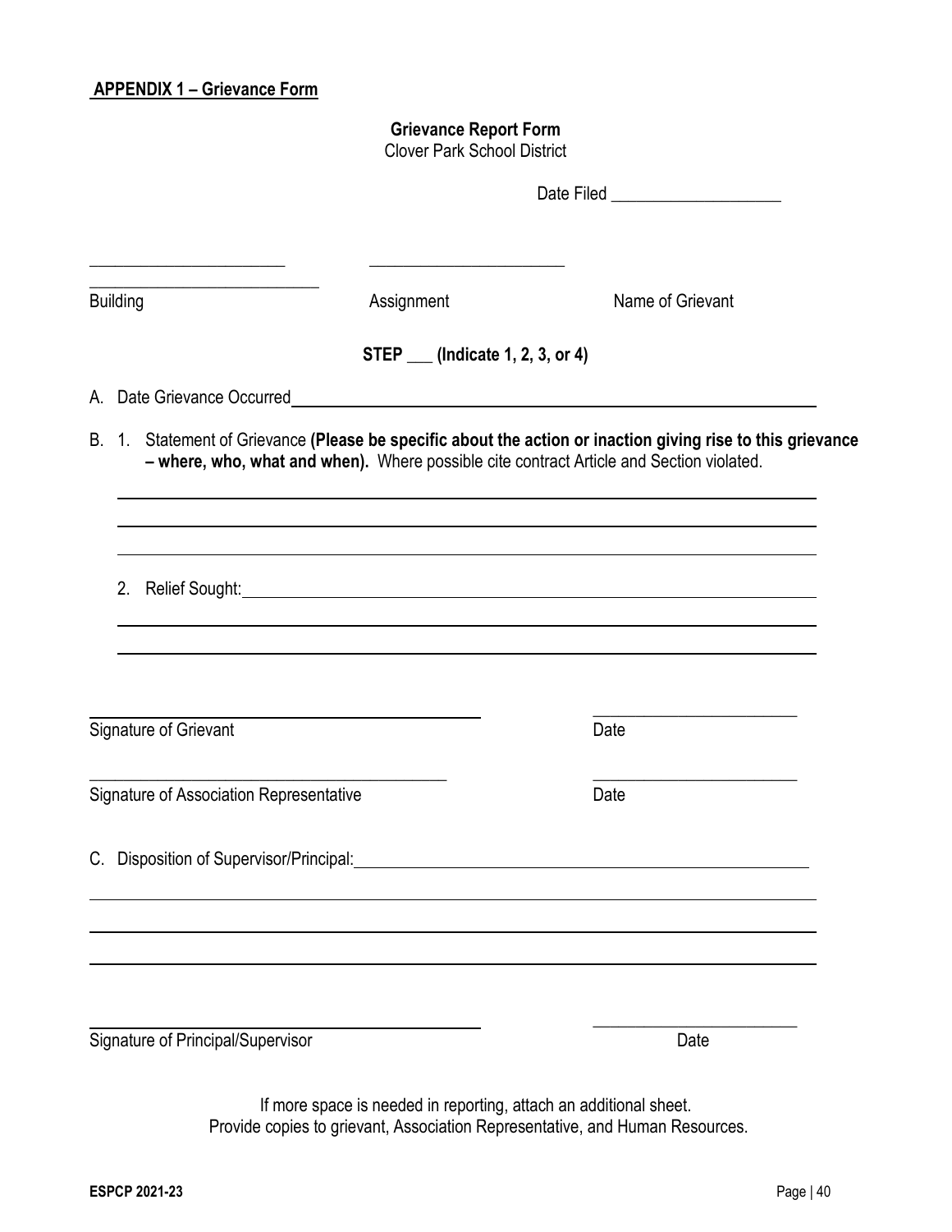## APPENDIX 1 – Grievance Form

**Grievance Report Form**
Clover Park School District

Date Filed ____________________

_______________________ _______________________ ___________________________

Building Assignment Name of Grievant

**STEP \_\_\_ (Indicate 1, 2, 3, or 4)**

A. Date Grievance Occurred ____________________________________________________________

B. 1. Statement of Grievance **(Please be specific about the action or inaction giving rise to this grievance – where, who, what and when).** Where possible cite contract Article and Section violated.

____________________________________________________________

____________________________________________________________

____________________________________________________________

2. Relief Sought: ____________________________________________________________

____________________________________________________________

____________________________________________________________

_____________________________________________ ________________________

Signature of Grievant Date

_____________________________________________ ________________________

Signature of Association Representative Date

C. Disposition of Supervisor/Principal: ____________________________________________________________

____________________________________________________________

____________________________________________________________

____________________________________________________________

_____________________________________________ ________________________

Signature of Principal/Supervisor Date

If more space is needed in reporting, attach an additional sheet.
Provide copies to grievant, Association Representative, and Human Resources.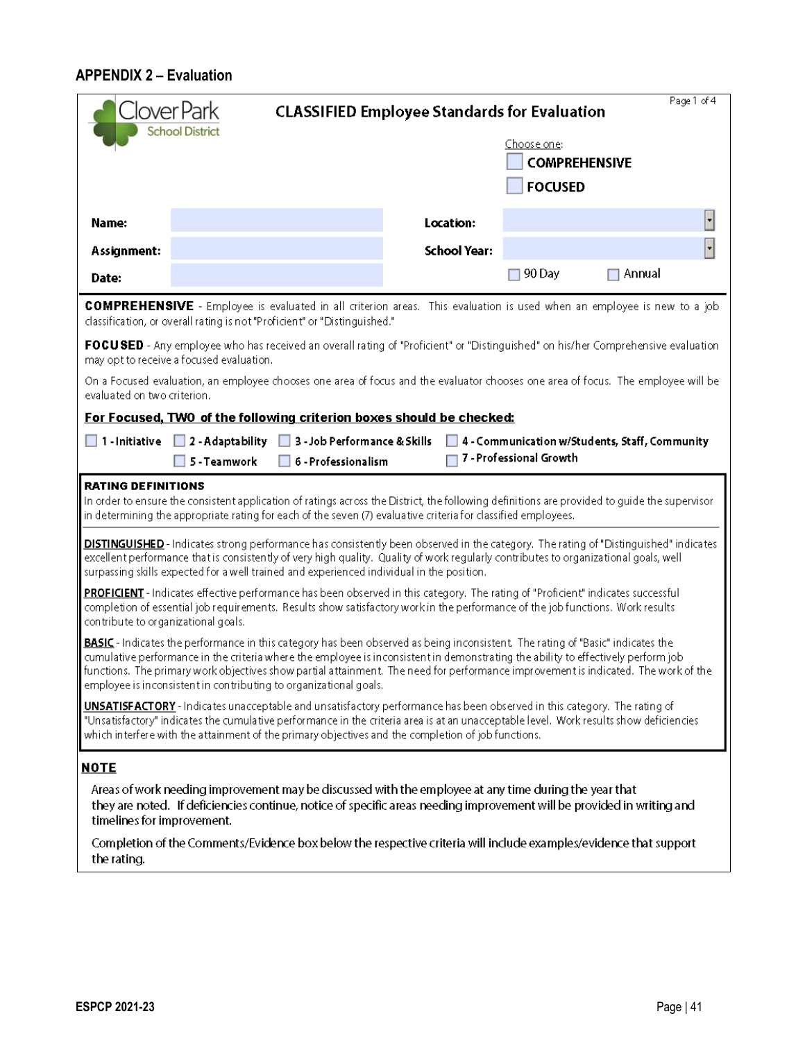## APPENDIX 2 – Evaluation

Clover Park School District

# CLASSIFIED Employee Standards for Evaluation

Page 1 of 4

Choose one:

☐ COMPREHENSIVE

☐ FOCUSED

| Name: | | Location: | |
|---|---|---|---|
| Assignment: | | School Year: | |
| Date: | | ☐ 90 Day | ☐ Annual |

**COMPREHENSIVE** - Employee is evaluated in all criterion areas. This evaluation is used when an employee is new to a job classification, or overall rating is not "Proficient" or "Distinguished."

**FOCUSED** - Any employee who has received an overall rating of "Proficient" or "Distinguished" on his/her Comprehensive evaluation may opt to receive a focused evaluation.

On a Focused evaluation, an employee chooses one area of focus and the evaluator chooses one area of focus. The employee will be evaluated on two criterion.

**For Focused, TWO of the following criterion boxes should be checked:**

☐ 1 - Initiative ☐ 2 - Adaptability ☐ 3 - Job Performance & Skills ☐ 4 - Communication w/Students, Staff, Community ☐ 5 - Teamwork ☐ 6 - Professionalism ☐ 7 - Professional Growth

**RATING DEFINITIONS**

In order to ensure the consistent application of ratings across the District, the following definitions are provided to guide the supervisor in determining the appropriate rating for each of the seven (7) evaluative criteria for classified employees.

**DISTINGUISHED** - Indicates strong performance has consistently been observed in the category. The rating of "Distinguished" indicates excellent performance that is consistently of very high quality. Quality of work regularly contributes to organizational goals, well surpassing skills expected for a well trained and experienced individual in the position.

**PROFICIENT** - Indicates effective performance has been observed in this category. The rating of "Proficient" indicates successful completion of essential job requirements. Results show satisfactory work in the performance of the job functions. Work results contribute to organizational goals.

**BASIC** - Indicates the performance in this category has been observed as being inconsistent. The rating of "Basic" indicates the cumulative performance in the criteria where the employee is inconsistent in demonstrating the ability to effectively perform job functions. The primary work objectives show partial attainment. The need for performance improvement is indicated. The work of the employee is inconsistent in contributing to organizational goals.

**UNSATISFACTORY** - Indicates unacceptable and unsatisfactory performance has been observed in this category. The rating of "Unsatisfactory" indicates the cumulative performance in the criteria area is at an unacceptable level. Work results show deficiencies which interfere with the attainment of the primary objectives and the completion of job functions.

**NOTE**

Areas of work needing improvement may be discussed with the employee at any time during the year that they are noted. If deficiencies continue, notice of specific areas needing improvement will be provided in writing and timelines for improvement.

Completion of the Comments/Evidence box below the respective criteria will include examples/evidence that support the rating.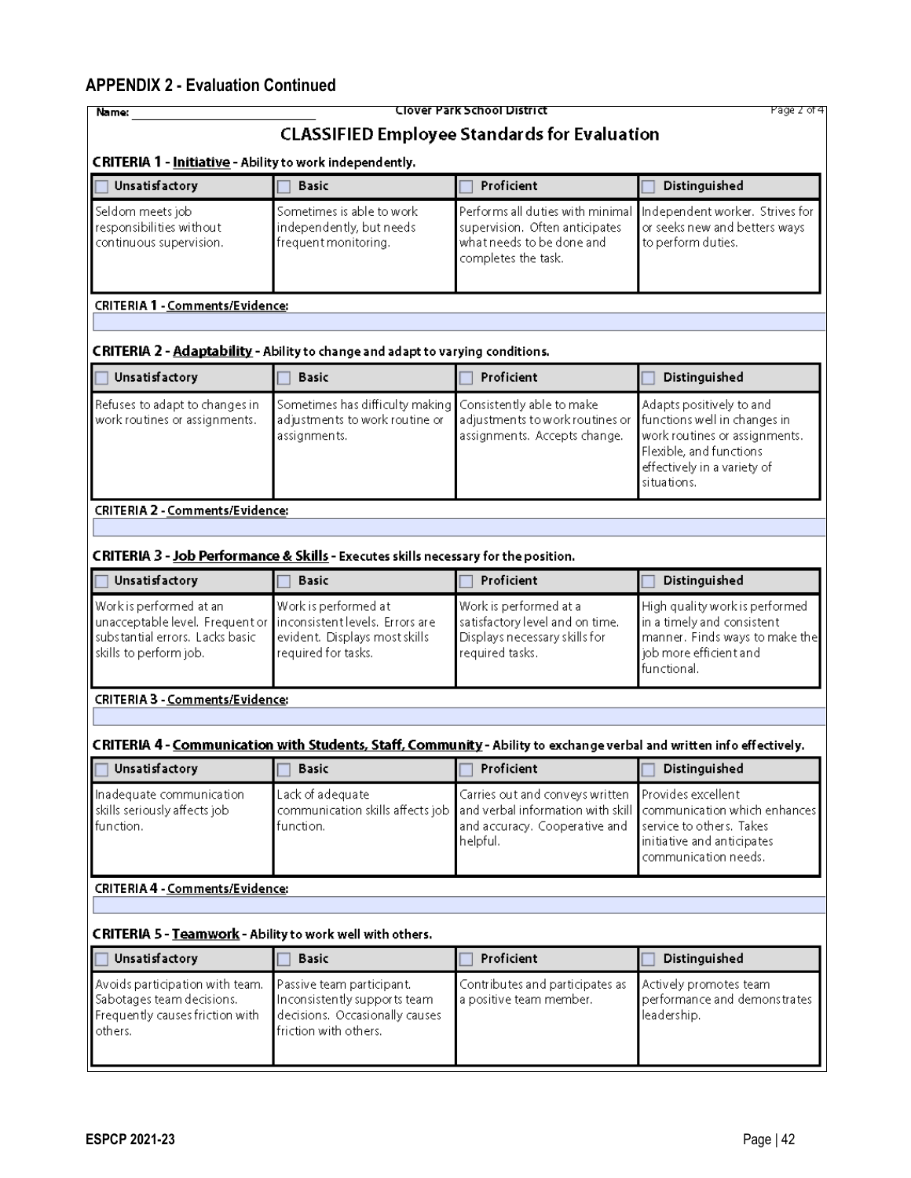## APPENDIX 2 - Evaluation Continued

Name: ____________________

Clover Park School District

### CLASSIFIED Employee Standards for Evaluation

**CRITERIA 1 - Initiative** - Ability to work independently.

| ☐ Unsatisfactory | ☐ Basic | ☐ Proficient | ☐ Distinguished |
|---|---|---|---|
| Seldom meets job responsibilities without continuous supervision. | Sometimes is able to work independently, but needs frequent monitoring. | Performs all duties with minimal supervision. Often anticipates what needs to be done and completes the task. | Independent worker. Strives for or seeks new and betters ways to perform duties. |

**CRITERIA 1 - Comments/Evidence:**

**CRITERIA 2 - Adaptability** - Ability to change and adapt to varying conditions.

| ☐ Unsatisfactory | ☐ Basic | ☐ Proficient | ☐ Distinguished |
|---|---|---|---|
| Refuses to adapt to changes in work routines or assignments. | Sometimes has difficulty making adjustments to work routine or assignments. | Consistently able to make adjustments to work routines or assignments. Accepts change. | Adapts positively to and functions well in changes in work routines or assignments. Flexible, and functions effectively in a variety of situations. |

**CRITERIA 2 - Comments/Evidence:**

**CRITERIA 3 - Job Performance & Skills** - Executes skills necessary for the position.

| ☐ Unsatisfactory | ☐ Basic | ☐ Proficient | ☐ Distinguished |
|---|---|---|---|
| Work is performed at an unacceptable level. Frequent or substantial errors. Lacks basic skills to perform job. | Work is performed at inconsistent levels. Errors are evident. Displays most skills required for tasks. | Work is performed at a satisfactory level and on time. Displays necessary skills for required tasks. | High quality work is performed in a timely and consistent manner. Finds ways to make the job more efficient and functional. |

**CRITERIA 3 - Comments/Evidence:**

**CRITERIA 4 - Communication with Students, Staff, Community** - Ability to exchange verbal and written info effectively.

| ☐ Unsatisfactory | ☐ Basic | ☐ Proficient | ☐ Distinguished |
|---|---|---|---|
| Inadequate communication skills seriously affects job function. | Lack of adequate communication skills affects job function. | Carries out and conveys written and verbal information with skill and accuracy. Cooperative and helpful. | Provides excellent communication which enhances service to others. Takes initiative and anticipates communication needs. |

**CRITERIA 4 - Comments/Evidence:**

**CRITERIA 5 - Teamwork** - Ability to work well with others.

| ☐ Unsatisfactory | ☐ Basic | ☐ Proficient | ☐ Distinguished |
|---|---|---|---|
| Avoids participation with team. Sabotages team decisions. Frequently causes friction with others. | Passive team participant. Inconsistently supports team decisions. Occasionally causes friction with others. | Contributes and participates as a positive team member. | Actively promotes team performance and demonstrates leadership. |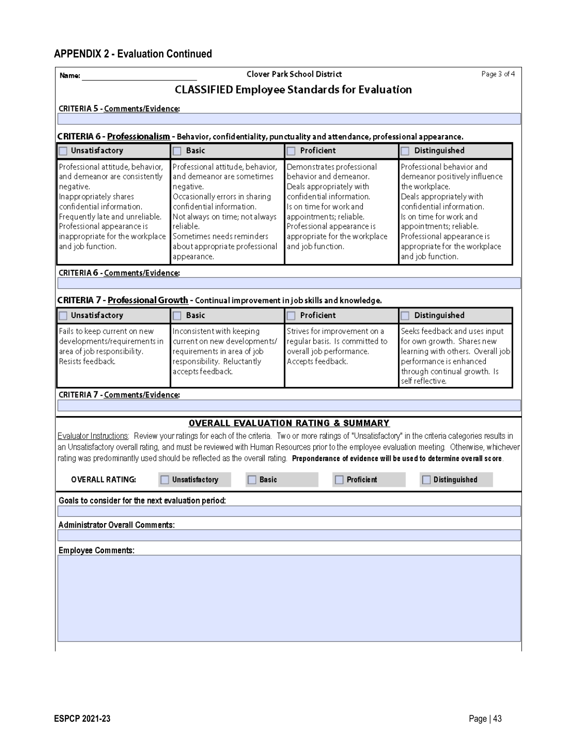## APPENDIX 2 - Evaluation Continued

Name: ____________________

Clover Park School District

### CLASSIFIED Employee Standards for Evaluation

**CRITERIA 5 - Comments/Evidence:**

**CRITERIA 6 - Professionalism** - Behavior, confidentiality, punctuality and attendance, professional appearance.

| ☐ Unsatisfactory | ☐ Basic | ☐ Proficient | ☐ Distinguished |
|---|---|---|---|
| Professional attitude, behavior, and demeanor are consistently negative. Inappropriately shares confidential information. Frequently late and unreliable. Professional appearance is inappropriate for the workplace and job function. | Professional attitude, behavior, and demeanor are sometimes negative. Occasionally errors in sharing confidential information. Not always on time; not always reliable. Sometimes needs reminders about appropriate professional appearance. | Demonstrates professional behavior and demeanor. Deals appropriately with confidential information. Is on time for work and appointments; reliable. Professional appearance is appropriate for the workplace and job function. | Professional behavior and demeanor positively influence the workplace. Deals appropriately with confidential information. Is on time for work and appointments; reliable. Professional appearance is appropriate for the workplace and job function. |

**CRITERIA 6 - Comments/Evidence:**

**CRITERIA 7 - Professional Growth** - Continual improvement in job skills and knowledge.

| ☐ Unsatisfactory | ☐ Basic | ☐ Proficient | ☐ Distinguished |
|---|---|---|---|
| Fails to keep current on new developments/requirements in area of job responsibility. Resists feedback. | Inconsistent with keeping current on new developments/ requirements in area of job responsibility. Reluctantly accepts feedback. | Strives for improvement on a regular basis. Is committed to overall job performance. Accepts feedback. | Seeks feedback and uses input for own growth. Shares new learning with others. Overall job performance is enhanced through continual growth. Is self reflective. |

**CRITERIA 7 - Comments/Evidence:**

### OVERALL EVALUATION RATING & SUMMARY

Evaluator Instructions: Review your ratings for each of the criteria. Two or more ratings of "Unsatisfactory" in the criteria categories results in an Unsatisfactory overall rating, and must be reviewed with Human Resources prior to the employee evaluation meeting. Otherwise, whichever rating was predominantly used should be reflected as the overall rating. **Preponderance of evidence will be used to determine overall score.**

**OVERALL RATING:** ☐ Unsatisfactory ☐ Basic ☐ Proficient ☐ Distinguished

**Goals to consider for the next evaluation period:**

**Administrator Overall Comments:**

**Employee Comments:**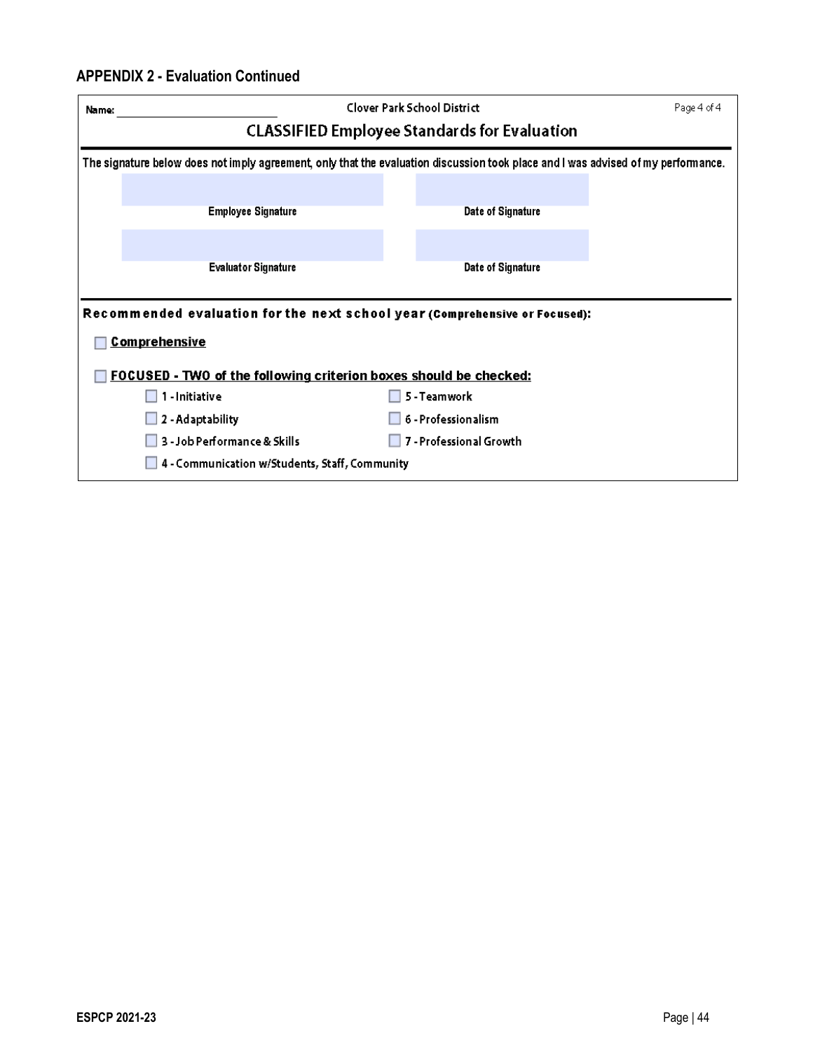### APPENDIX 2 - Evaluation Continued

Name: ____________________________

Clover Park School District

Page 4 of 4

## CLASSIFIED Employee Standards for Evaluation

The signature below does not imply agreement, only that the evaluation discussion took place and I was advised of my performance.

| Employee Signature | Date of Signature |
|---|---|
| Evaluator Signature | Date of Signature |

**Recommended evaluation for the next school year (Comprehensive or Focused):**

☐ **Comprehensive**

☐ **FOCUSED - TWO of the following criterion boxes should be checked:**

- ☐ 1 - Initiative
- ☐ 2 - Adaptability
- ☐ 3 - Job Performance & Skills
- ☐ 4 - Communication w/Students, Staff, Community
- ☐ 5 - Teamwork
- ☐ 6 - Professionalism
- ☐ 7 - Professional Growth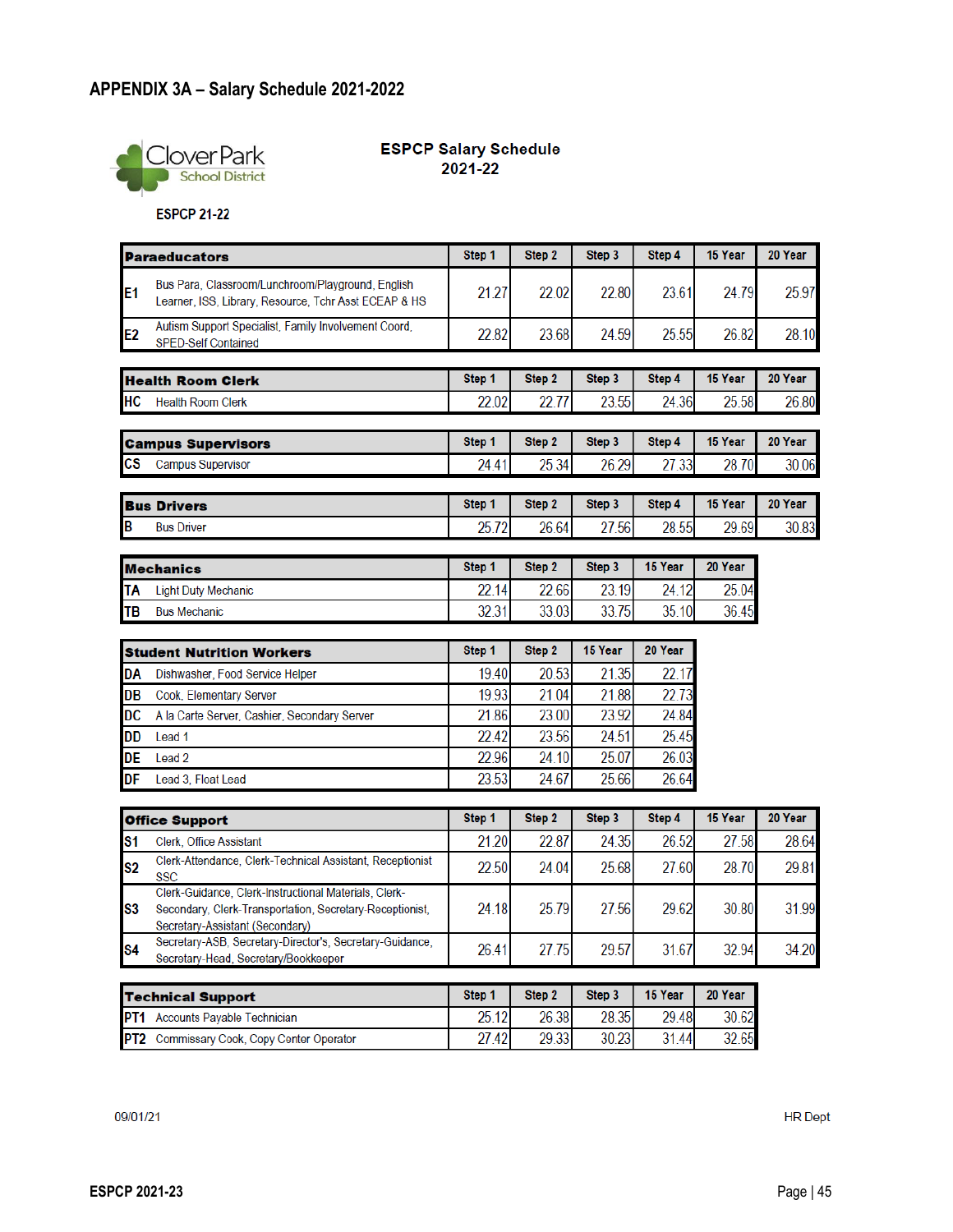## APPENDIX 3A – Salary Schedule 2021-2022

Clover Park School District

**ESPCP Salary Schedule 2021-22**

**ESPCP 21-22**

| Paraeducators | | Step 1 | Step 2 | Step 3 | Step 4 | 15 Year | 20 Year |
|---|---|---|---|---|---|---|---|
| E1 | Bus Para, Classroom/Lunchroom/Playground, English Learner, ISS, Library, Resource, Tchr Asst ECEAP & HS | 21.27 | 22.02 | 22.80 | 23.61 | 24.79 | 25.97 |
| E2 | Autism Support Specialist, Family Involvement Coord, SPED-Self Contained | 22.82 | 23.68 | 24.59 | 25.55 | 26.82 | 28.10 |

| Health Room Clerk | | Step 1 | Step 2 | Step 3 | Step 4 | 15 Year | 20 Year |
|---|---|---|---|---|---|---|---|
| HC | Health Room Clerk | 22.02 | 22.77 | 23.55 | 24.36 | 25.58 | 26.80 |

| Campus Supervisors | | Step 1 | Step 2 | Step 3 | Step 4 | 15 Year | 20 Year |
|---|---|---|---|---|---|---|---|
| CS | Campus Supervisor | 24.41 | 25.34 | 26.29 | 27.33 | 28.70 | 30.06 |

| Bus Drivers | | Step 1 | Step 2 | Step 3 | Step 4 | 15 Year | 20 Year |
|---|---|---|---|---|---|---|---|
| B | Bus Driver | 25.72 | 26.64 | 27.56 | 28.55 | 29.69 | 30.83 |

| Mechanics | | Step 1 | Step 2 | Step 3 | 15 Year | 20 Year |
|---|---|---|---|---|---|---|
| TA | Light Duty Mechanic | 22.14 | 22.66 | 23.19 | 24.12 | 25.04 |
| TB | Bus Mechanic | 32.31 | 33.03 | 33.75 | 35.10 | 36.45 |

| Student Nutrition Workers | | Step 1 | Step 2 | 15 Year | 20 Year |
|---|---|---|---|---|---|
| DA | Dishwasher, Food Service Helper | 19.40 | 20.53 | 21.35 | 22.17 |
| DB | Cook, Elementary Server | 19.93 | 21.04 | 21.88 | 22.73 |
| DC | A la Carte Server, Cashier, Secondary Server | 21.86 | 23.00 | 23.92 | 24.84 |
| DD | Lead 1 | 22.42 | 23.56 | 24.51 | 25.45 |
| DE | Lead 2 | 22.96 | 24.10 | 25.07 | 26.03 |
| DF | Lead 3, Float Lead | 23.53 | 24.67 | 25.66 | 26.64 |

| Office Support | | Step 1 | Step 2 | Step 3 | Step 4 | 15 Year | 20 Year |
|---|---|---|---|---|---|---|---|
| S1 | Clerk, Office Assistant | 21.20 | 22.87 | 24.35 | 26.52 | 27.58 | 28.64 |
| S2 | Clerk-Attendance, Clerk-Technical Assistant, Receptionist SSC | 22.50 | 24.04 | 25.68 | 27.60 | 28.70 | 29.81 |
| S3 | Clerk-Guidance, Clerk-Instructional Materials, Clerk-Secondary, Clerk-Transportation, Secretary-Receptionist, Secretary-Assistant (Secondary) | 24.18 | 25.79 | 27.56 | 29.62 | 30.80 | 31.99 |
| S4 | Secretary-ASB, Secretary-Director's, Secretary-Guidance, Secretary-Head, Secretary/Bookkeeper | 26.41 | 27.75 | 29.57 | 31.67 | 32.94 | 34.20 |

| Technical Support | | Step 1 | Step 2 | Step 3 | 15 Year | 20 Year |
|---|---|---|---|---|---|---|
| PT1 | Accounts Payable Technician | 25.12 | 26.38 | 28.35 | 29.48 | 30.62 |
| PT2 | Commissary Cook, Copy Center Operator | 27.42 | 29.33 | 30.23 | 31.44 | 32.65 |

09/01/21 HR Dept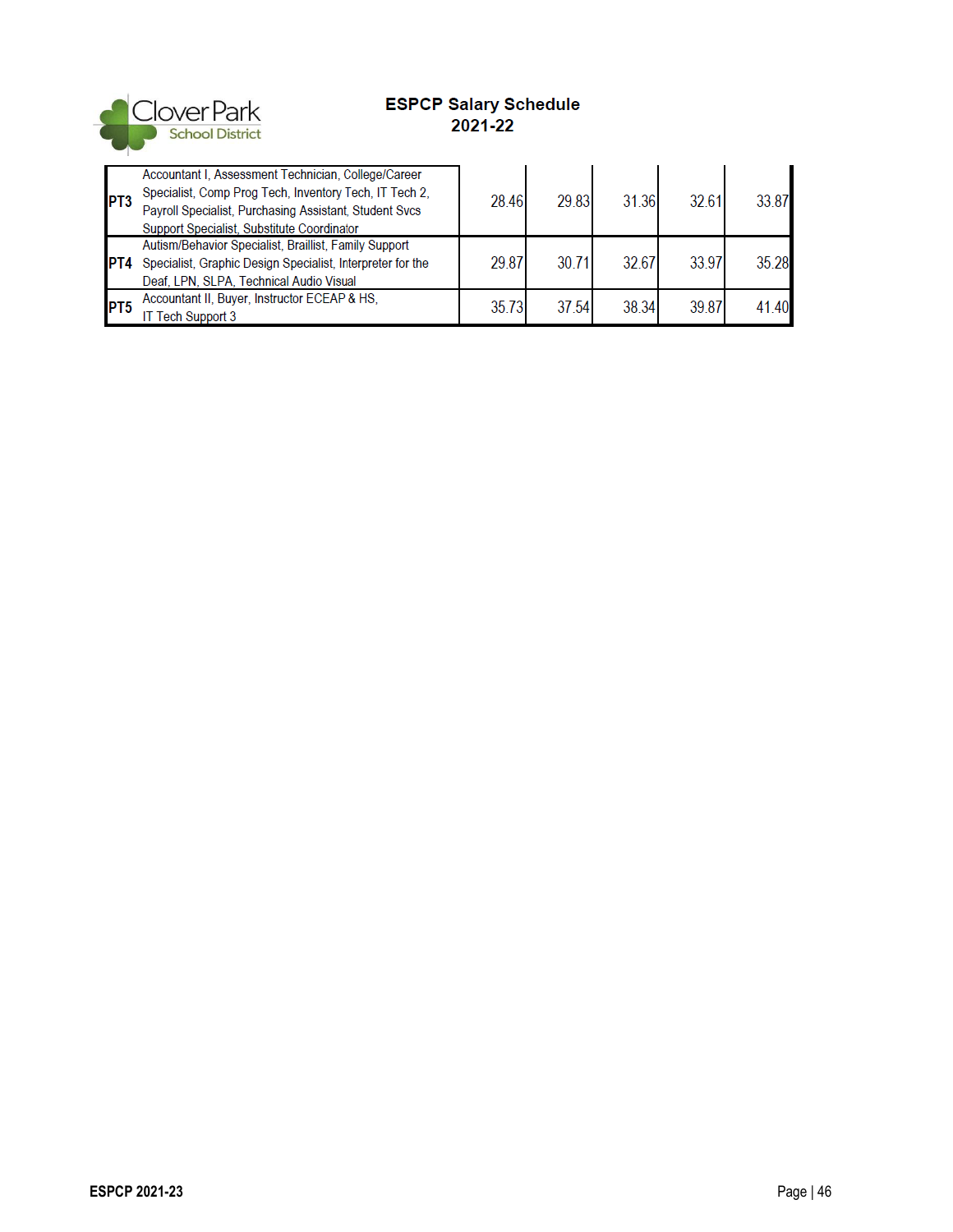# ESPCP Salary Schedule
## 2021-22

| | | | | | | |
|---|---|---|---|---|---|---|
| PT3 | Accountant I, Assessment Technician, College/Career Specialist, Comp Prog Tech, Inventory Tech, IT Tech 2, Payroll Specialist, Purchasing Assistant, Student Svcs Support Specialist, Substitute Coordinator | 28.46 | 29.83 | 31.36 | 32.61 | 33.87 |
| PT4 | Autism/Behavior Specialist, Braillist, Family Support Specialist, Graphic Design Specialist, Interpreter for the Deaf, LPN, SLPA, Technical Audio Visual | 29.87 | 30.71 | 32.67 | 33.97 | 35.28 |
| PT5 | Accountant II, Buyer, Instructor ECEAP & HS, IT Tech Support 3 | 35.73 | 37.54 | 38.34 | 39.87 | 41.40 |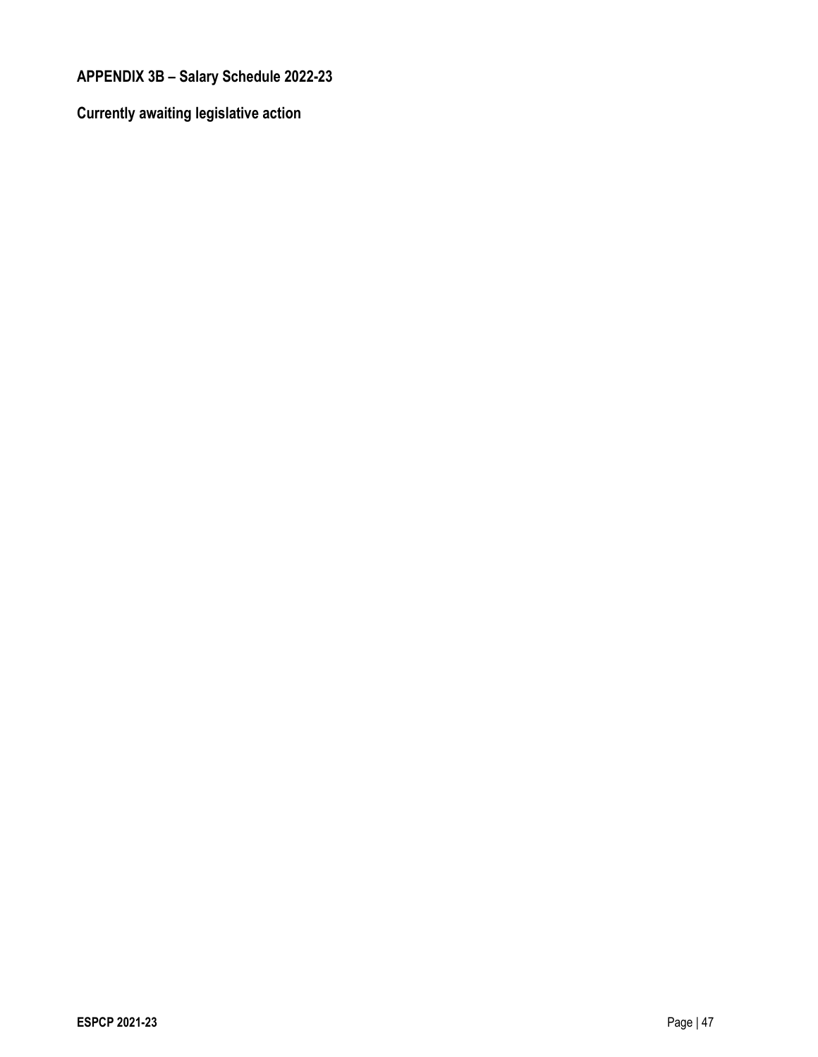## APPENDIX 3B – Salary Schedule 2022-23

**Currently awaiting legislative action**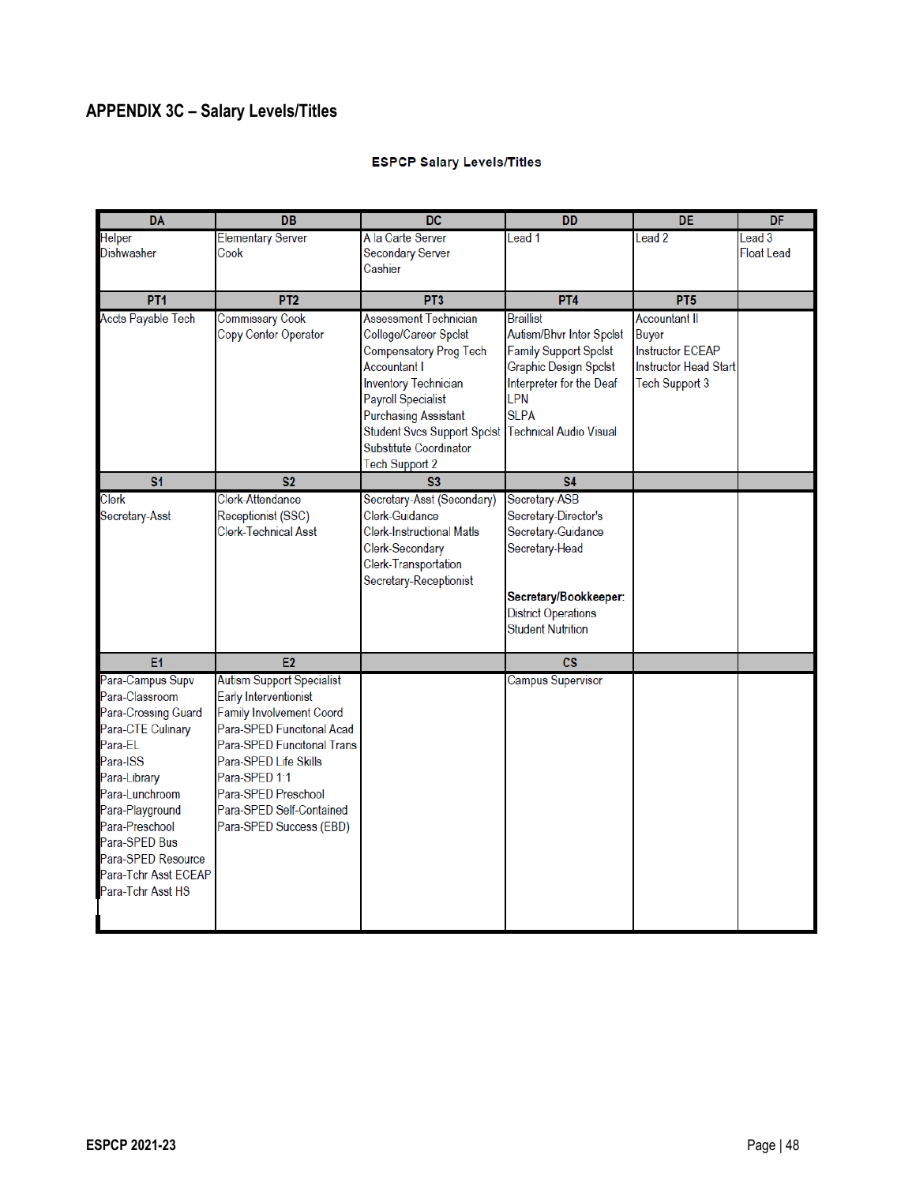## APPENDIX 3C – Salary Levels/Titles

**ESPCP Salary Levels/Titles**

| DA | DB | DC | DD | DE | DF |
|---|---|---|---|---|---|
| Helper<br>Dishwasher | Elementary Server<br>Cook | A la Carte Server<br>Secondary Server<br>Cashier | Lead 1 | Lead 2 | Lead 3<br>Float Lead |
| **PT1** | **PT2** | **PT3** | **PT4** | **PT5** | |
| Accts Payable Tech | Commissary Cook<br>Copy Center Operator | Assessment Technician<br>College/Career Spclst<br>Compensatory Prog Tech<br>Accountant I<br>Inventory Technician<br>Payroll Specialist<br>Purchasing Assistant<br>Student Svcs Support Spclst<br>Substitute Coordinator<br>Tech Support 2 | Braillist<br>Autism/Bhvr Inter Spclst<br>Family Support Spclst<br>Graphic Design Spclst<br>Interpreter for the Deaf<br>LPN<br>SLPA<br>Technical Audio Visual | Accountant II<br>Buyer<br>Instructor ECEAP<br>Instructor Head Start<br>Tech Support 3 | |
| **S1** | **S2** | **S3** | **S4** | | |
| Clerk<br>Secretary-Asst | Clerk-Attendance<br>Receptionist (SSC)<br>Clerk-Technical Asst | Secretary-Asst (Secondary)<br>Clerk-Guidance<br>Clerk-Instructional Matls<br>Clerk-Secondary<br>Clerk-Transportation<br>Secretary-Receptionist | Secretary-ASB<br>Secretary-Director's<br>Secretary-Guidance<br>Secretary-Head<br><br>**Secretary/Bookkeeper:**<br>District Operations<br>Student Nutrition | | |
| **E1** | **E2** | | **CS** | | |
| Para-Campus Supv<br>Para-Classroom<br>Para-Crossing Guard<br>Para-CTE Culinary<br>Para-EL<br>Para-ISS<br>Para-Library<br>Para-Lunchroom<br>Para-Playground<br>Para-Preschool<br>Para-SPED Bus<br>Para-SPED Resource<br>Para-Tchr Asst ECEAP<br>Para-Tchr Asst HS | Autism Support Specialist<br>Early Interventionist<br>Family Involvement Coord<br>Para-SPED Funcitonal Acad<br>Para-SPED Funcitonal Trans<br>Para-SPED Life Skills<br>Para-SPED 1:1<br>Para-SPED Preschool<br>Para-SPED Self-Contained<br>Para-SPED Success (EBD) | | Campus Supervisor | | |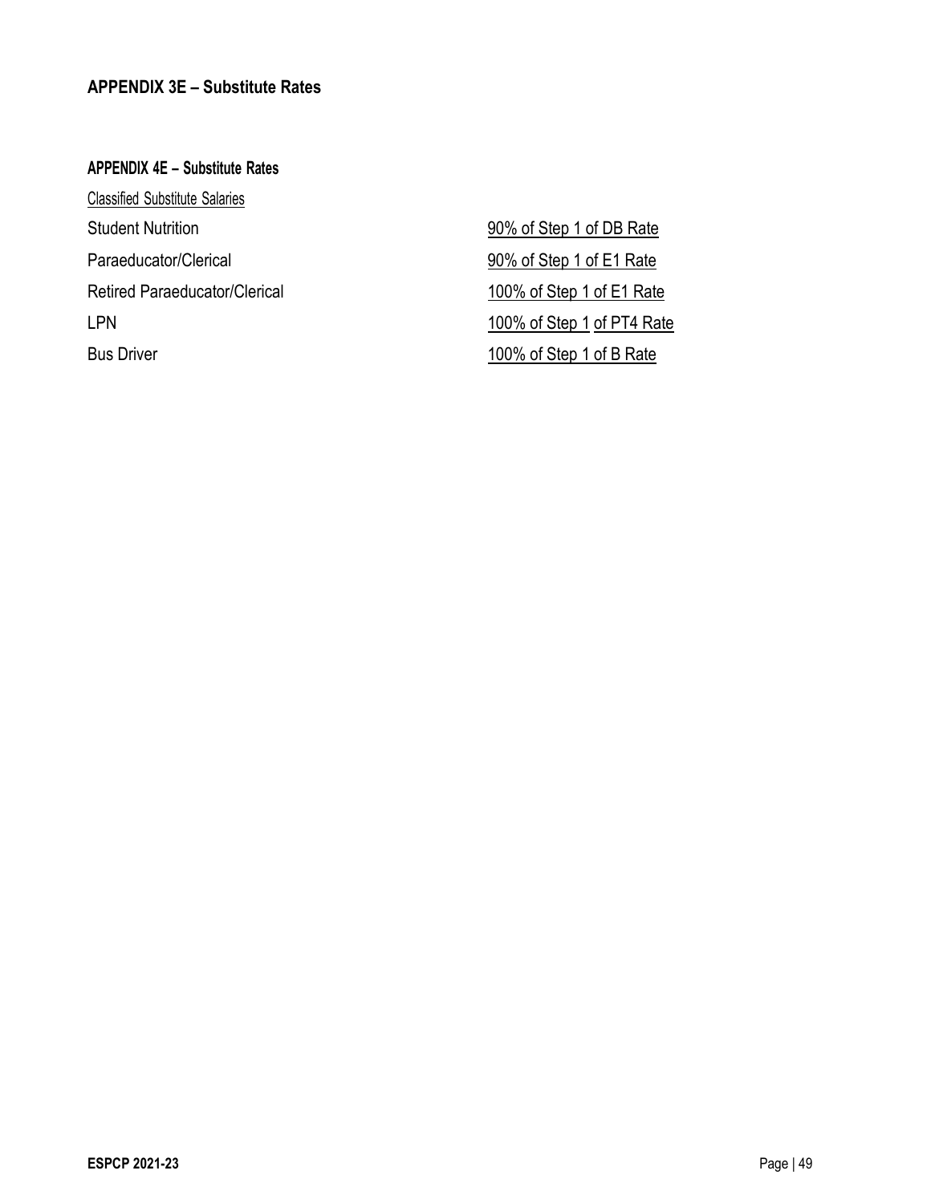## APPENDIX 3E – Substitute Rates

### APPENDIX 4E – Substitute Rates

Classified Substitute Salaries

| | |
|---|---|
| Student Nutrition | 90% of Step 1 of DB Rate |
| Paraeducator/Clerical | 90% of Step 1 of E1 Rate |
| Retired Paraeducator/Clerical | 100% of Step 1 of E1 Rate |
| LPN | 100% of Step 1 of PT4 Rate |
| Bus Driver | 100% of Step 1 of B Rate |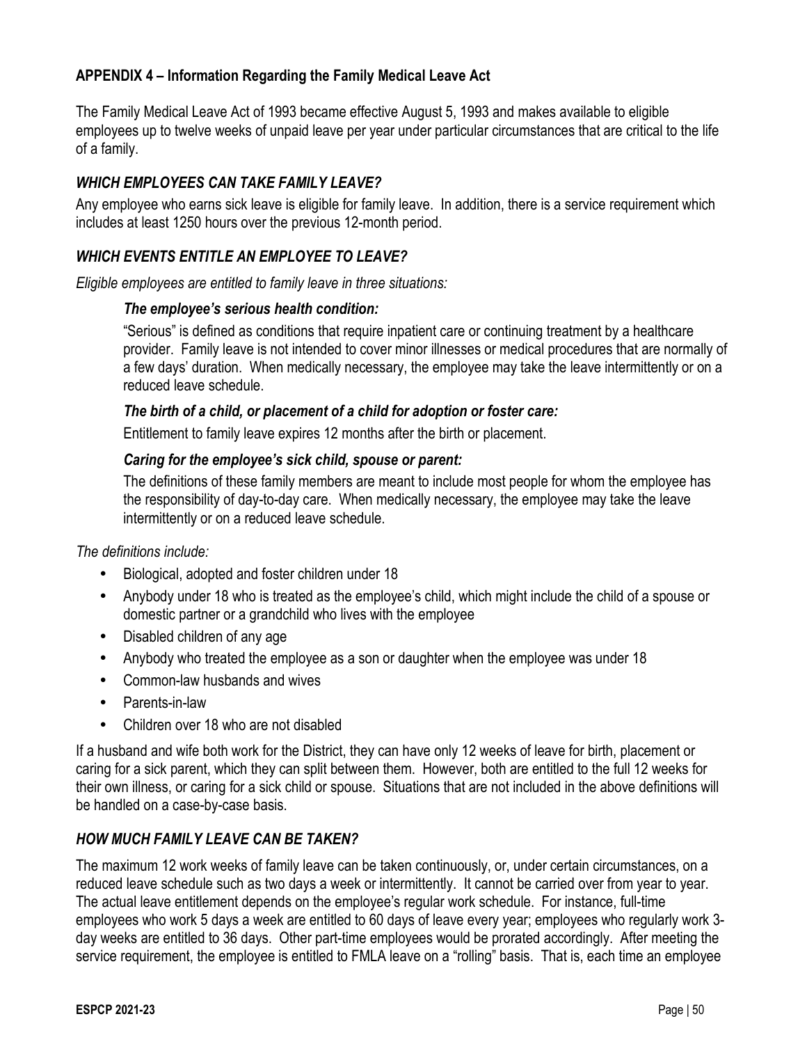## APPENDIX 4 – Information Regarding the Family Medical Leave Act

The Family Medical Leave Act of 1993 became effective August 5, 1993 and makes available to eligible employees up to twelve weeks of unpaid leave per year under particular circumstances that are critical to the life of a family.

### *WHICH EMPLOYEES CAN TAKE FAMILY LEAVE?*

Any employee who earns sick leave is eligible for family leave. In addition, there is a service requirement which includes at least 1250 hours over the previous 12-month period.

### *WHICH EVENTS ENTITLE AN EMPLOYEE TO LEAVE?*

*Eligible employees are entitled to family leave in three situations:*

> ***The employee's serious health condition:***
>
> "Serious" is defined as conditions that require inpatient care or continuing treatment by a healthcare provider. Family leave is not intended to cover minor illnesses or medical procedures that are normally of a few days' duration. When medically necessary, the employee may take the leave intermittently or on a reduced leave schedule.
>
> ***The birth of a child, or placement of a child for adoption or foster care:***
>
> Entitlement to family leave expires 12 months after the birth or placement.
>
> ***Caring for the employee's sick child, spouse or parent:***
>
> The definitions of these family members are meant to include most people for whom the employee has the responsibility of day-to-day care. When medically necessary, the employee may take the leave intermittently or on a reduced leave schedule.

*The definitions include:*

- Biological, adopted and foster children under 18
- Anybody under 18 who is treated as the employee's child, which might include the child of a spouse or domestic partner or a grandchild who lives with the employee
- Disabled children of any age
- Anybody who treated the employee as a son or daughter when the employee was under 18
- Common-law husbands and wives
- Parents-in-law
- Children over 18 who are not disabled

If a husband and wife both work for the District, they can have only 12 weeks of leave for birth, placement or caring for a sick parent, which they can split between them. However, both are entitled to the full 12 weeks for their own illness, or caring for a sick child or spouse. Situations that are not included in the above definitions will be handled on a case-by-case basis.

### *HOW MUCH FAMILY LEAVE CAN BE TAKEN?*

The maximum 12 work weeks of family leave can be taken continuously, or, under certain circumstances, on a reduced leave schedule such as two days a week or intermittently. It cannot be carried over from year to year. The actual leave entitlement depends on the employee's regular work schedule. For instance, full-time employees who work 5 days a week are entitled to 60 days of leave every year; employees who regularly work 3-day weeks are entitled to 36 days. Other part-time employees would be prorated accordingly. After meeting the service requirement, the employee is entitled to FMLA leave on a "rolling" basis. That is, each time an employee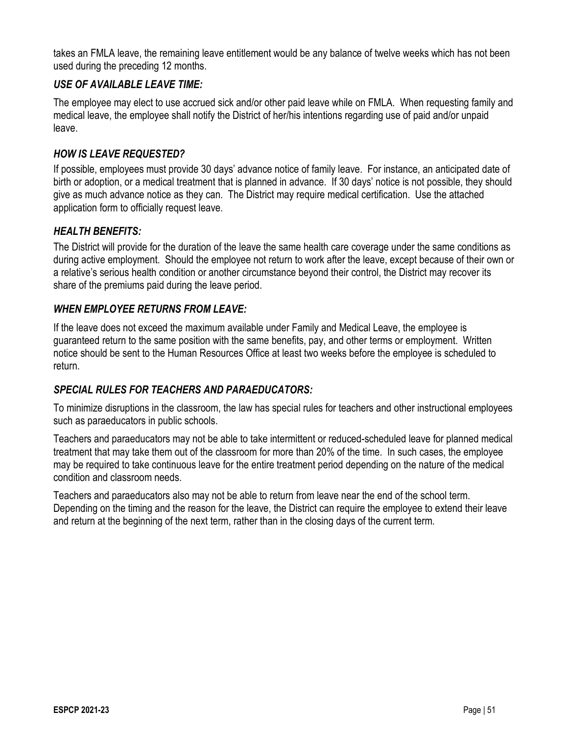takes an FMLA leave, the remaining leave entitlement would be any balance of twelve weeks which has not been used during the preceding 12 months.

### *USE OF AVAILABLE LEAVE TIME:*

The employee may elect to use accrued sick and/or other paid leave while on FMLA. When requesting family and medical leave, the employee shall notify the District of her/his intentions regarding use of paid and/or unpaid leave.

### *HOW IS LEAVE REQUESTED?*

If possible, employees must provide 30 days' advance notice of family leave. For instance, an anticipated date of birth or adoption, or a medical treatment that is planned in advance. If 30 days' notice is not possible, they should give as much advance notice as they can. The District may require medical certification. Use the attached application form to officially request leave.

### *HEALTH BENEFITS:*

The District will provide for the duration of the leave the same health care coverage under the same conditions as during active employment. Should the employee not return to work after the leave, except because of their own or a relative's serious health condition or another circumstance beyond their control, the District may recover its share of the premiums paid during the leave period.

### *WHEN EMPLOYEE RETURNS FROM LEAVE:*

If the leave does not exceed the maximum available under Family and Medical Leave, the employee is guaranteed return to the same position with the same benefits, pay, and other terms or employment. Written notice should be sent to the Human Resources Office at least two weeks before the employee is scheduled to return.

### *SPECIAL RULES FOR TEACHERS AND PARAEDUCATORS:*

To minimize disruptions in the classroom, the law has special rules for teachers and other instructional employees such as paraeducators in public schools.

Teachers and paraeducators may not be able to take intermittent or reduced-scheduled leave for planned medical treatment that may take them out of the classroom for more than 20% of the time. In such cases, the employee may be required to take continuous leave for the entire treatment period depending on the nature of the medical condition and classroom needs.

Teachers and paraeducators also may not be able to return from leave near the end of the school term. Depending on the timing and the reason for the leave, the District can require the employee to extend their leave and return at the beginning of the next term, rather than in the closing days of the current term.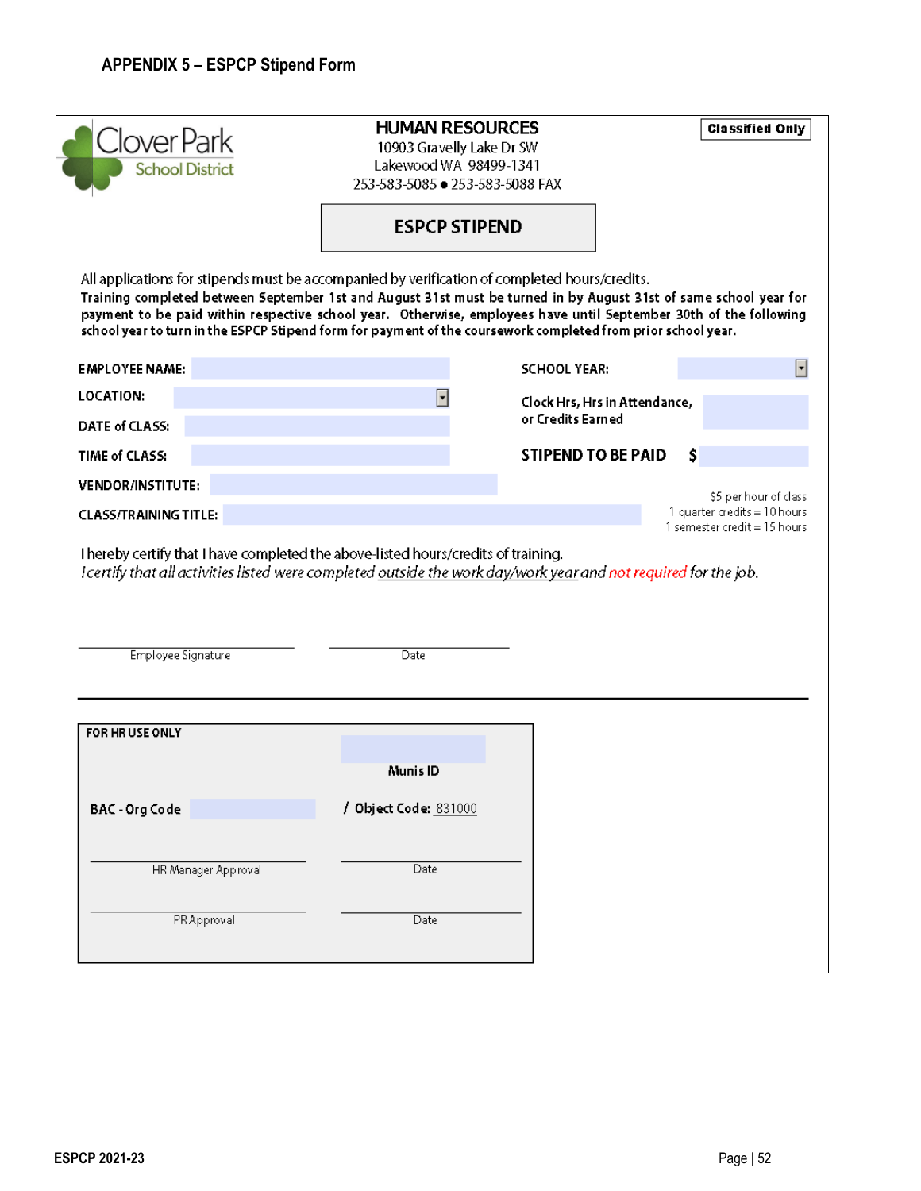## APPENDIX 5 – ESPCP Stipend Form

Clover Park School District

**HUMAN RESOURCES**
10903 Gravelly Lake Dr SW
Lakewood WA 98499-1341
253-583-5085 ● 253-583-5088 FAX

**Classified Only**

### ESPCP STIPEND

All applications for stipends must be accompanied by verification of completed hours/credits.
**Training completed between September 1st and August 31st must be turned in by August 31st of same school year for payment to be paid within respective school year. Otherwise, employees have until September 30th of the following school year to turn in the ESPCP Stipend form for payment of the coursework completed from prior school year.**

**EMPLOYEE NAME:**

**LOCATION:**

**DATE of CLASS:**

**TIME of CLASS:**

**VENDOR/INSTITUTE:**

**CLASS/TRAINING TITLE:**

**SCHOOL YEAR:**

**Clock Hrs, Hrs in Attendance, or Credits Earned**

**STIPEND TO BE PAID $**

$5 per hour of class
1 quarter credits = 10 hours
1 semester credit = 15 hours

I hereby certify that I have completed the above-listed hours/credits of training.
*I certify that all activities listed were completed outside the work day/work year and not required for the job.*

Employee Signature ____________________ Date ____________________

---

**FOR HR USE ONLY**

Munis ID

**BAC - Org Code** / **Object Code:** 831000

HR Manager Approval ____________________ Date ____________________

PR Approval ____________________ Date ____________________

ESPCP 2021-23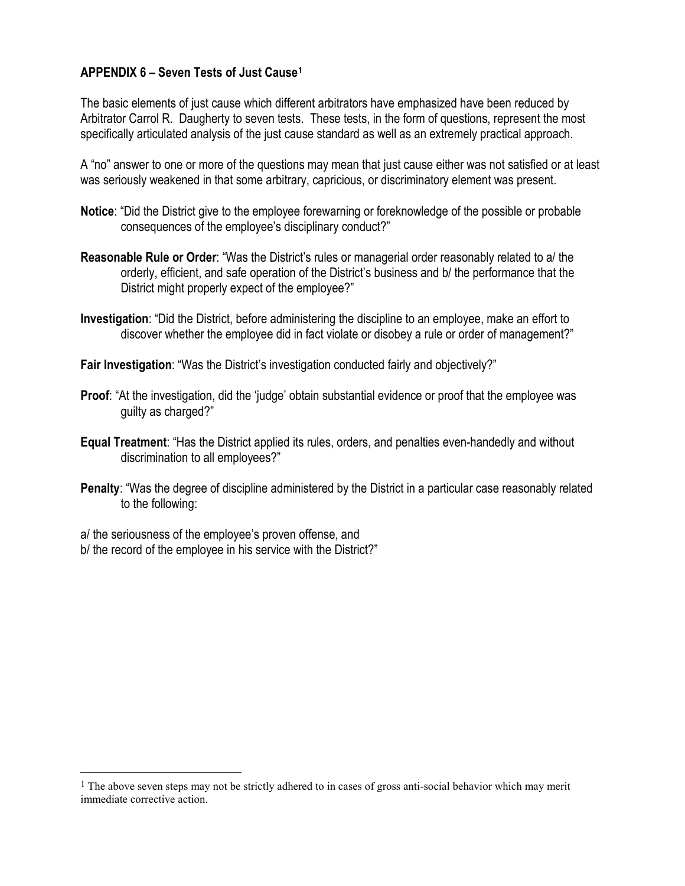**APPENDIX 6 – Seven Tests of Just Cause**[1]

The basic elements of just cause which different arbitrators have emphasized have been reduced by Arbitrator Carrol R. Daugherty to seven tests. These tests, in the form of questions, represent the most specifically articulated analysis of the just cause standard as well as an extremely practical approach.

A "no" answer to one or more of the questions may mean that just cause either was not satisfied or at least was seriously weakened in that some arbitrary, capricious, or discriminatory element was present.

**Notice**: "Did the District give to the employee forewarning or foreknowledge of the possible or probable consequences of the employee's disciplinary conduct?"

**Reasonable Rule or Order**: "Was the District's rules or managerial order reasonably related to a/ the orderly, efficient, and safe operation of the District's business and b/ the performance that the District might properly expect of the employee?"

**Investigation**: "Did the District, before administering the discipline to an employee, make an effort to discover whether the employee did in fact violate or disobey a rule or order of management?"

**Fair Investigation**: "Was the District's investigation conducted fairly and objectively?"

**Proof**: "At the investigation, did the 'judge' obtain substantial evidence or proof that the employee was guilty as charged?"

**Equal Treatment**: "Has the District applied its rules, orders, and penalties even-handedly and without discrimination to all employees?"

**Penalty**: "Was the degree of discipline administered by the District in a particular case reasonably related to the following:

a/ the seriousness of the employee's proven offense, and
b/ the record of the employee in his service with the District?"

---

[1] The above seven steps may not be strictly adhered to in cases of gross anti-social behavior which may merit immediate corrective action.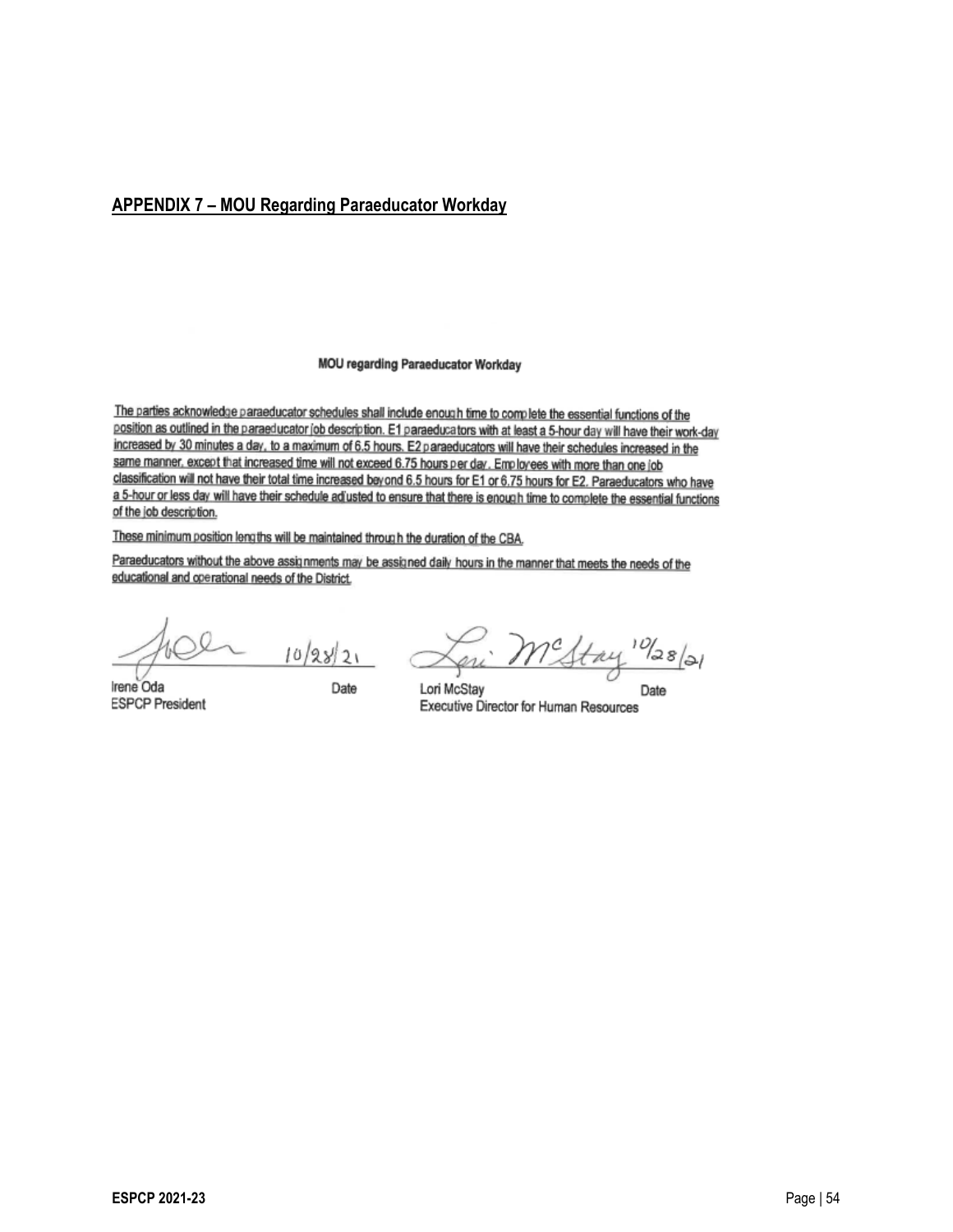## APPENDIX 7 – MOU Regarding Paraeducator Workday

**MOU regarding Paraeducator Workday**

The parties acknowledge paraeducator schedules shall include enough time to complete the essential functions of the position as outlined in the paraeducator job description. E1 paraeducators with at least a 5-hour day will have their work-day increased by 30 minutes a day, to a maximum of 6.5 hours. E2 paraeducators will have their schedules increased in the same manner, except that increased time will not exceed 6.75 hours per day. Employees with more than one job classification will not have their total time increased beyond 6.5 hours for E1 or 6.75 hours for E2. Paraeducators who have a 5-hour or less day will have their schedule adjusted to ensure that there is enough time to complete the essential functions of the job description.

These minimum position lengths will be maintained through the duration of the CBA.

Paraeducators without the above assignments may be assigned daily hours in the manner that meets the needs of the educational and operational needs of the District.

10/28/21

Irene Oda
ESPCP President

Date

10/28/21

Lori McStay
Executive Director for Human Resources

Date